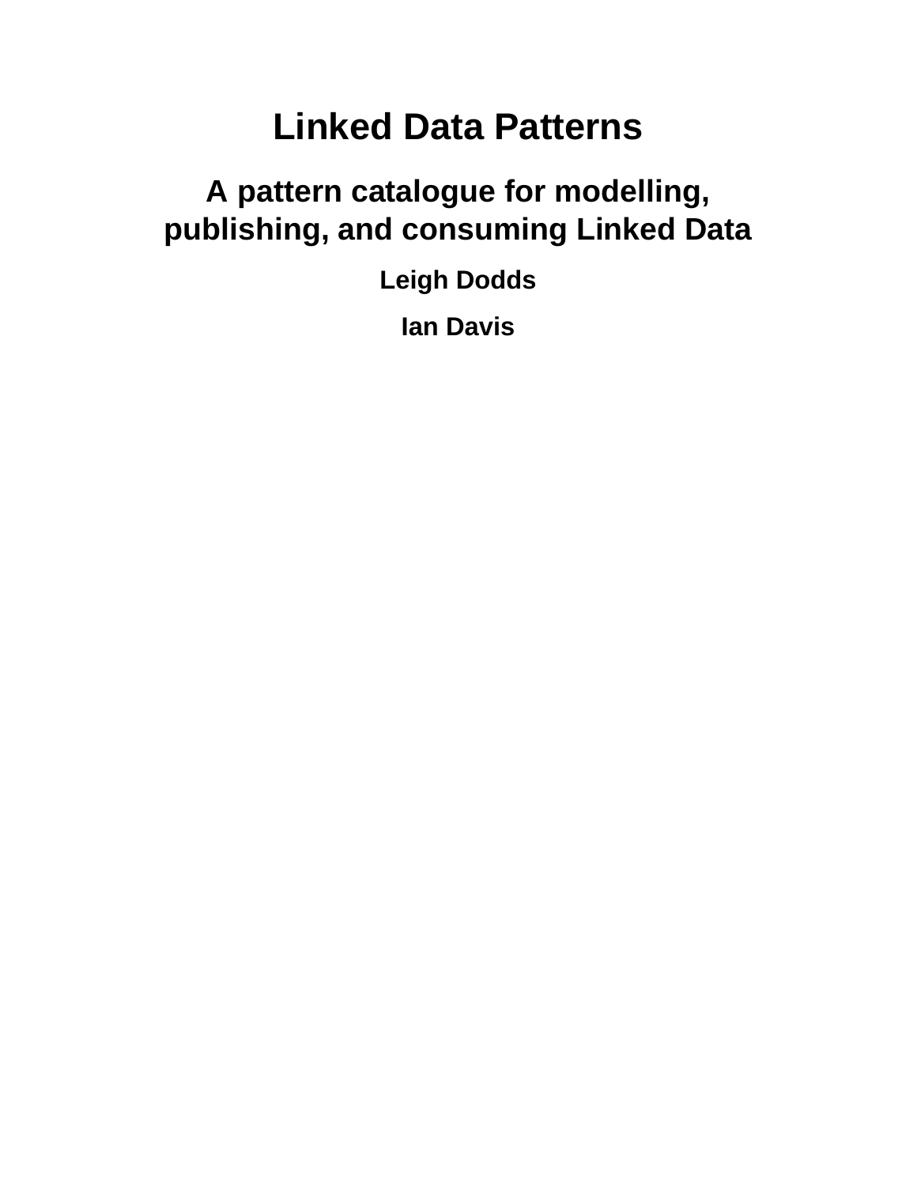# Linked Data Patterns

## A pattern catalogue for modelling, publishing, and consuming Linked Data

**Leigh Dodds**

**Ian Davis**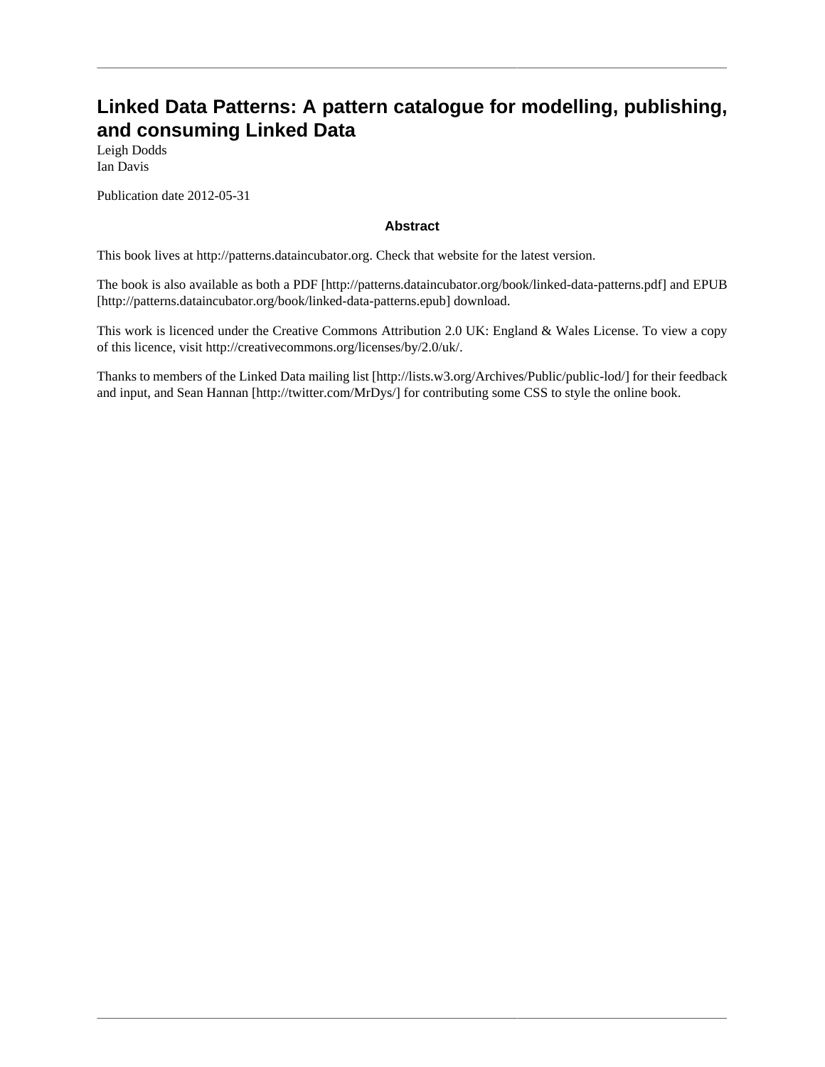# Linked Data Patterns: A pattern catalogue for modelling, publishing, and consuming Linked Data

Leigh Dodds
Ian Davis

Publication date 2012-05-31

### Abstract

This book lives at http://patterns.dataincubator.org. Check that website for the latest version.

The book is also available as both a PDF [http://patterns.dataincubator.org/book/linked-data-patterns.pdf] and EPUB [http://patterns.dataincubator.org/book/linked-data-patterns.epub] download.

This work is licenced under the Creative Commons Attribution 2.0 UK: England & Wales License. To view a copy of this licence, visit http://creativecommons.org/licenses/by/2.0/uk/.

Thanks to members of the Linked Data mailing list [http://lists.w3.org/Archives/Public/public-lod/] for their feedback and input, and Sean Hannan [http://twitter.com/MrDys/] for contributing some CSS to style the online book.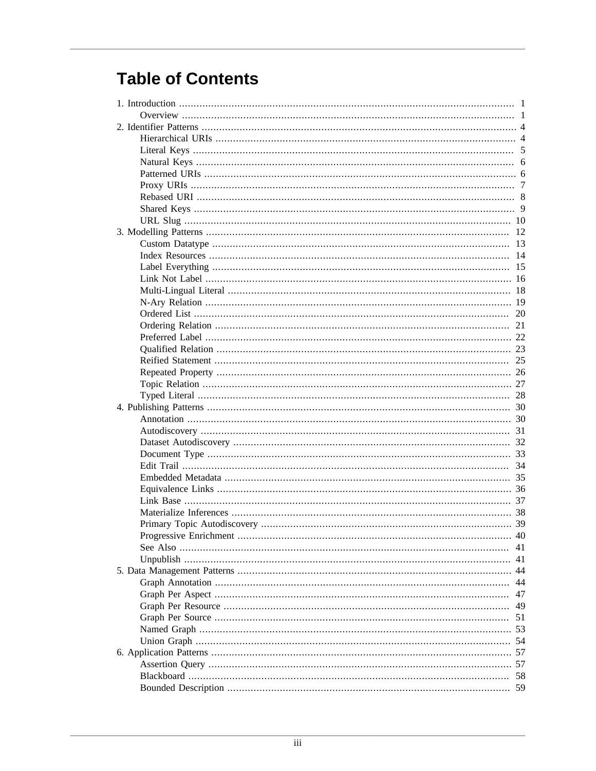# Table of Contents

1. Introduction ..... 1
    - Overview ..... 1
2. Identifier Patterns ..... 4
    - Hierarchical URIs ..... 4
    - Literal Keys ..... 5
    - Natural Keys ..... 6
    - Patterned URIs ..... 6
    - Proxy URIs ..... 7
    - Rebased URI ..... 8
    - Shared Keys ..... 9
    - URL Slug ..... 10
3. Modelling Patterns ..... 12
    - Custom Datatype ..... 13
    - Index Resources ..... 14
    - Label Everything ..... 15
    - Link Not Label ..... 16
    - Multi-Lingual Literal ..... 18
    - N-Ary Relation ..... 19
    - Ordered List ..... 20
    - Ordering Relation ..... 21
    - Preferred Label ..... 22
    - Qualified Relation ..... 23
    - Reified Statement ..... 25
    - Repeated Property ..... 26
    - Topic Relation ..... 27
    - Typed Literal ..... 28
4. Publishing Patterns ..... 30
    - Annotation ..... 30
    - Autodiscovery ..... 31
    - Dataset Autodiscovery ..... 32
    - Document Type ..... 33
    - Edit Trail ..... 34
    - Embedded Metadata ..... 35
    - Equivalence Links ..... 36
    - Link Base ..... 37
    - Materialize Inferences ..... 38
    - Primary Topic Autodiscovery ..... 39
    - Progressive Enrichment ..... 40
    - See Also ..... 41
    - Unpublish ..... 41
5. Data Management Patterns ..... 44
    - Graph Annotation ..... 44
    - Graph Per Aspect ..... 47
    - Graph Per Resource ..... 49
    - Graph Per Source ..... 51
    - Named Graph ..... 53
    - Union Graph ..... 54
6. Application Patterns ..... 57
    - Assertion Query ..... 57
    - Blackboard ..... 58
    - Bounded Description ..... 59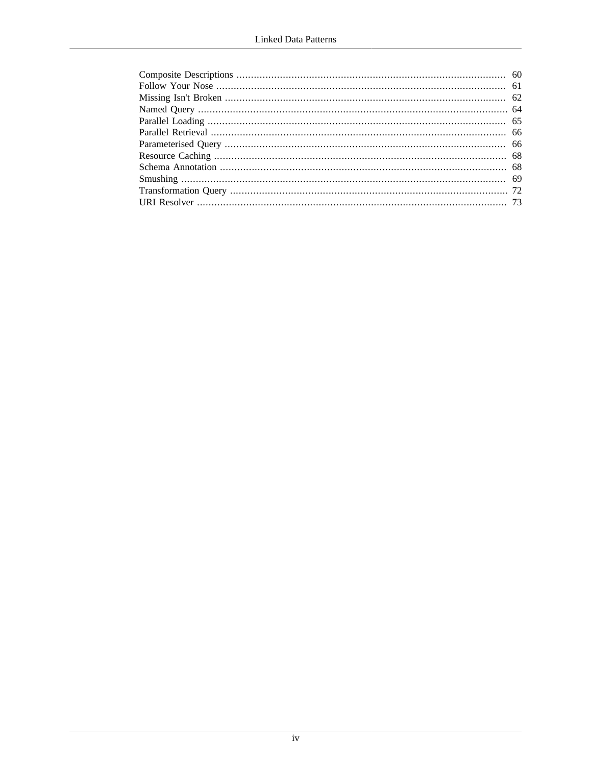Composite Descriptions ........................................................................................... 60
Follow Your Nose ................................................................................................. 61
Missing Isn't Broken .............................................................................................. 62
Named Query ........................................................................................................ 64
Parallel Loading .................................................................................................... 65
Parallel Retrieval ................................................................................................... 66
Parameterised Query .............................................................................................. 66
Resource Caching .................................................................................................. 68
Schema Annotation ................................................................................................ 68
Smushing ............................................................................................................. 69
Transformation Query ............................................................................................. 72
URI Resolver ........................................................................................................ 73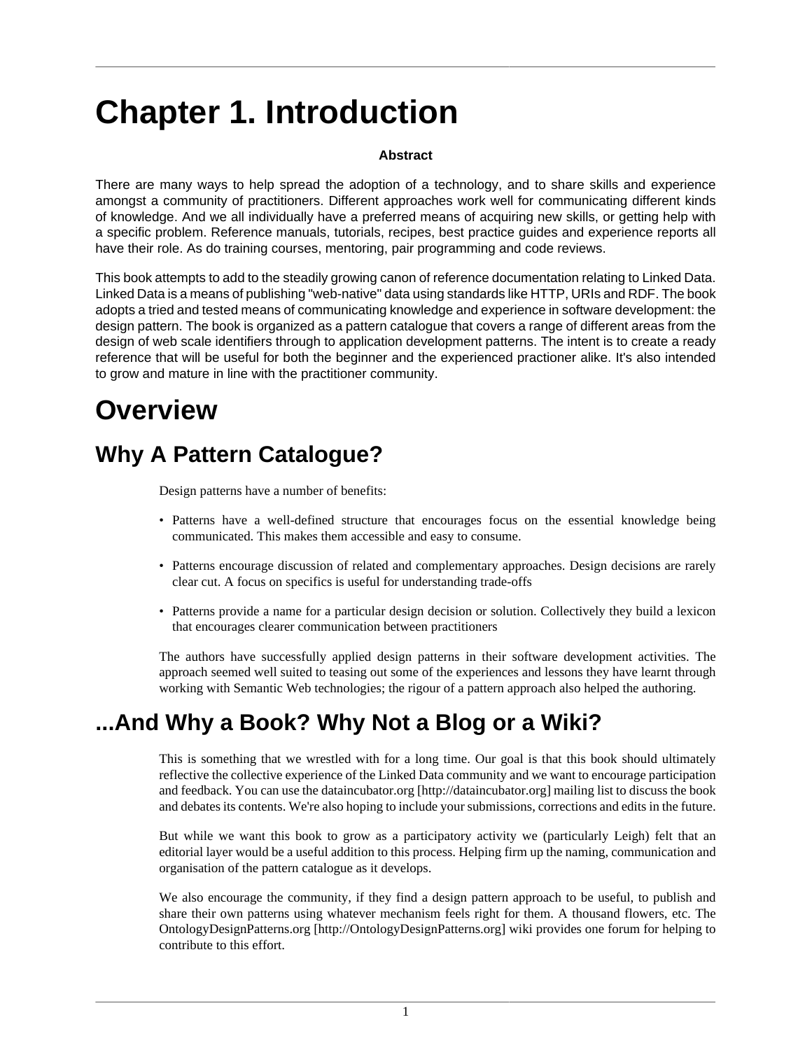# Chapter 1. Introduction

**Abstract**

There are many ways to help spread the adoption of a technology, and to share skills and experience amongst a community of practitioners. Different approaches work well for communicating different kinds of knowledge. And we all individually have a preferred means of acquiring new skills, or getting help with a specific problem. Reference manuals, tutorials, recipes, best practice guides and experience reports all have their role. As do training courses, mentoring, pair programming and code reviews.

This book attempts to add to the steadily growing canon of reference documentation relating to Linked Data. Linked Data is a means of publishing "web-native" data using standards like HTTP, URIs and RDF. The book adopts a tried and tested means of communicating knowledge and experience in software development: the design pattern. The book is organized as a pattern catalogue that covers a range of different areas from the design of web scale identifiers through to application development patterns. The intent is to create a ready reference that will be useful for both the beginner and the experienced practioner alike. It's also intended to grow and mature in line with the practitioner community.

# Overview

## Why A Pattern Catalogue?

Design patterns have a number of benefits:

- Patterns have a well-defined structure that encourages focus on the essential knowledge being communicated. This makes them accessible and easy to consume.
- Patterns encourage discussion of related and complementary approaches. Design decisions are rarely clear cut. A focus on specifics is useful for understanding trade-offs
- Patterns provide a name for a particular design decision or solution. Collectively they build a lexicon that encourages clearer communication between practitioners

The authors have successfully applied design patterns in their software development activities. The approach seemed well suited to teasing out some of the experiences and lessons they have learnt through working with Semantic Web technologies; the rigour of a pattern approach also helped the authoring.

## ...And Why a Book? Why Not a Blog or a Wiki?

This is something that we wrestled with for a long time. Our goal is that this book should ultimately reflective the collective experience of the Linked Data community and we want to encourage participation and feedback. You can use the dataincubator.org [http://dataincubator.org] mailing list to discuss the book and debates its contents. We're also hoping to include your submissions, corrections and edits in the future.

But while we want this book to grow as a participatory activity we (particularly Leigh) felt that an editorial layer would be a useful addition to this process. Helping firm up the naming, communication and organisation of the pattern catalogue as it develops.

We also encourage the community, if they find a design pattern approach to be useful, to publish and share their own patterns using whatever mechanism feels right for them. A thousand flowers, etc. The OntologyDesignPatterns.org [http://OntologyDesignPatterns.org] wiki provides one forum for helping to contribute to this effort.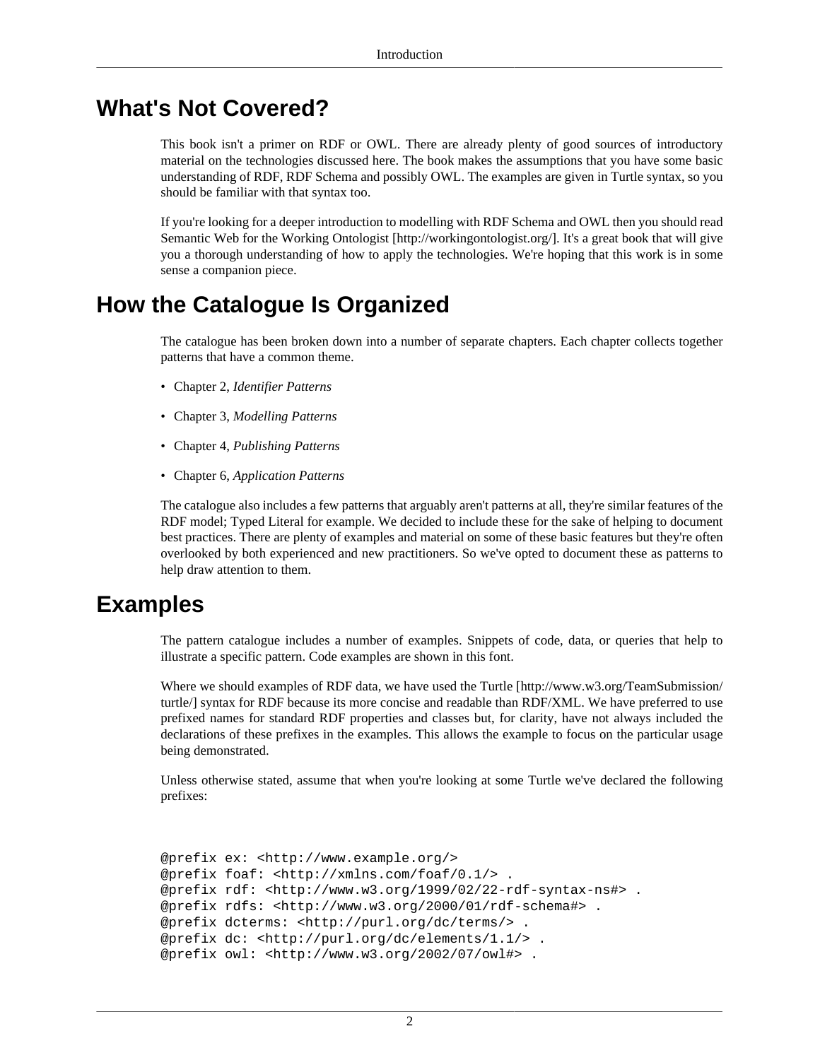## What's Not Covered?

This book isn't a primer on RDF or OWL. There are already plenty of good sources of introductory material on the technologies discussed here. The book makes the assumptions that you have some basic understanding of RDF, RDF Schema and possibly OWL. The examples are given in Turtle syntax, so you should be familiar with that syntax too.

If you're looking for a deeper introduction to modelling with RDF Schema and OWL then you should read Semantic Web for the Working Ontologist [http://workingontologist.org/]. It's a great book that will give you a thorough understanding of how to apply the technologies. We're hoping that this work is in some sense a companion piece.

## How the Catalogue Is Organized

The catalogue has been broken down into a number of separate chapters. Each chapter collects together patterns that have a common theme.

- Chapter 2, *Identifier Patterns*
- Chapter 3, *Modelling Patterns*
- Chapter 4, *Publishing Patterns*
- Chapter 6, *Application Patterns*

The catalogue also includes a few patterns that arguably aren't patterns at all, they're similar features of the RDF model; Typed Literal for example. We decided to include these for the sake of helping to document best practices. There are plenty of examples and material on some of these basic features but they're often overlooked by both experienced and new practitioners. So we've opted to document these as patterns to help draw attention to them.

## Examples

The pattern catalogue includes a number of examples. Snippets of code, data, or queries that help to illustrate a specific pattern. Code examples are shown in this font.

Where we should examples of RDF data, we have used the Turtle [http://www.w3.org/TeamSubmission/turtle/] syntax for RDF because its more concise and readable than RDF/XML. We have preferred to use prefixed names for standard RDF properties and classes but, for clarity, have not always included the declarations of these prefixes in the examples. This allows the example to focus on the particular usage being demonstrated.

Unless otherwise stated, assume that when you're looking at some Turtle we've declared the following prefixes:

```
@prefix ex: <http://www.example.org/>
@prefix foaf: <http://xmlns.com/foaf/0.1/> .
@prefix rdf: <http://www.w3.org/1999/02/22-rdf-syntax-ns#> .
@prefix rdfs: <http://www.w3.org/2000/01/rdf-schema#> .
@prefix dcterms: <http://purl.org/dc/terms/> .
@prefix dc: <http://purl.org/dc/elements/1.1/> .
@prefix owl: <http://www.w3.org/2002/07/owl#> .
```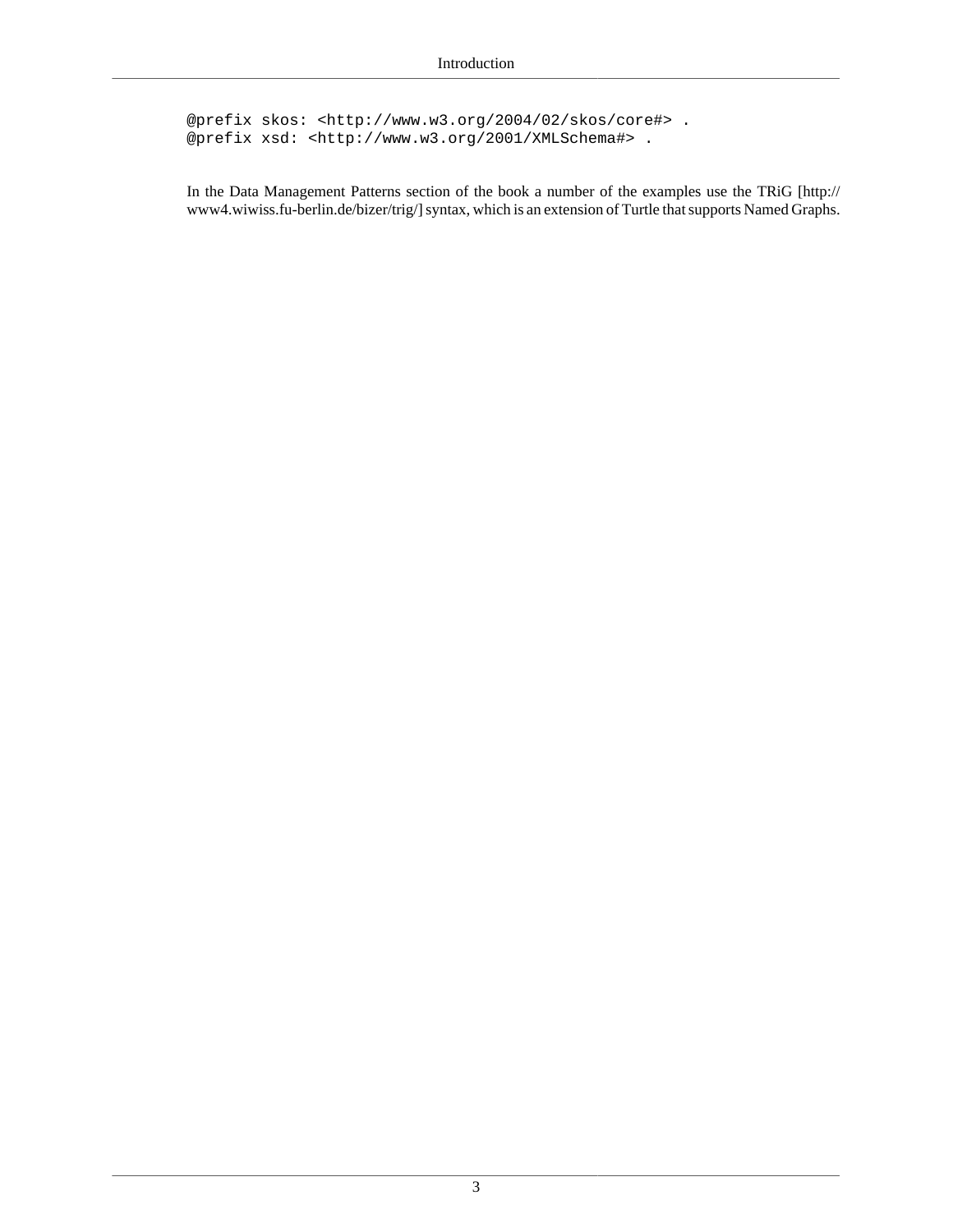```
@prefix skos: <http://www.w3.org/2004/02/skos/core#> .
@prefix xsd: <http://www.w3.org/2001/XMLSchema#> .
```

In the Data Management Patterns section of the book a number of the examples use the TRiG [http://www4.wiwiss.fu-berlin.de/bizer/trig/] syntax, which is an extension of Turtle that supports Named Graphs.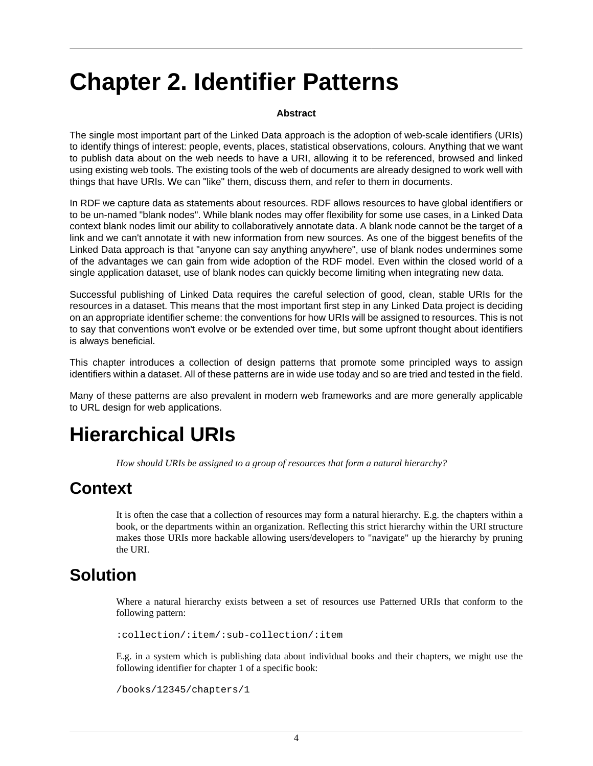# Chapter 2. Identifier Patterns

**Abstract**

The single most important part of the Linked Data approach is the adoption of web-scale identifiers (URIs) to identify things of interest: people, events, places, statistical observations, colours. Anything that we want to publish data about on the web needs to have a URI, allowing it to be referenced, browsed and linked using existing web tools. The existing tools of the web of documents are already designed to work well with things that have URIs. We can "like" them, discuss them, and refer to them in documents.

In RDF we capture data as statements about resources. RDF allows resources to have global identifiers or to be un-named "blank nodes". While blank nodes may offer flexibility for some use cases, in a Linked Data context blank nodes limit our ability to collaboratively annotate data. A blank node cannot be the target of a link and we can't annotate it with new information from new sources. As one of the biggest benefits of the Linked Data approach is that "anyone can say anything anywhere", use of blank nodes undermines some of the advantages we can gain from wide adoption of the RDF model. Even within the closed world of a single application dataset, use of blank nodes can quickly become limiting when integrating new data.

Successful publishing of Linked Data requires the careful selection of good, clean, stable URIs for the resources in a dataset. This means that the most important first step in any Linked Data project is deciding on an appropriate identifier scheme: the conventions for how URIs will be assigned to resources. This is not to say that conventions won't evolve or be extended over time, but some upfront thought about identifiers is always beneficial.

This chapter introduces a collection of design patterns that promote some principled ways to assign identifiers within a dataset. All of these patterns are in wide use today and so are tried and tested in the field.

Many of these patterns are also prevalent in modern web frameworks and are more generally applicable to URL design for web applications.

# Hierarchical URIs

*How should URIs be assigned to a group of resources that form a natural hierarchy?*

## Context

It is often the case that a collection of resources may form a natural hierarchy. E.g. the chapters within a book, or the departments within an organization. Reflecting this strict hierarchy within the URI structure makes those URIs more hackable allowing users/developers to "navigate" up the hierarchy by pruning the URI.

## Solution

Where a natural hierarchy exists between a set of resources use Patterned URIs that conform to the following pattern:

```
:collection/:item/:sub-collection/:item
```

E.g. in a system which is publishing data about individual books and their chapters, we might use the following identifier for chapter 1 of a specific book:

```
/books/12345/chapters/1
```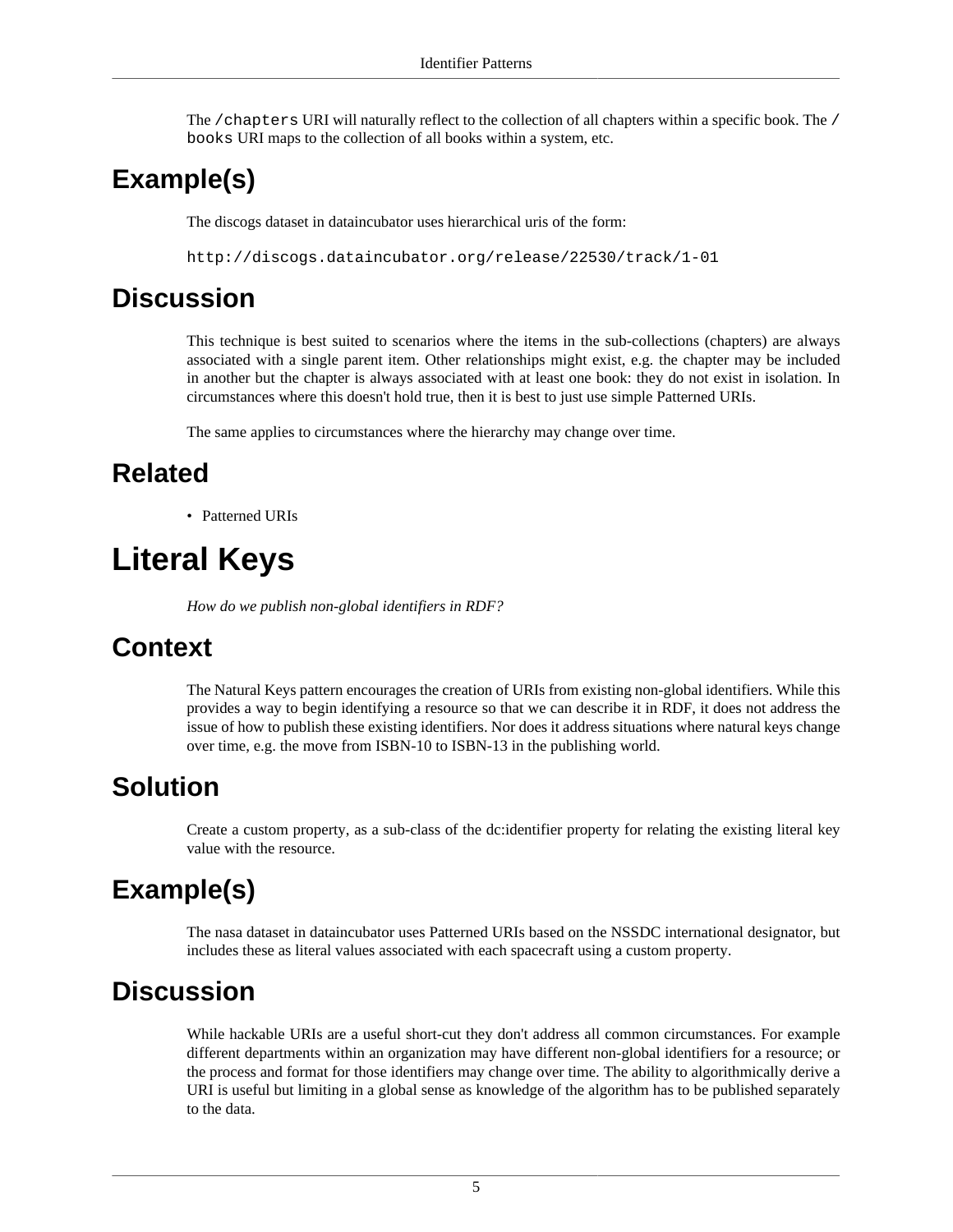The `/chapters` URI will naturally reflect to the collection of all chapters within a specific book. The `/books` URI maps to the collection of all books within a system, etc.

## Example(s)

The discogs dataset in dataincubator uses hierarchical uris of the form:

```
http://discogs.dataincubator.org/release/22530/track/1-01
```

## Discussion

This technique is best suited to scenarios where the items in the sub-collections (chapters) are always associated with a single parent item. Other relationships might exist, e.g. the chapter may be included in another but the chapter is always associated with at least one book: they do not exist in isolation. In circumstances where this doesn't hold true, then it is best to just use simple Patterned URIs.

The same applies to circumstances where the hierarchy may change over time.

## Related

- Patterned URIs

# Literal Keys

*How do we publish non-global identifiers in RDF?*

## Context

The Natural Keys pattern encourages the creation of URIs from existing non-global identifiers. While this provides a way to begin identifying a resource so that we can describe it in RDF, it does not address the issue of how to publish these existing identifiers. Nor does it address situations where natural keys change over time, e.g. the move from ISBN-10 to ISBN-13 in the publishing world.

## Solution

Create a custom property, as a sub-class of the dc:identifier property for relating the existing literal key value with the resource.

## Example(s)

The nasa dataset in dataincubator uses Patterned URIs based on the NSSDC international designator, but includes these as literal values associated with each spacecraft using a custom property.

## Discussion

While hackable URIs are a useful short-cut they don't address all common circumstances. For example different departments within an organization may have different non-global identifiers for a resource; or the process and format for those identifiers may change over time. The ability to algorithmically derive a URI is useful but limiting in a global sense as knowledge of the algorithm has to be published separately to the data.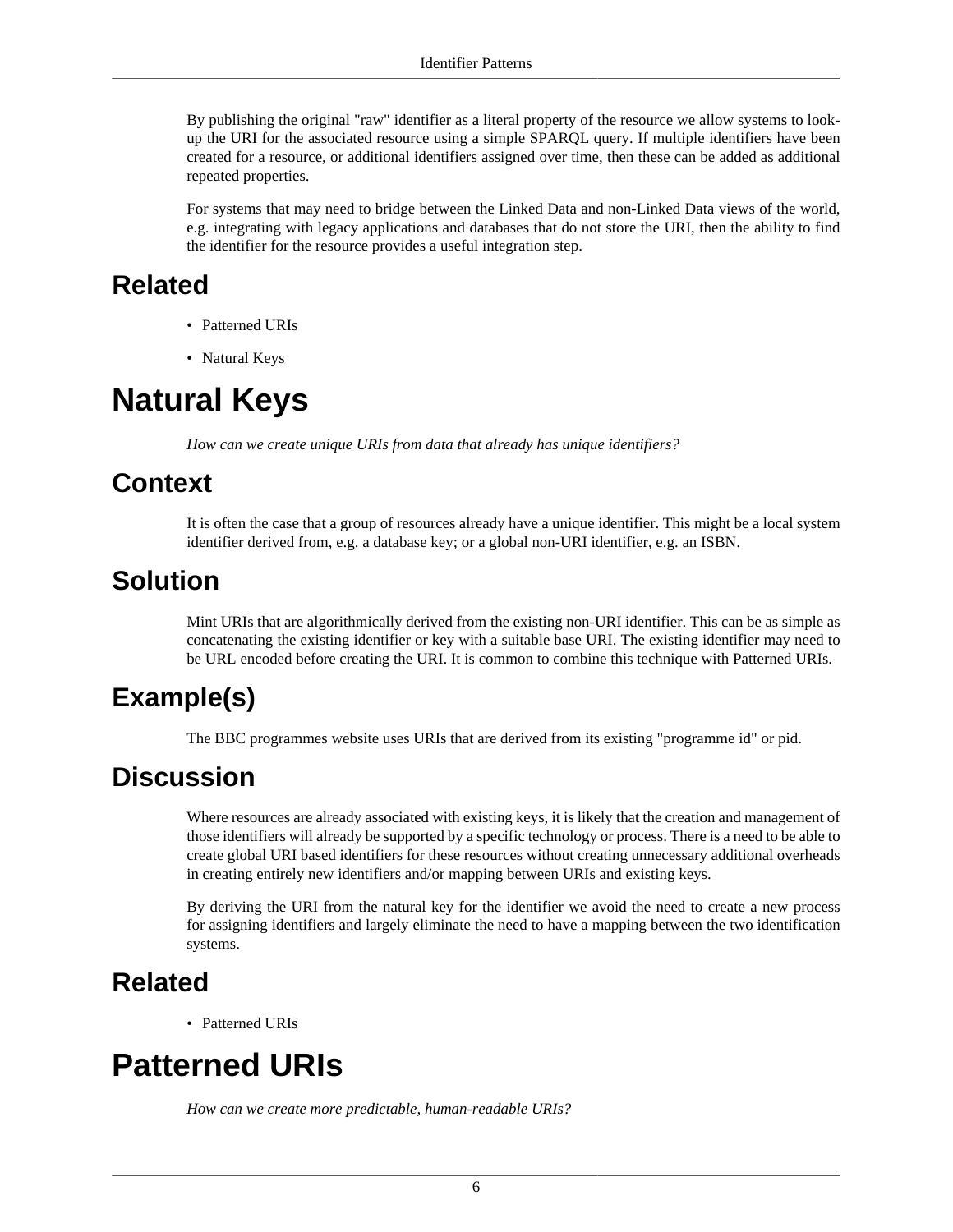By publishing the original "raw" identifier as a literal property of the resource we allow systems to look-up the URI for the associated resource using a simple SPARQL query. If multiple identifiers have been created for a resource, or additional identifiers assigned over time, then these can be added as additional repeated properties.

For systems that may need to bridge between the Linked Data and non-Linked Data views of the world, e.g. integrating with legacy applications and databases that do not store the URI, then the ability to find the identifier for the resource provides a useful integration step.

## Related

- Patterned URIs
- Natural Keys

# Natural Keys

*How can we create unique URIs from data that already has unique identifiers?*

## Context

It is often the case that a group of resources already have a unique identifier. This might be a local system identifier derived from, e.g. a database key; or a global non-URI identifier, e.g. an ISBN.

## Solution

Mint URIs that are algorithmically derived from the existing non-URI identifier. This can be as simple as concatenating the existing identifier or key with a suitable base URI. The existing identifier may need to be URL encoded before creating the URI. It is common to combine this technique with Patterned URIs.

## Example(s)

The BBC programmes website uses URIs that are derived from its existing "programme id" or pid.

## Discussion

Where resources are already associated with existing keys, it is likely that the creation and management of those identifiers will already be supported by a specific technology or process. There is a need to be able to create global URI based identifiers for these resources without creating unnecessary additional overheads in creating entirely new identifiers and/or mapping between URIs and existing keys.

By deriving the URI from the natural key for the identifier we avoid the need to create a new process for assigning identifiers and largely eliminate the need to have a mapping between the two identification systems.

## Related

- Patterned URIs

# Patterned URIs

*How can we create more predictable, human-readable URIs?*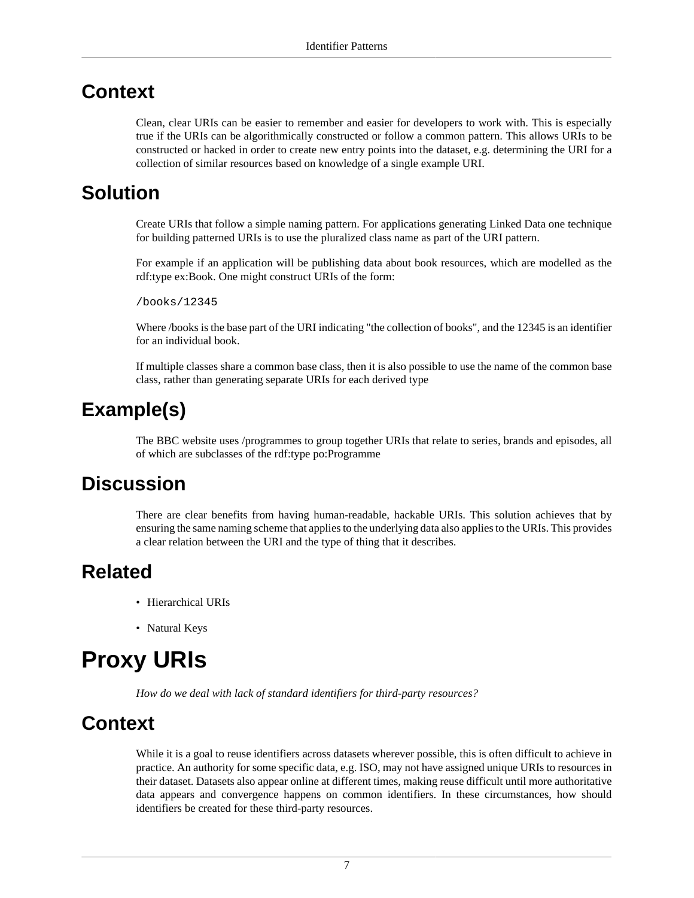## Context

Clean, clear URIs can be easier to remember and easier for developers to work with. This is especially true if the URIs can be algorithmically constructed or follow a common pattern. This allows URIs to be constructed or hacked in order to create new entry points into the dataset, e.g. determining the URI for a collection of similar resources based on knowledge of a single example URI.

## Solution

Create URIs that follow a simple naming pattern. For applications generating Linked Data one technique for building patterned URIs is to use the pluralized class name as part of the URI pattern.

For example if an application will be publishing data about book resources, which are modelled as the rdf:type ex:Book. One might construct URIs of the form:

```
/books/12345
```

Where /books is the base part of the URI indicating "the collection of books", and the 12345 is an identifier for an individual book.

If multiple classes share a common base class, then it is also possible to use the name of the common base class, rather than generating separate URIs for each derived type

## Example(s)

The BBC website uses /programmes to group together URIs that relate to series, brands and episodes, all of which are subclasses of the rdf:type po:Programme

## Discussion

There are clear benefits from having human-readable, hackable URIs. This solution achieves that by ensuring the same naming scheme that applies to the underlying data also applies to the URIs. This provides a clear relation between the URI and the type of thing that it describes.

## Related

- Hierarchical URIs
- Natural Keys

# Proxy URIs

*How do we deal with lack of standard identifiers for third-party resources?*

## Context

While it is a goal to reuse identifiers across datasets wherever possible, this is often difficult to achieve in practice. An authority for some specific data, e.g. ISO, may not have assigned unique URIs to resources in their dataset. Datasets also appear online at different times, making reuse difficult until more authoritative data appears and convergence happens on common identifiers. In these circumstances, how should identifiers be created for these third-party resources.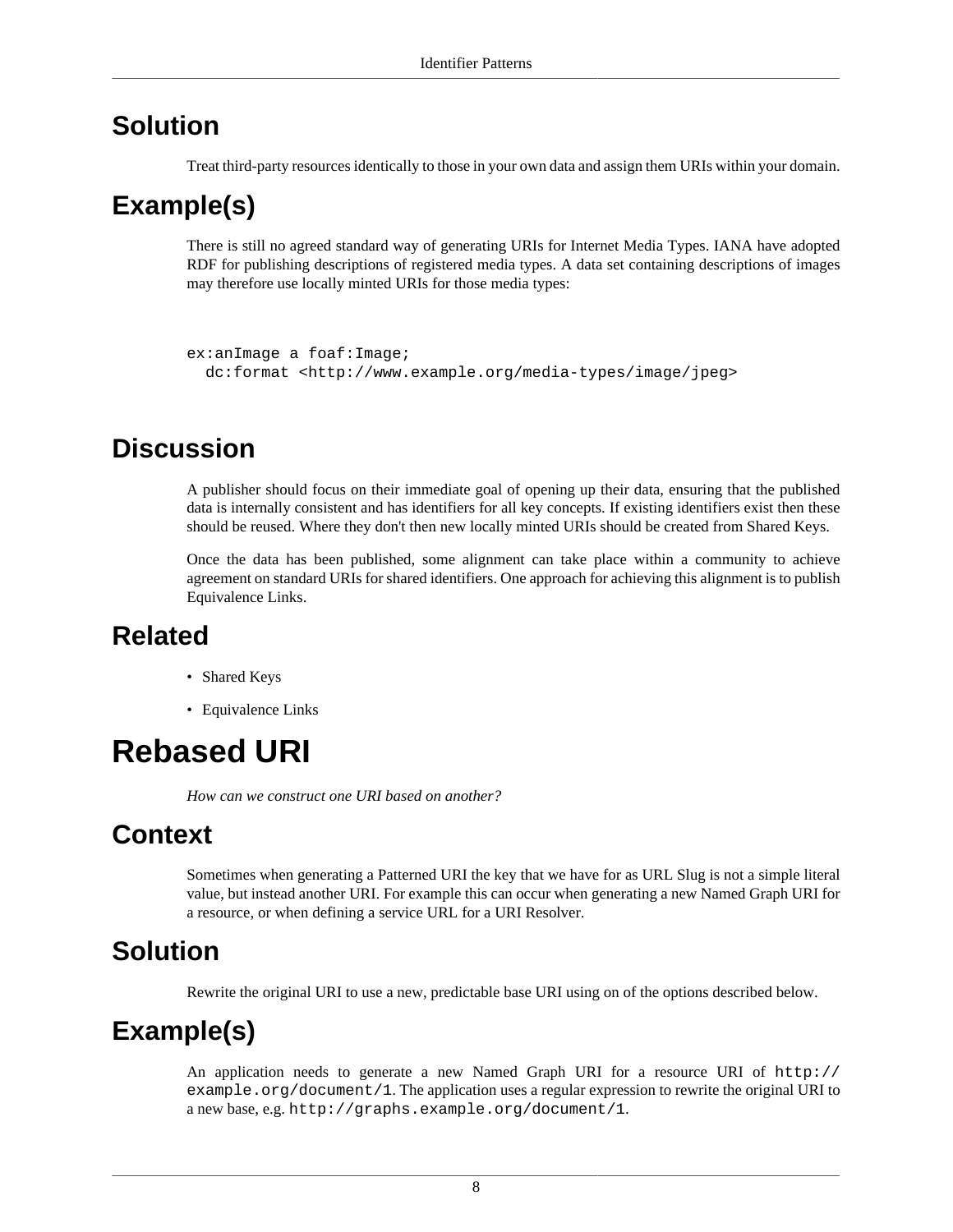## Solution

Treat third-party resources identically to those in your own data and assign them URIs within your domain.

## Example(s)

There is still no agreed standard way of generating URIs for Internet Media Types. IANA have adopted RDF for publishing descriptions of registered media types. A data set containing descriptions of images may therefore use locally minted URIs for those media types:

```
ex:anImage a foaf:Image;
  dc:format <http://www.example.org/media-types/image/jpeg>
```

## Discussion

A publisher should focus on their immediate goal of opening up their data, ensuring that the published data is internally consistent and has identifiers for all key concepts. If existing identifiers exist then these should be reused. Where they don't then new locally minted URIs should be created from Shared Keys.

Once the data has been published, some alignment can take place within a community to achieve agreement on standard URIs for shared identifiers. One approach for achieving this alignment is to publish Equivalence Links.

## Related

- Shared Keys
- Equivalence Links

# Rebased URI

*How can we construct one URI based on another?*

## Context

Sometimes when generating a Patterned URI the key that we have for as URL Slug is not a simple literal value, but instead another URI. For example this can occur when generating a new Named Graph URI for a resource, or when defining a service URL for a URI Resolver.

## Solution

Rewrite the original URI to use a new, predictable base URI using on of the options described below.

## Example(s)

An application needs to generate a new Named Graph URI for a resource URI of `http://example.org/document/1`. The application uses a regular expression to rewrite the original URI to a new base, e.g. `http://graphs.example.org/document/1`.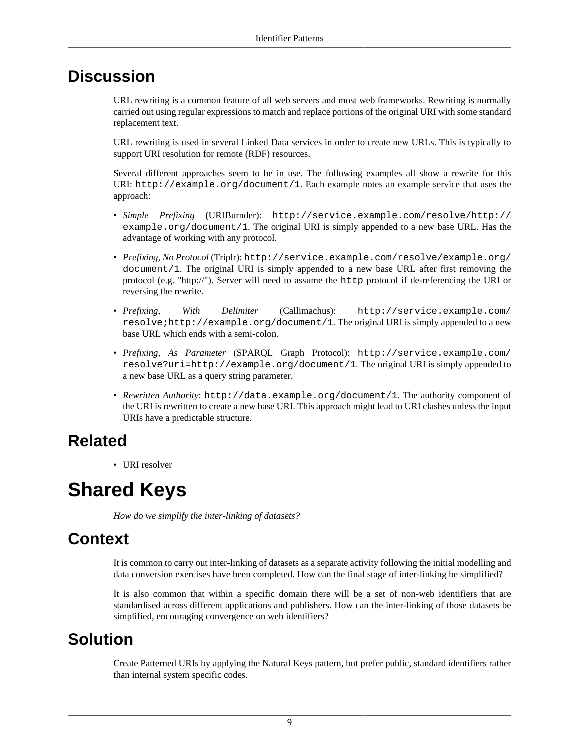## Discussion

URL rewriting is a common feature of all web servers and most web frameworks. Rewriting is normally carried out using regular expressions to match and replace portions of the original URI with some standard replacement text.

URL rewriting is used in several Linked Data services in order to create new URLs. This is typically to support URI resolution for remote (RDF) resources.

Several different approaches seem to be in use. The following examples all show a rewrite for this URI: `http://example.org/document/1`. Each example notes an example service that uses the approach:

- *Simple Prefixing* (URIBurnder): `http://service.example.com/resolve/http://example.org/document/1`. The original URI is simply appended to a new base URL. Has the advantage of working with any protocol.
- *Prefixing, No Protocol* (Triplr): `http://service.example.com/resolve/example.org/document/1`. The original URI is simply appended to a new base URL after first removing the protocol (e.g. "http://"). Server will need to assume the `http` protocol if de-referencing the URI or reversing the rewrite.
- *Prefixing, With Delimiter* (Callimachus): `http://service.example.com/resolve;http://example.org/document/1`. The original URI is simply appended to a new base URL which ends with a semi-colon.
- *Prefixing, As Parameter* (SPARQL Graph Protocol): `http://service.example.com/resolve?uri=http://example.org/document/1`. The original URI is simply appended to a new base URL as a query string parameter.
- *Rewritten Authority*: `http://data.example.org/document/1`. The authority component of the URI is rewritten to create a new base URI. This approach might lead to URI clashes unless the input URIs have a predictable structure.

## Related

- URI resolver

# Shared Keys

*How do we simplify the inter-linking of datasets?*

## Context

It is common to carry out inter-linking of datasets as a separate activity following the initial modelling and data conversion exercises have been completed. How can the final stage of inter-linking be simplified?

It is also common that within a specific domain there will be a set of non-web identifiers that are standardised across different applications and publishers. How can the inter-linking of those datasets be simplified, encouraging convergence on web identifiers?

## Solution

Create Patterned URIs by applying the Natural Keys pattern, but prefer public, standard identifiers rather than internal system specific codes.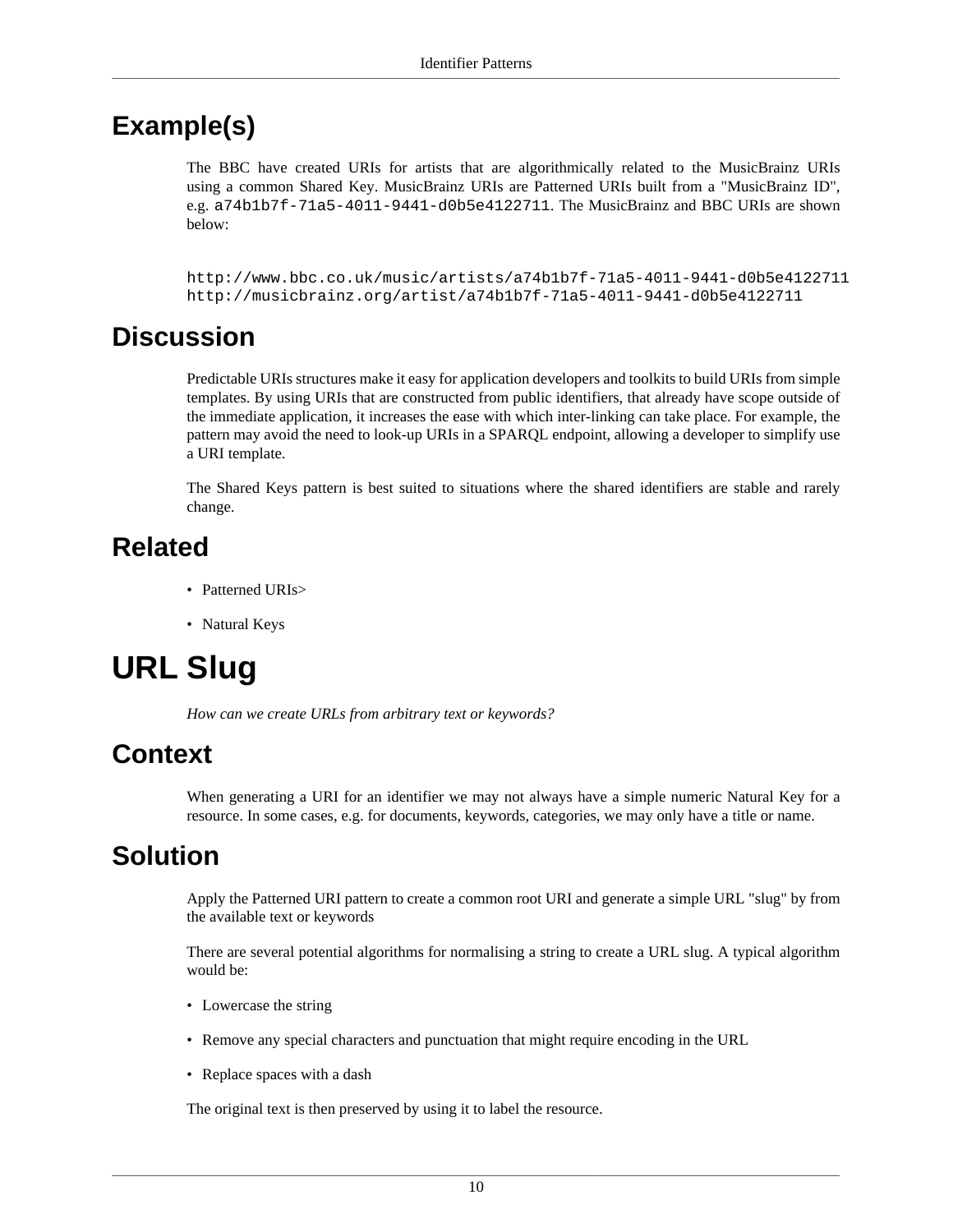## Example(s)

The BBC have created URIs for artists that are algorithmically related to the MusicBrainz URIs using a common Shared Key. MusicBrainz URIs are Patterned URIs built from a "MusicBrainz ID", e.g. `a74b1b7f-71a5-4011-9441-d0b5e4122711`. The MusicBrainz and BBC URIs are shown below:

```
http://www.bbc.co.uk/music/artists/a74b1b7f-71a5-4011-9441-d0b5e4122711
http://musicbrainz.org/artist/a74b1b7f-71a5-4011-9441-d0b5e4122711
```

## Discussion

Predictable URIs structures make it easy for application developers and toolkits to build URIs from simple templates. By using URIs that are constructed from public identifiers, that already have scope outside of the immediate application, it increases the ease with which inter-linking can take place. For example, the pattern may avoid the need to look-up URIs in a SPARQL endpoint, allowing a developer to simplify use a URI template.

The Shared Keys pattern is best suited to situations where the shared identifiers are stable and rarely change.

## Related

- Patterned URIs>
- Natural Keys

# URL Slug

*How can we create URLs from arbitrary text or keywords?*

## Context

When generating a URI for an identifier we may not always have a simple numeric Natural Key for a resource. In some cases, e.g. for documents, keywords, categories, we may only have a title or name.

## Solution

Apply the Patterned URI pattern to create a common root URI and generate a simple URL "slug" by from the available text or keywords

There are several potential algorithms for normalising a string to create a URL slug. A typical algorithm would be:

- Lowercase the string
- Remove any special characters and punctuation that might require encoding in the URL
- Replace spaces with a dash

The original text is then preserved by using it to label the resource.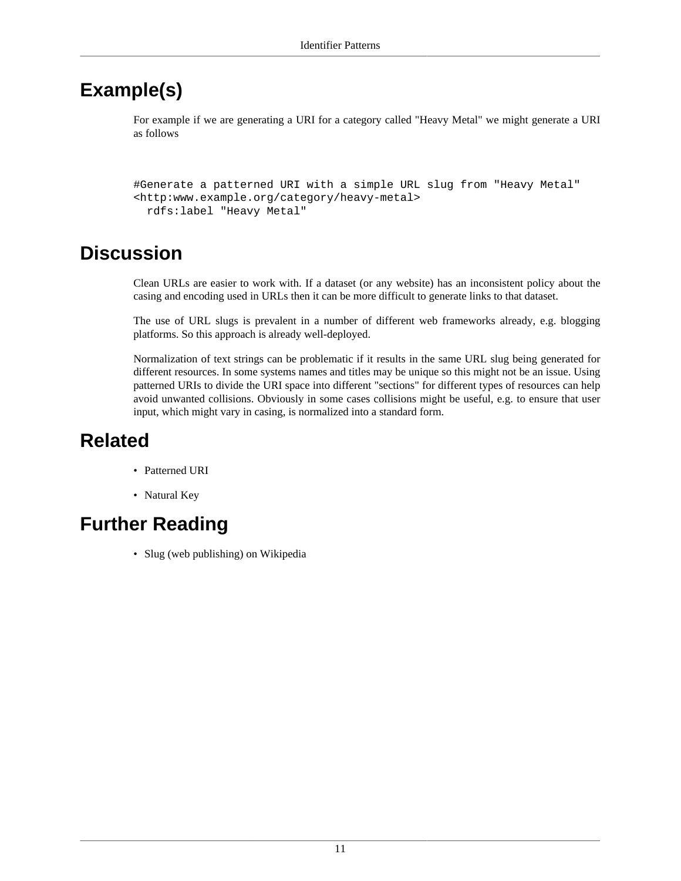## Example(s)

For example if we are generating a URI for a category called "Heavy Metal" we might generate a URI as follows

```
#Generate a patterned URI with a simple URL slug from "Heavy Metal"
<http:www.example.org/category/heavy-metal>
  rdfs:label "Heavy Metal"
```

## Discussion

Clean URLs are easier to work with. If a dataset (or any website) has an inconsistent policy about the casing and encoding used in URLs then it can be more difficult to generate links to that dataset.

The use of URL slugs is prevalent in a number of different web frameworks already, e.g. blogging platforms. So this approach is already well-deployed.

Normalization of text strings can be problematic if it results in the same URL slug being generated for different resources. In some systems names and titles may be unique so this might not be an issue. Using patterned URIs to divide the URI space into different "sections" for different types of resources can help avoid unwanted collisions. Obviously in some cases collisions might be useful, e.g. to ensure that user input, which might vary in casing, is normalized into a standard form.

## Related

- Patterned URI
- Natural Key

## Further Reading

- Slug (web publishing) on Wikipedia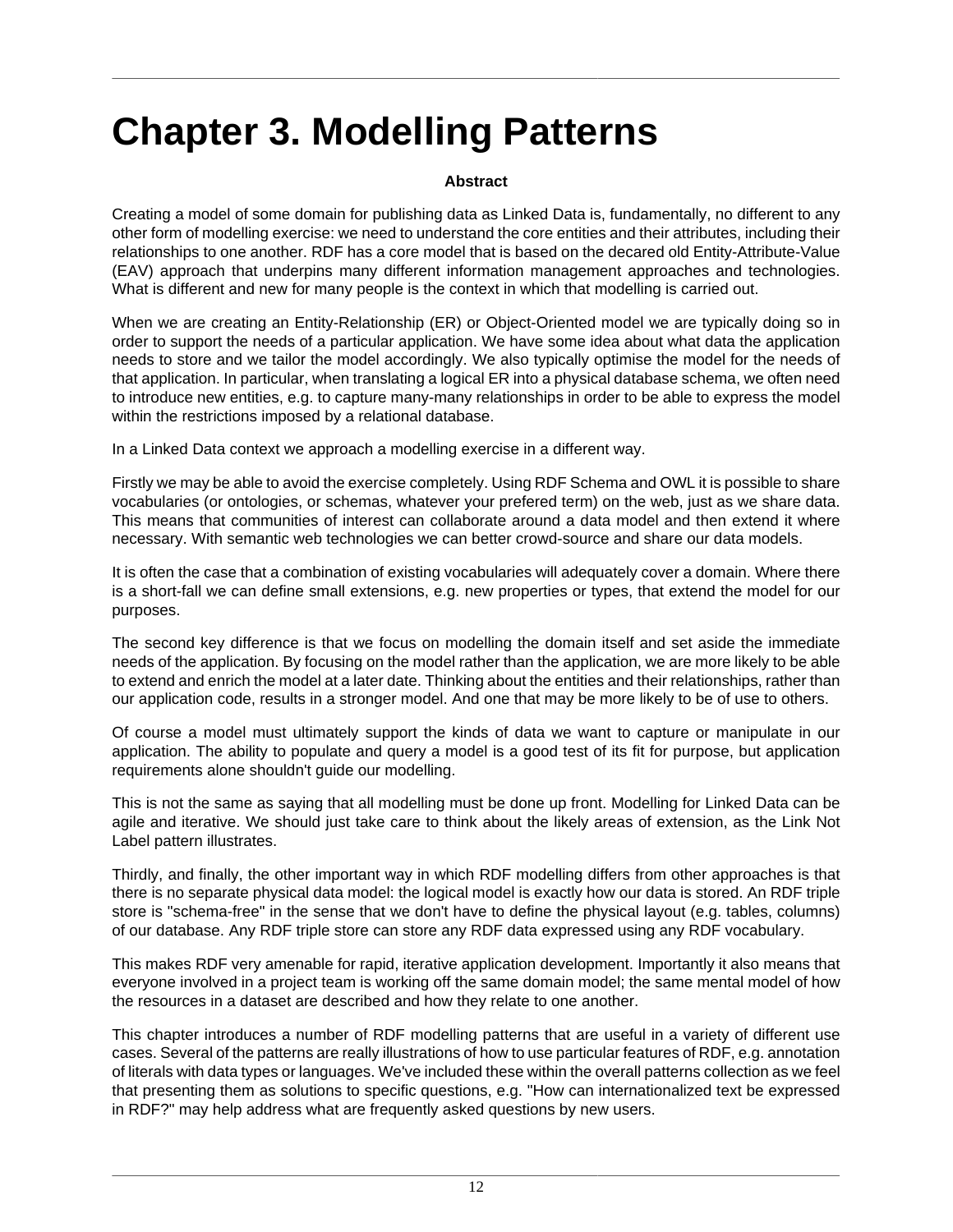# Chapter 3. Modelling Patterns

**Abstract**

Creating a model of some domain for publishing data as Linked Data is, fundamentally, no different to any other form of modelling exercise: we need to understand the core entities and their attributes, including their relationships to one another. RDF has a core model that is based on the decared old Entity-Attribute-Value (EAV) approach that underpins many different information management approaches and technologies. What is different and new for many people is the context in which that modelling is carried out.

When we are creating an Entity-Relationship (ER) or Object-Oriented model we are typically doing so in order to support the needs of a particular application. We have some idea about what data the application needs to store and we tailor the model accordingly. We also typically optimise the model for the needs of that application. In particular, when translating a logical ER into a physical database schema, we often need to introduce new entities, e.g. to capture many-many relationships in order to be able to express the model within the restrictions imposed by a relational database.

In a Linked Data context we approach a modelling exercise in a different way.

Firstly we may be able to avoid the exercise completely. Using RDF Schema and OWL it is possible to share vocabularies (or ontologies, or schemas, whatever your prefered term) on the web, just as we share data. This means that communities of interest can collaborate around a data model and then extend it where necessary. With semantic web technologies we can better crowd-source and share our data models.

It is often the case that a combination of existing vocabularies will adequately cover a domain. Where there is a short-fall we can define small extensions, e.g. new properties or types, that extend the model for our purposes.

The second key difference is that we focus on modelling the domain itself and set aside the immediate needs of the application. By focusing on the model rather than the application, we are more likely to be able to extend and enrich the model at a later date. Thinking about the entities and their relationships, rather than our application code, results in a stronger model. And one that may be more likely to be of use to others.

Of course a model must ultimately support the kinds of data we want to capture or manipulate in our application. The ability to populate and query a model is a good test of its fit for purpose, but application requirements alone shouldn't guide our modelling.

This is not the same as saying that all modelling must be done up front. Modelling for Linked Data can be agile and iterative. We should just take care to think about the likely areas of extension, as the Link Not Label pattern illustrates.

Thirdly, and finally, the other important way in which RDF modelling differs from other approaches is that there is no separate physical data model: the logical model is exactly how our data is stored. An RDF triple store is "schema-free" in the sense that we don't have to define the physical layout (e.g. tables, columns) of our database. Any RDF triple store can store any RDF data expressed using any RDF vocabulary.

This makes RDF very amenable for rapid, iterative application development. Importantly it also means that everyone involved in a project team is working off the same domain model; the same mental model of how the resources in a dataset are described and how they relate to one another.

This chapter introduces a number of RDF modelling patterns that are useful in a variety of different use cases. Several of the patterns are really illustrations of how to use particular features of RDF, e.g. annotation of literals with data types or languages. We've included these within the overall patterns collection as we feel that presenting them as solutions to specific questions, e.g. "How can internationalized text be expressed in RDF?" may help address what are frequently asked questions by new users.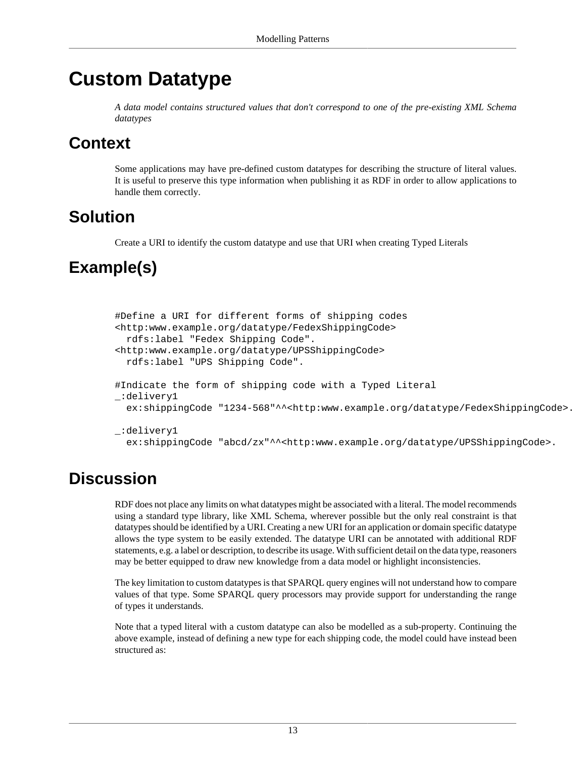# Custom Datatype

*A data model contains structured values that don't correspond to one of the pre-existing XML Schema datatypes*

## Context

Some applications may have pre-defined custom datatypes for describing the structure of literal values. It is useful to preserve this type information when publishing it as RDF in order to allow applications to handle them correctly.

## Solution

Create a URI to identify the custom datatype and use that URI when creating Typed Literals

## Example(s)

```
#Define a URI for different forms of shipping codes
<http:www.example.org/datatype/FedexShippingCode>
  rdfs:label "Fedex Shipping Code".
<http:www.example.org/datatype/UPSShippingCode>
  rdfs:label "UPS Shipping Code".

#Indicate the form of shipping code with a Typed Literal
_:delivery1
  ex:shippingCode "1234-568"^^<http:www.example.org/datatype/FedexShippingCode>.

_:delivery1
  ex:shippingCode "abcd/zx"^^<http:www.example.org/datatype/UPSShippingCode>.
```

## Discussion

RDF does not place any limits on what datatypes might be associated with a literal. The model recommends using a standard type library, like XML Schema, wherever possible but the only real constraint is that datatypes should be identified by a URI. Creating a new URI for an application or domain specific datatype allows the type system to be easily extended. The datatype URI can be annotated with additional RDF statements, e.g. a label or description, to describe its usage. With sufficient detail on the data type, reasoners may be better equipped to draw new knowledge from a data model or highlight inconsistencies.

The key limitation to custom datatypes is that SPARQL query engines will not understand how to compare values of that type. Some SPARQL query processors may provide support for understanding the range of types it understands.

Note that a typed literal with a custom datatype can also be modelled as a sub-property. Continuing the above example, instead of defining a new type for each shipping code, the model could have instead been structured as: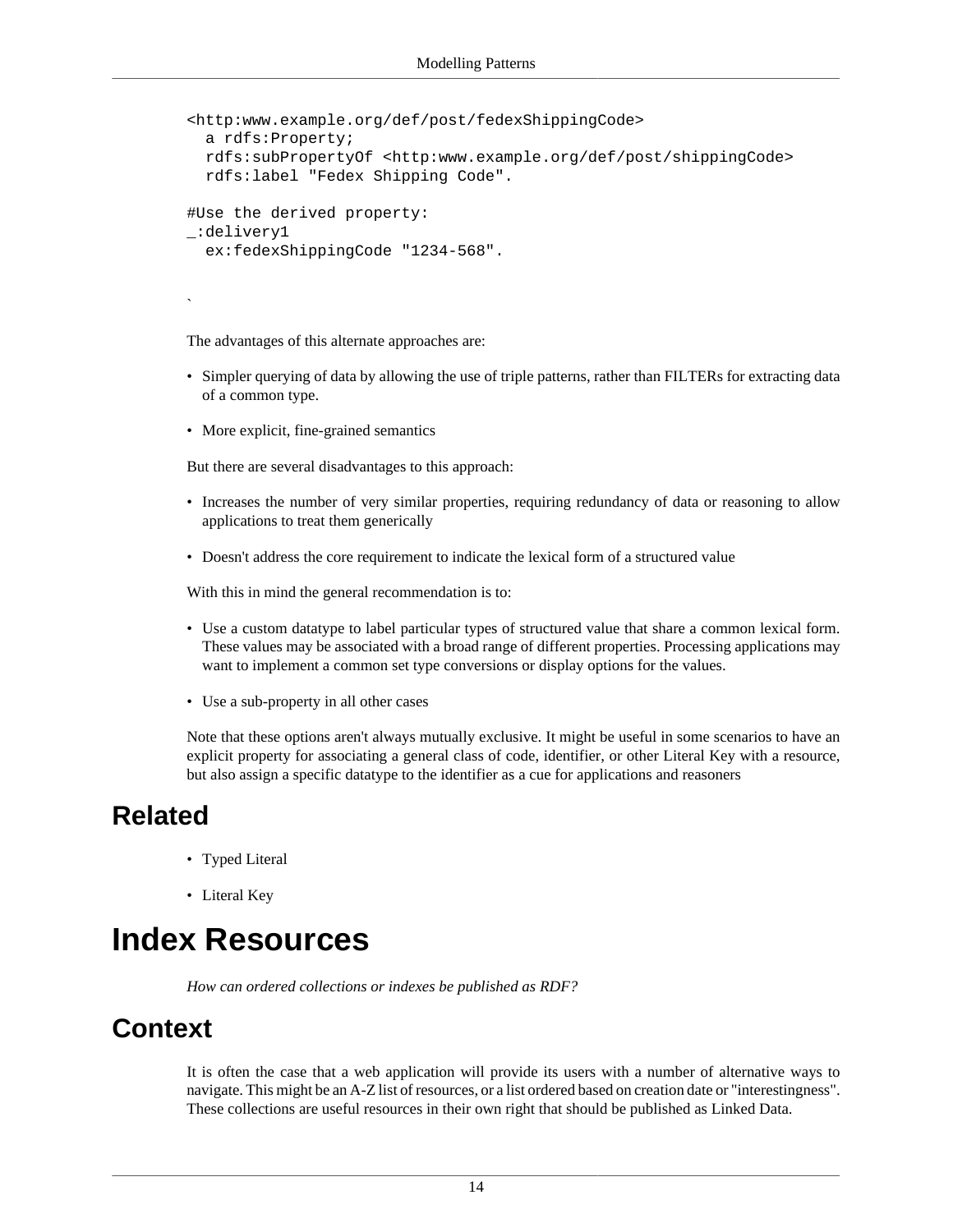```
<http:www.example.org/def/post/fedexShippingCode>
  a rdfs:Property;
  rdfs:subPropertyOf <http:www.example.org/def/post/shippingCode>
  rdfs:label "Fedex Shipping Code".

#Use the derived property:
_:delivery1
  ex:fedexShippingCode "1234-568".
```

`

The advantages of this alternate approaches are:

- Simpler querying of data by allowing the use of triple patterns, rather than FILTERs for extracting data of a common type.
- More explicit, fine-grained semantics

But there are several disadvantages to this approach:

- Increases the number of very similar properties, requiring redundancy of data or reasoning to allow applications to treat them generically
- Doesn't address the core requirement to indicate the lexical form of a structured value

With this in mind the general recommendation is to:

- Use a custom datatype to label particular types of structured value that share a common lexical form. These values may be associated with a broad range of different properties. Processing applications may want to implement a common set type conversions or display options for the values.
- Use a sub-property in all other cases

Note that these options aren't always mutually exclusive. It might be useful in some scenarios to have an explicit property for associating a general class of code, identifier, or other Literal Key with a resource, but also assign a specific datatype to the identifier as a cue for applications and reasoners

## Related

- Typed Literal
- Literal Key

# Index Resources

*How can ordered collections or indexes be published as RDF?*

## Context

It is often the case that a web application will provide its users with a number of alternative ways to navigate. This might be an A-Z list of resources, or a list ordered based on creation date or "interestingness". These collections are useful resources in their own right that should be published as Linked Data.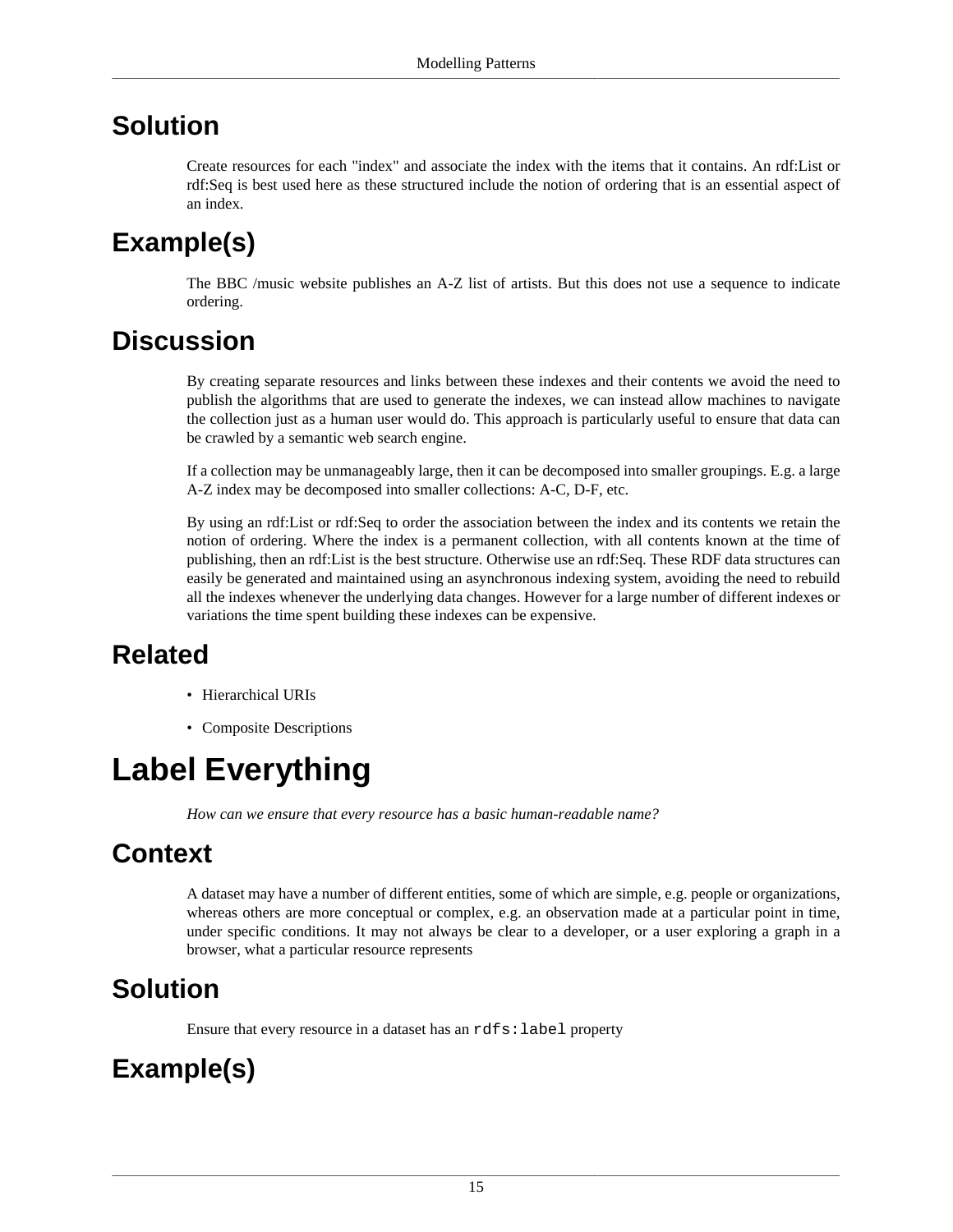## Solution

Create resources for each "index" and associate the index with the items that it contains. An rdf:List or rdf:Seq is best used here as these structured include the notion of ordering that is an essential aspect of an index.

## Example(s)

The BBC /music website publishes an A-Z list of artists. But this does not use a sequence to indicate ordering.

## Discussion

By creating separate resources and links between these indexes and their contents we avoid the need to publish the algorithms that are used to generate the indexes, we can instead allow machines to navigate the collection just as a human user would do. This approach is particularly useful to ensure that data can be crawled by a semantic web search engine.

If a collection may be unmanageably large, then it can be decomposed into smaller groupings. E.g. a large A-Z index may be decomposed into smaller collections: A-C, D-F, etc.

By using an rdf:List or rdf:Seq to order the association between the index and its contents we retain the notion of ordering. Where the index is a permanent collection, with all contents known at the time of publishing, then an rdf:List is the best structure. Otherwise use an rdf:Seq. These RDF data structures can easily be generated and maintained using an asynchronous indexing system, avoiding the need to rebuild all the indexes whenever the underlying data changes. However for a large number of different indexes or variations the time spent building these indexes can be expensive.

## Related

- Hierarchical URIs
- Composite Descriptions

# Label Everything

*How can we ensure that every resource has a basic human-readable name?*

## Context

A dataset may have a number of different entities, some of which are simple, e.g. people or organizations, whereas others are more conceptual or complex, e.g. an observation made at a particular point in time, under specific conditions. It may not always be clear to a developer, or a user exploring a graph in a browser, what a particular resource represents

## Solution

Ensure that every resource in a dataset has an `rdfs:label` property

## Example(s)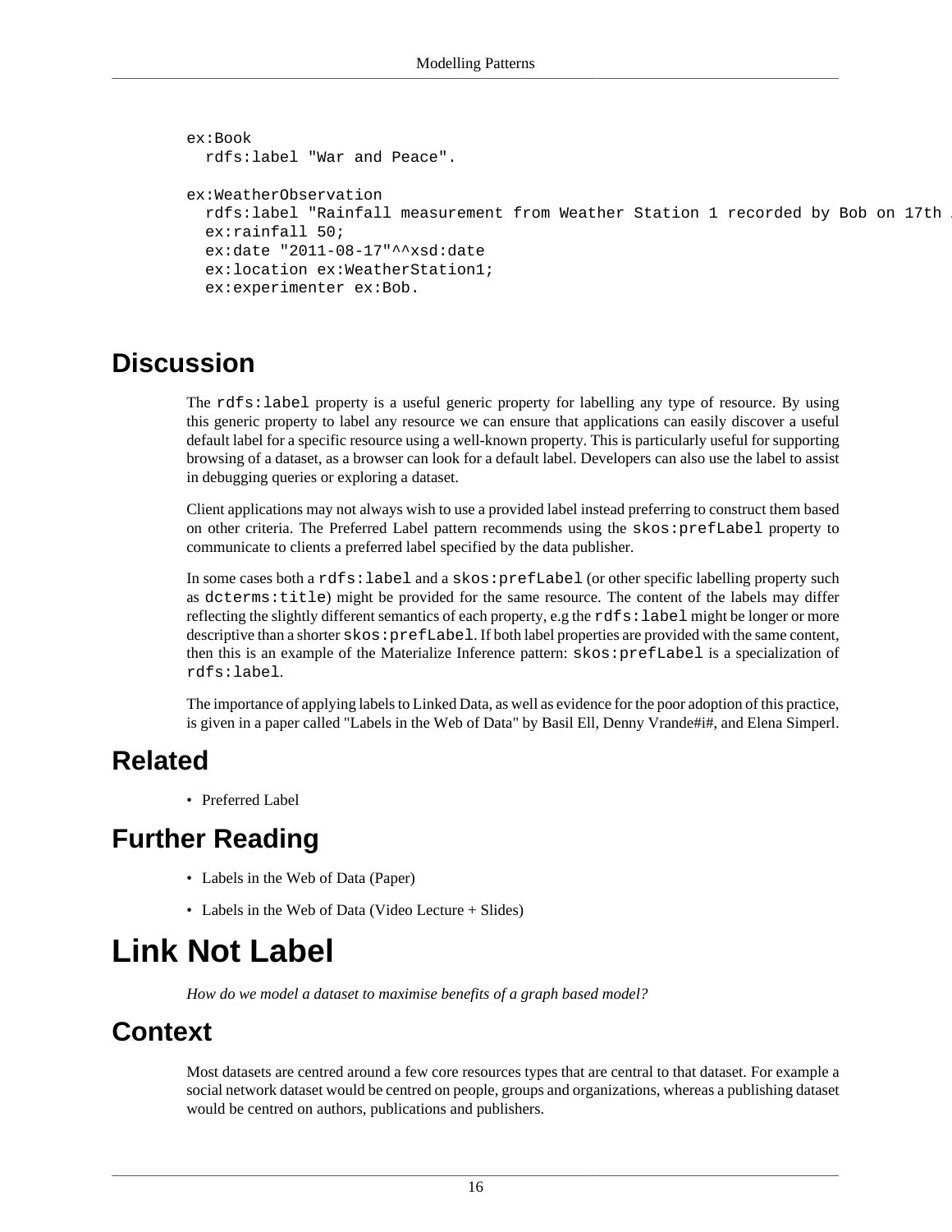```
ex:Book
  rdfs:label "War and Peace".

ex:WeatherObservation
  rdfs:label "Rainfall measurement from Weather Station 1 recorded by Bob on 17th 
  ex:rainfall 50;
  ex:date "2011-08-17"^^xsd:date
  ex:location ex:WeatherStation1;
  ex:experimenter ex:Bob.
```

## Discussion

The `rdfs:label` property is a useful generic property for labelling any type of resource. By using this generic property to label any resource we can ensure that applications can easily discover a useful default label for a specific resource using a well-known property. This is particularly useful for supporting browsing of a dataset, as a browser can look for a default label. Developers can also use the label to assist in debugging queries or exploring a dataset.

Client applications may not always wish to use a provided label instead preferring to construct them based on other criteria. The Preferred Label pattern recommends using the `skos:prefLabel` property to communicate to clients a preferred label specified by the data publisher.

In some cases both a `rdfs:label` and a `skos:prefLabel` (or other specific labelling property such as `dcterms:title`) might be provided for the same resource. The content of the labels may differ reflecting the slightly different semantics of each property, e.g the `rdfs:label` might be longer or more descriptive than a shorter `skos:prefLabel`. If both label properties are provided with the same content, then this is an example of the Materialize Inference pattern: `skos:prefLabel` is a specialization of `rdfs:label`.

The importance of applying labels to Linked Data, as well as evidence for the poor adoption of this practice, is given in a paper called "Labels in the Web of Data" by Basil Ell, Denny Vrande#i#, and Elena Simperl.

## Related

- Preferred Label

## Further Reading

- Labels in the Web of Data (Paper)
- Labels in the Web of Data (Video Lecture + Slides)

# Link Not Label

*How do we model a dataset to maximise benefits of a graph based model?*

## Context

Most datasets are centred around a few core resources types that are central to that dataset. For example a social network dataset would be centred on people, groups and organizations, whereas a publishing dataset would be centred on authors, publications and publishers.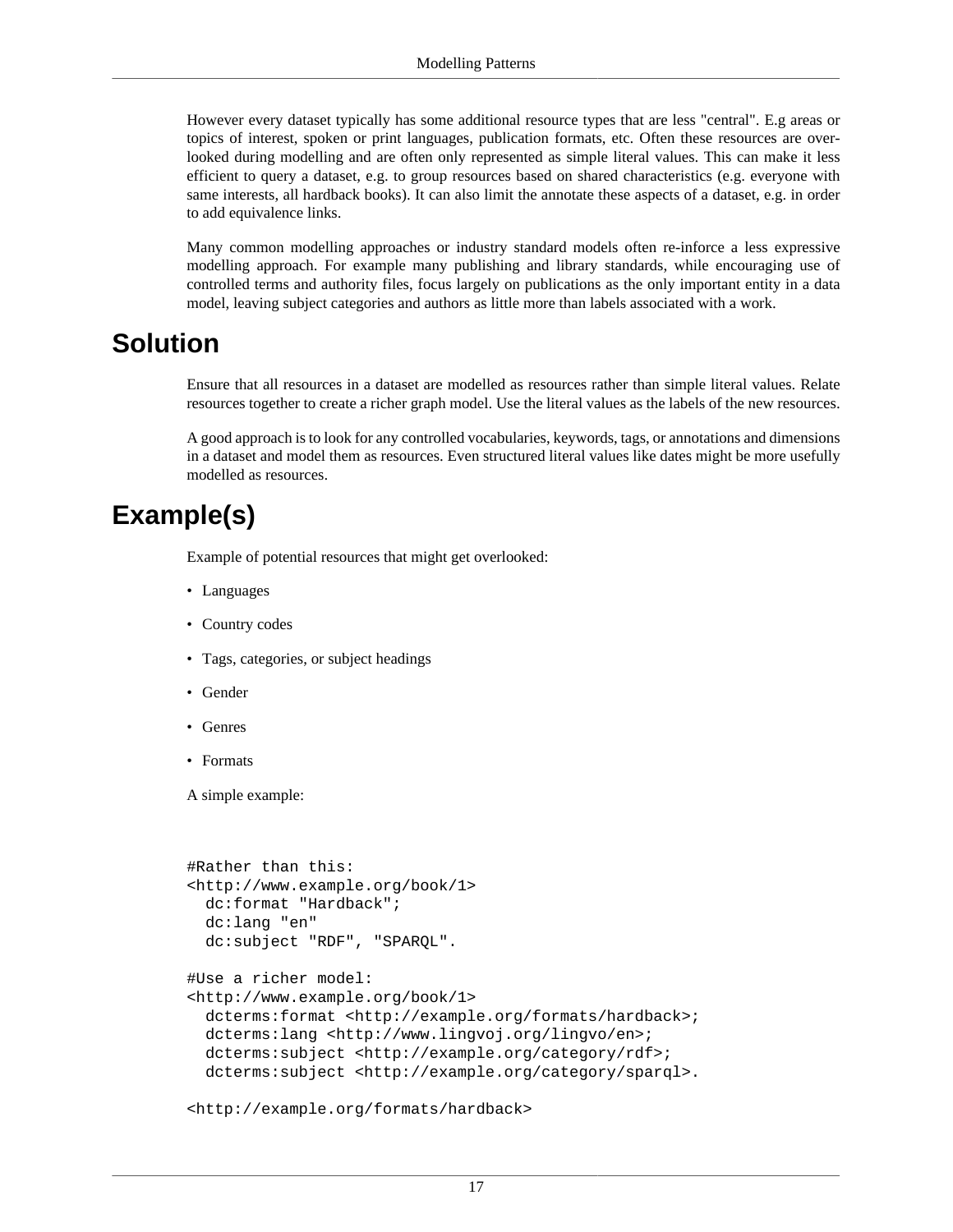However every dataset typically has some additional resource types that are less "central". E.g areas or topics of interest, spoken or print languages, publication formats, etc. Often these resources are over-looked during modelling and are often only represented as simple literal values. This can make it less efficient to query a dataset, e.g. to group resources based on shared characteristics (e.g. everyone with same interests, all hardback books). It can also limit the annotate these aspects of a dataset, e.g. in order to add equivalence links.

Many common modelling approaches or industry standard models often re-inforce a less expressive modelling approach. For example many publishing and library standards, while encouraging use of controlled terms and authority files, focus largely on publications as the only important entity in a data model, leaving subject categories and authors as little more than labels associated with a work.

## Solution

Ensure that all resources in a dataset are modelled as resources rather than simple literal values. Relate resources together to create a richer graph model. Use the literal values as the labels of the new resources.

A good approach is to look for any controlled vocabularies, keywords, tags, or annotations and dimensions in a dataset and model them as resources. Even structured literal values like dates might be more usefully modelled as resources.

## Example(s)

Example of potential resources that might get overlooked:

- Languages
- Country codes
- Tags, categories, or subject headings
- Gender
- Genres
- Formats

A simple example:

```
#Rather than this:
<http://www.example.org/book/1>
  dc:format "Hardback";
  dc:lang "en"
  dc:subject "RDF", "SPARQL".

#Use a richer model:
<http://www.example.org/book/1>
  dcterms:format <http://example.org/formats/hardback>;
  dcterms:lang <http://www.lingvoj.org/lingvo/en>;
  dcterms:subject <http://example.org/category/rdf>;
  dcterms:subject <http://example.org/category/sparql>.

<http://example.org/formats/hardback>
```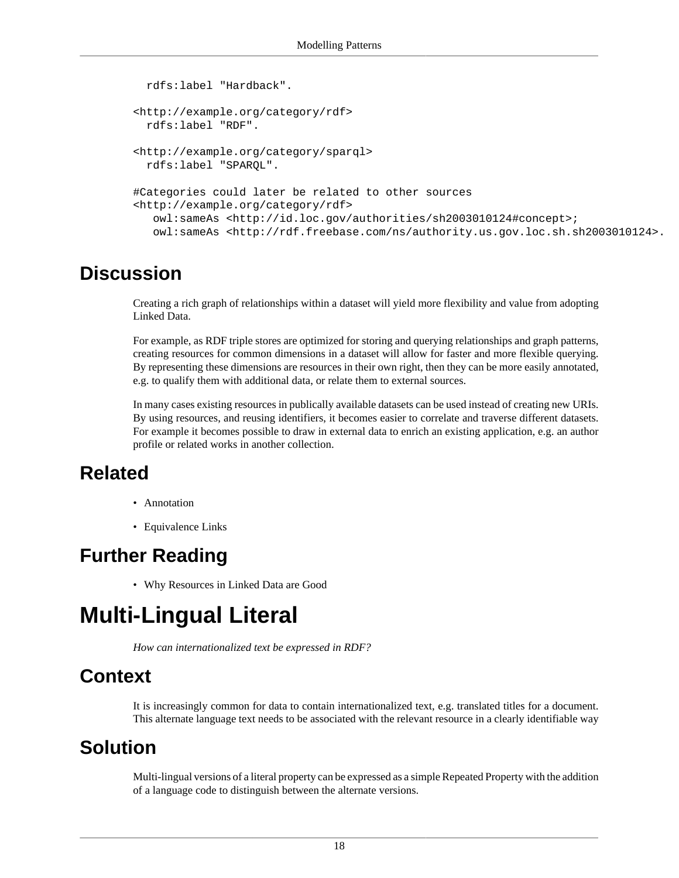```
  rdfs:label "Hardback".

<http://example.org/category/rdf>
  rdfs:label "RDF".

<http://example.org/category/sparql>
  rdfs:label "SPARQL".

#Categories could later be related to other sources
<http://example.org/category/rdf>
   owl:sameAs <http://id.loc.gov/authorities/sh2003010124#concept>;
   owl:sameAs <http://rdf.freebase.com/ns/authority.us.gov.loc.sh.sh2003010124>.
```

## Discussion

Creating a rich graph of relationships within a dataset will yield more flexibility and value from adopting Linked Data.

For example, as RDF triple stores are optimized for storing and querying relationships and graph patterns, creating resources for common dimensions in a dataset will allow for faster and more flexible querying. By representing these dimensions are resources in their own right, then they can be more easily annotated, e.g. to qualify them with additional data, or relate them to external sources.

In many cases existing resources in publically available datasets can be used instead of creating new URIs. By using resources, and reusing identifiers, it becomes easier to correlate and traverse different datasets. For example it becomes possible to draw in external data to enrich an existing application, e.g. an author profile or related works in another collection.

## Related

- Annotation
- Equivalence Links

## Further Reading

- Why Resources in Linked Data are Good

# Multi-Lingual Literal

*How can internationalized text be expressed in RDF?*

## Context

It is increasingly common for data to contain internationalized text, e.g. translated titles for a document. This alternate language text needs to be associated with the relevant resource in a clearly identifiable way

## Solution

Multi-lingual versions of a literal property can be expressed as a simple Repeated Property with the addition of a language code to distinguish between the alternate versions.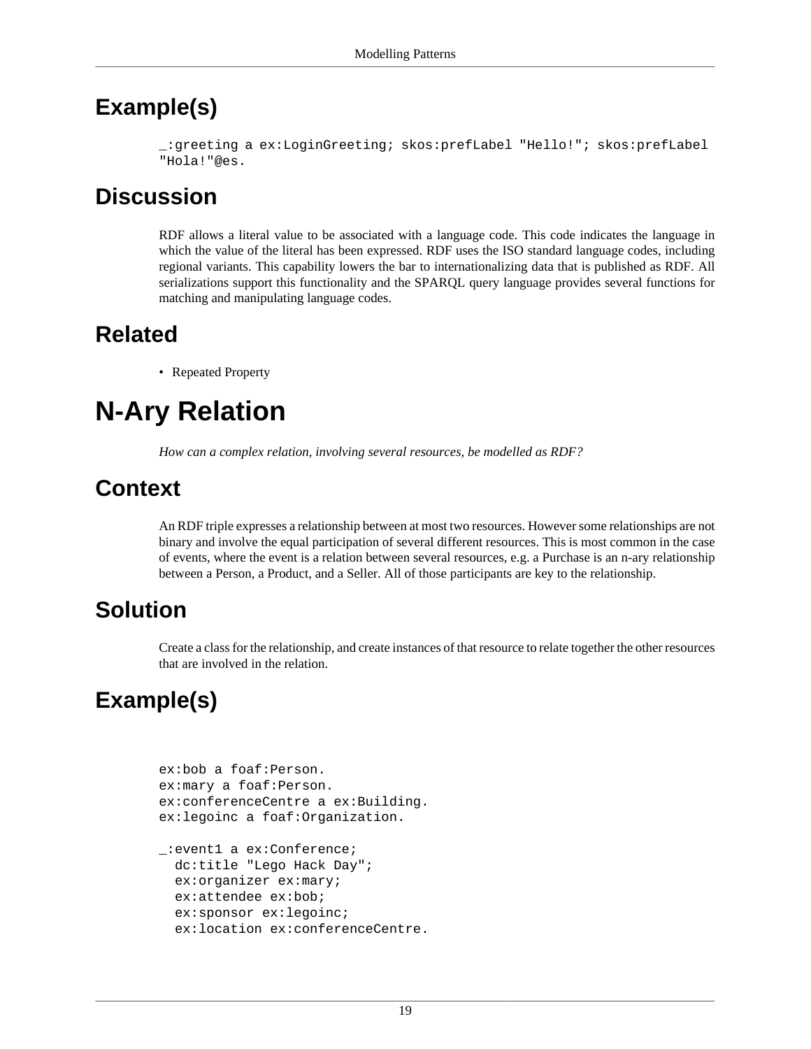## Example(s)

```
_:greeting a ex:LoginGreeting; skos:prefLabel "Hello!"; skos:prefLabel
"Hola!"@es.
```

## Discussion

RDF allows a literal value to be associated with a language code. This code indicates the language in which the value of the literal has been expressed. RDF uses the ISO standard language codes, including regional variants. This capability lowers the bar to internationalizing data that is published as RDF. All serializations support this functionality and the SPARQL query language provides several functions for matching and manipulating language codes.

## Related

- Repeated Property

# N-Ary Relation

*How can a complex relation, involving several resources, be modelled as RDF?*

## Context

An RDF triple expresses a relationship between at most two resources. However some relationships are not binary and involve the equal participation of several different resources. This is most common in the case of events, where the event is a relation between several resources, e.g. a Purchase is an n-ary relationship between a Person, a Product, and a Seller. All of those participants are key to the relationship.

## Solution

Create a class for the relationship, and create instances of that resource to relate together the other resources that are involved in the relation.

## Example(s)

```
ex:bob a foaf:Person.
ex:mary a foaf:Person.
ex:conferenceCentre a ex:Building.
ex:legoinc a foaf:Organization.

_:event1 a ex:Conference;
  dc:title "Lego Hack Day";
  ex:organizer ex:mary;
  ex:attendee ex:bob;
  ex:sponsor ex:legoinc;
  ex:location ex:conferenceCentre.
```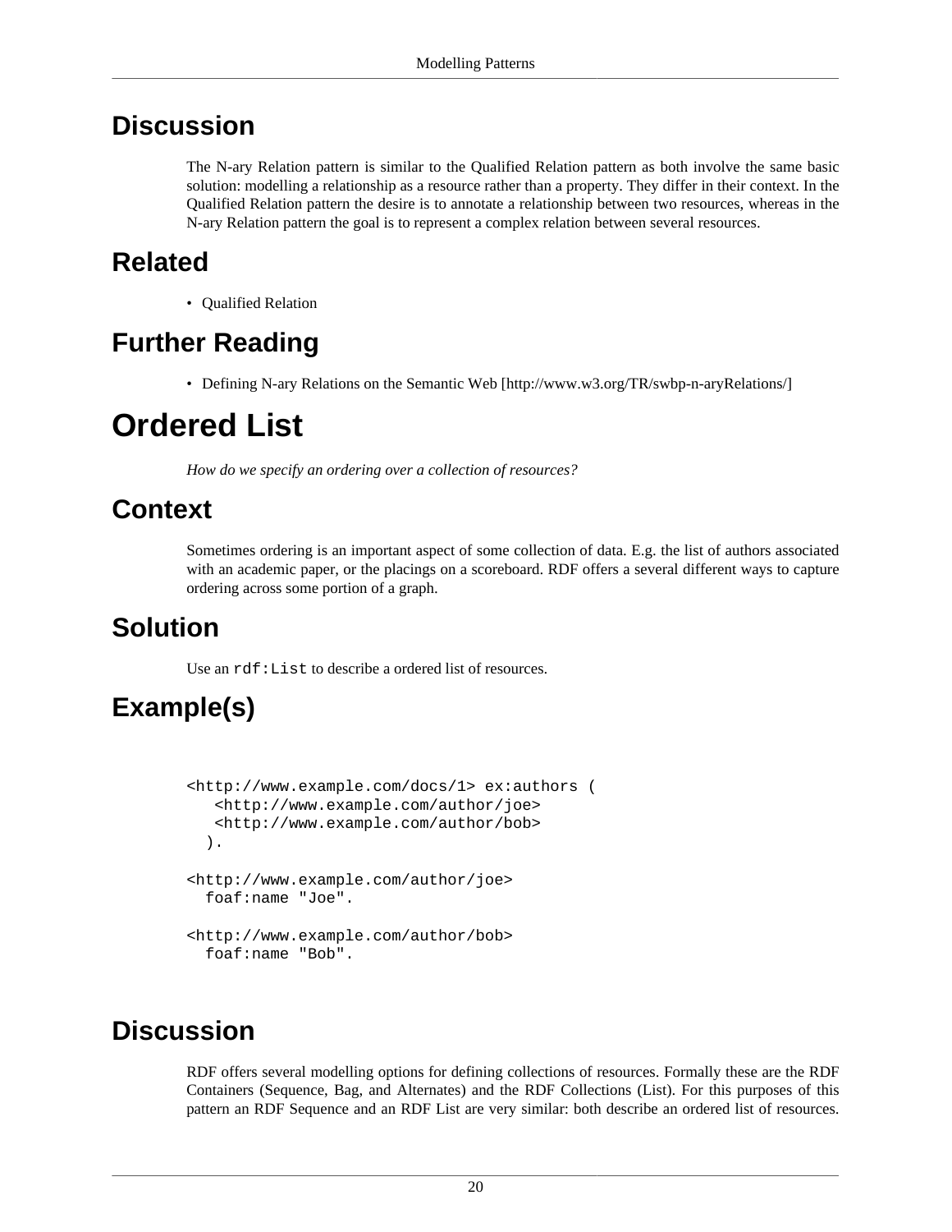## Discussion

The N-ary Relation pattern is similar to the Qualified Relation pattern as both involve the same basic solution: modelling a relationship as a resource rather than a property. They differ in their context. In the Qualified Relation pattern the desire is to annotate a relationship between two resources, whereas in the N-ary Relation pattern the goal is to represent a complex relation between several resources.

## Related

- Qualified Relation

## Further Reading

- Defining N-ary Relations on the Semantic Web [http://www.w3.org/TR/swbp-n-aryRelations/]

# Ordered List

*How do we specify an ordering over a collection of resources?*

## Context

Sometimes ordering is an important aspect of some collection of data. E.g. the list of authors associated with an academic paper, or the placings on a scoreboard. RDF offers a several different ways to capture ordering across some portion of a graph.

## Solution

Use an `rdf:List` to describe a ordered list of resources.

## Example(s)

```
<http://www.example.com/docs/1> ex:authors (
   <http://www.example.com/author/joe>
   <http://www.example.com/author/bob>
  ).

<http://www.example.com/author/joe>
  foaf:name "Joe".

<http://www.example.com/author/bob>
  foaf:name "Bob".
```

## Discussion

RDF offers several modelling options for defining collections of resources. Formally these are the RDF Containers (Sequence, Bag, and Alternates) and the RDF Collections (List). For this purposes of this pattern an RDF Sequence and an RDF List are very similar: both describe an ordered list of resources.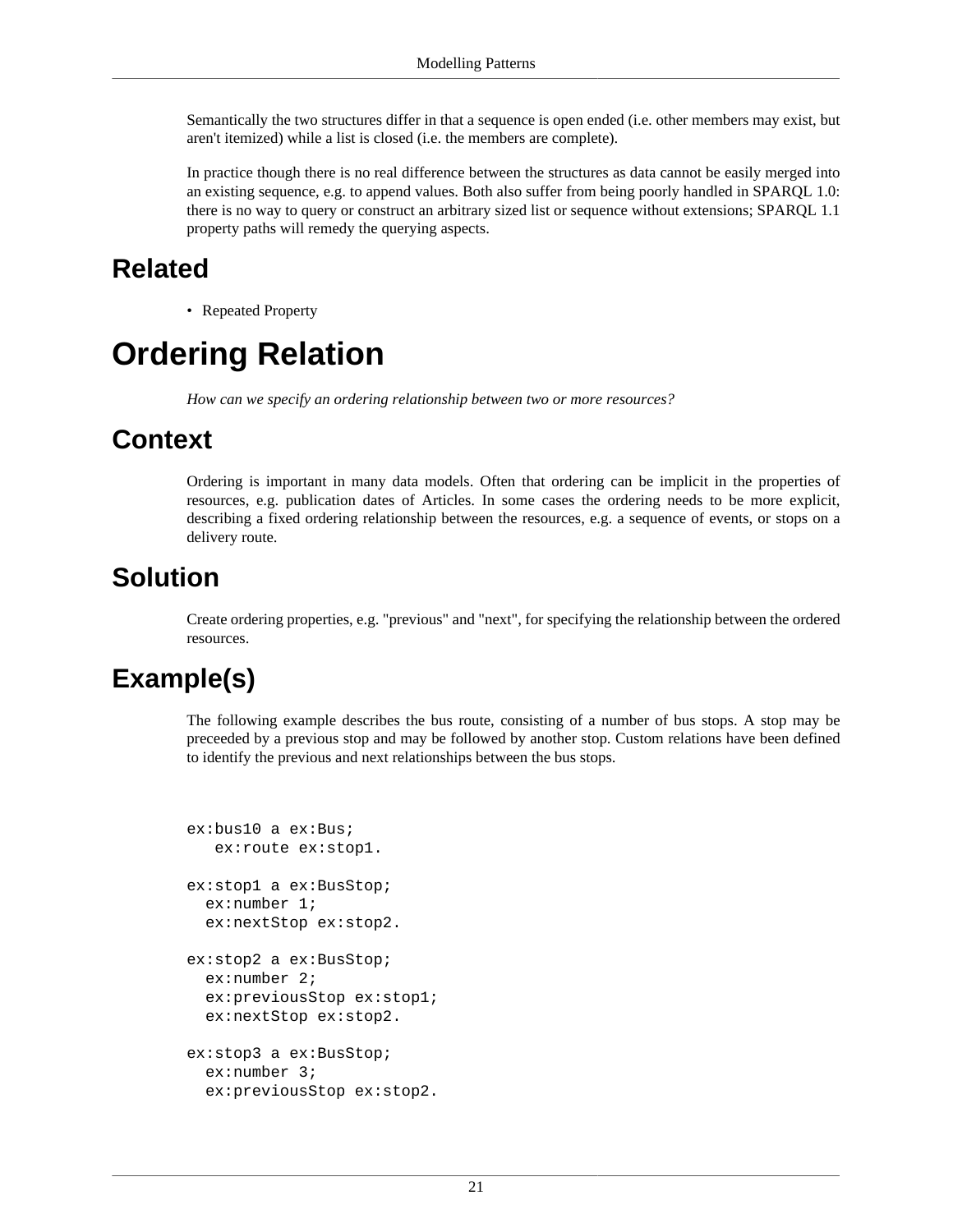Semantically the two structures differ in that a sequence is open ended (i.e. other members may exist, but aren't itemized) while a list is closed (i.e. the members are complete).

In practice though there is no real difference between the structures as data cannot be easily merged into an existing sequence, e.g. to append values. Both also suffer from being poorly handled in SPARQL 1.0: there is no way to query or construct an arbitrary sized list or sequence without extensions; SPARQL 1.1 property paths will remedy the querying aspects.

## Related

- Repeated Property

# Ordering Relation

*How can we specify an ordering relationship between two or more resources?*

## Context

Ordering is important in many data models. Often that ordering can be implicit in the properties of resources, e.g. publication dates of Articles. In some cases the ordering needs to be more explicit, describing a fixed ordering relationship between the resources, e.g. a sequence of events, or stops on a delivery route.

## Solution

Create ordering properties, e.g. "previous" and "next", for specifying the relationship between the ordered resources.

## Example(s)

The following example describes the bus route, consisting of a number of bus stops. A stop may be preceeded by a previous stop and may be followed by another stop. Custom relations have been defined to identify the previous and next relationships between the bus stops.

```
ex:bus10 a ex:Bus;
   ex:route ex:stop1.

ex:stop1 a ex:BusStop;
  ex:number 1;
  ex:nextStop ex:stop2.

ex:stop2 a ex:BusStop;
  ex:number 2;
  ex:previousStop ex:stop1;
  ex:nextStop ex:stop2.

ex:stop3 a ex:BusStop;
  ex:number 3;
  ex:previousStop ex:stop2.
```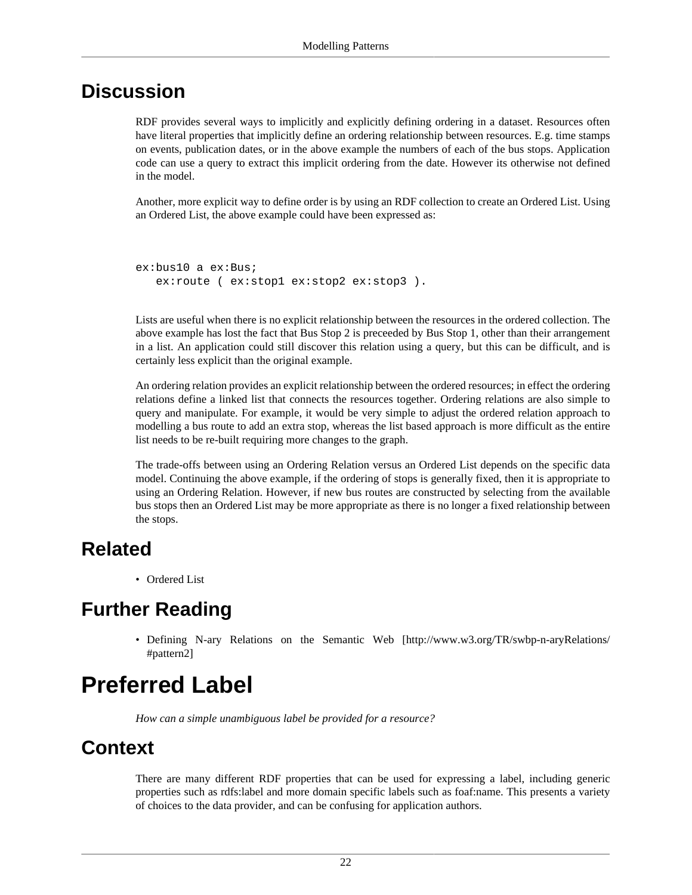## Discussion

RDF provides several ways to implicitly and explicitly defining ordering in a dataset. Resources often have literal properties that implicitly define an ordering relationship between resources. E.g. time stamps on events, publication dates, or in the above example the numbers of each of the bus stops. Application code can use a query to extract this implicit ordering from the date. However its otherwise not defined in the model.

Another, more explicit way to define order is by using an RDF collection to create an Ordered List. Using an Ordered List, the above example could have been expressed as:

```
ex:bus10 a ex:Bus;
   ex:route ( ex:stop1 ex:stop2 ex:stop3 ).
```

Lists are useful when there is no explicit relationship between the resources in the ordered collection. The above example has lost the fact that Bus Stop 2 is preceeded by Bus Stop 1, other than their arrangement in a list. An application could still discover this relation using a query, but this can be difficult, and is certainly less explicit than the original example.

An ordering relation provides an explicit relationship between the ordered resources; in effect the ordering relations define a linked list that connects the resources together. Ordering relations are also simple to query and manipulate. For example, it would be very simple to adjust the ordered relation approach to modelling a bus route to add an extra stop, whereas the list based approach is more difficult as the entire list needs to be re-built requiring more changes to the graph.

The trade-offs between using an Ordering Relation versus an Ordered List depends on the specific data model. Continuing the above example, if the ordering of stops is generally fixed, then it is appropriate to using an Ordering Relation. However, if new bus routes are constructed by selecting from the available bus stops then an Ordered List may be more appropriate as there is no longer a fixed relationship between the stops.

## Related

- Ordered List

## Further Reading

- Defining N-ary Relations on the Semantic Web [http://www.w3.org/TR/swbp-n-aryRelations/#pattern2]

# Preferred Label

*How can a simple unambiguous label be provided for a resource?*

## Context

There are many different RDF properties that can be used for expressing a label, including generic properties such as rdfs:label and more domain specific labels such as foaf:name. This presents a variety of choices to the data provider, and can be confusing for application authors.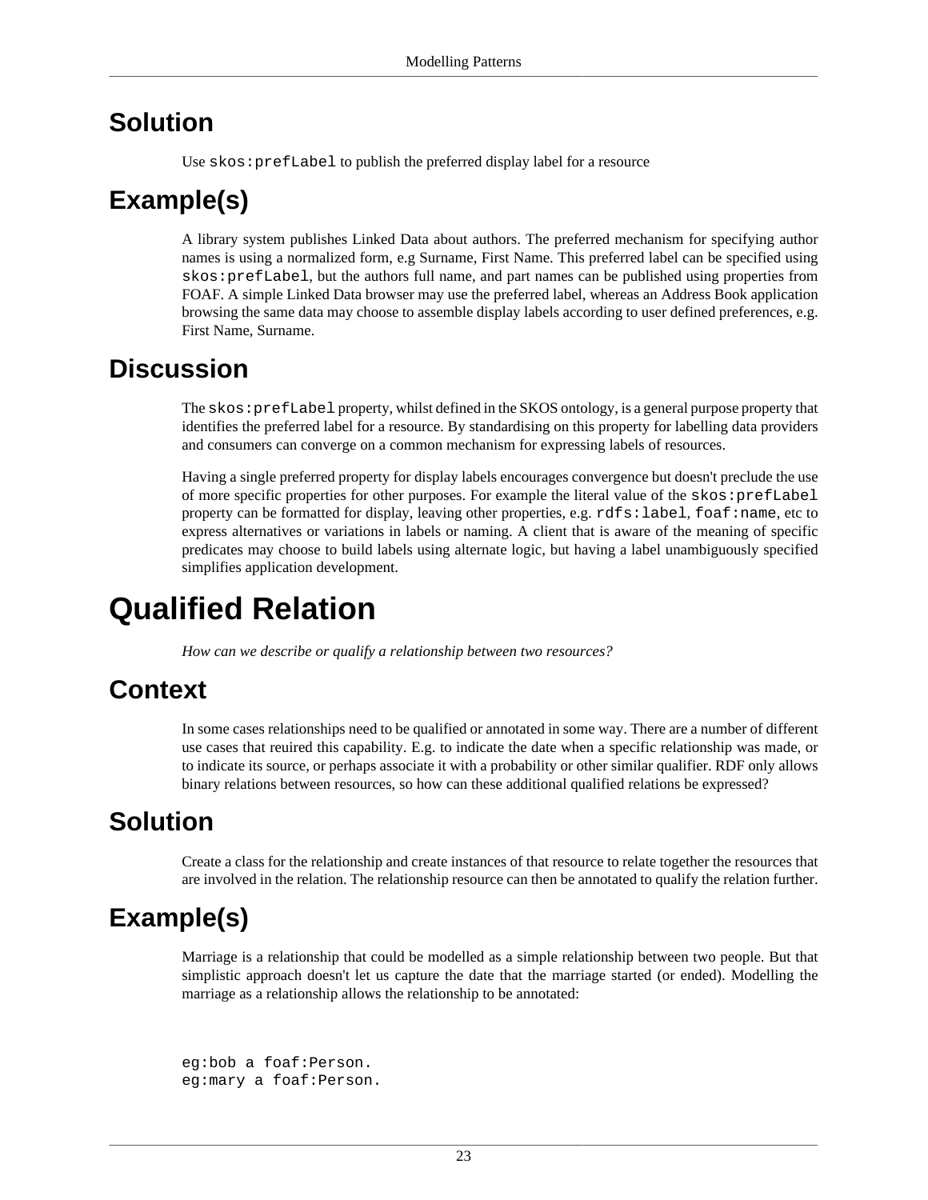## Solution

Use `skos:prefLabel` to publish the preferred display label for a resource

## Example(s)

A library system publishes Linked Data about authors. The preferred mechanism for specifying author names is using a normalized form, e.g Surname, First Name. This preferred label can be specified using `skos:prefLabel`, but the authors full name, and part names can be published using properties from FOAF. A simple Linked Data browser may use the preferred label, whereas an Address Book application browsing the same data may choose to assemble display labels according to user defined preferences, e.g. First Name, Surname.

## Discussion

The `skos:prefLabel` property, whilst defined in the SKOS ontology, is a general purpose property that identifies the preferred label for a resource. By standardising on this property for labelling data providers and consumers can converge on a common mechanism for expressing labels of resources.

Having a single preferred property for display labels encourages convergence but doesn't preclude the use of more specific properties for other purposes. For example the literal value of the `skos:prefLabel` property can be formatted for display, leaving other properties, e.g. `rdfs:label`, `foaf:name`, etc to express alternatives or variations in labels or naming. A client that is aware of the meaning of specific predicates may choose to build labels using alternate logic, but having a label unambiguously specified simplifies application development.

# Qualified Relation

*How can we describe or qualify a relationship between two resources?*

## Context

In some cases relationships need to be qualified or annotated in some way. There are a number of different use cases that reuired this capability. E.g. to indicate the date when a specific relationship was made, or to indicate its source, or perhaps associate it with a probability or other similar qualifier. RDF only allows binary relations between resources, so how can these additional qualified relations be expressed?

## Solution

Create a class for the relationship and create instances of that resource to relate together the resources that are involved in the relation. The relationship resource can then be annotated to qualify the relation further.

## Example(s)

Marriage is a relationship that could be modelled as a simple relationship between two people. But that simplistic approach doesn't let us capture the date that the marriage started (or ended). Modelling the marriage as a relationship allows the relationship to be annotated:

```
eg:bob a foaf:Person.
eg:mary a foaf:Person.
```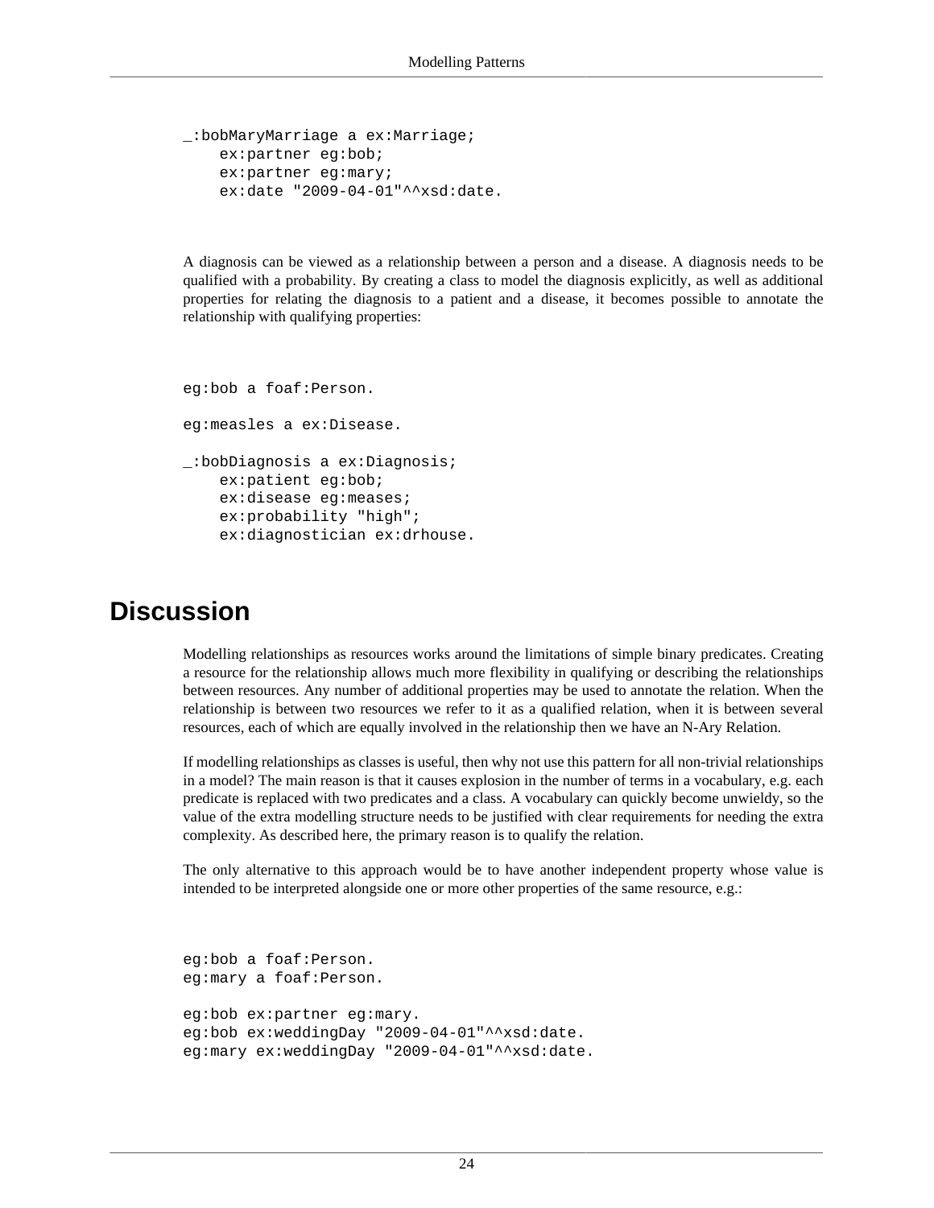```
_:bobMaryMarriage a ex:Marriage;
    ex:partner eg:bob;
    ex:partner eg:mary;
    ex:date "2009-04-01"^^xsd:date.
```

A diagnosis can be viewed as a relationship between a person and a disease. A diagnosis needs to be qualified with a probability. By creating a class to model the diagnosis explicitly, as well as additional properties for relating the diagnosis to a patient and a disease, it becomes possible to annotate the relationship with qualifying properties:

```
eg:bob a foaf:Person.

eg:measles a ex:Disease.

_:bobDiagnosis a ex:Diagnosis;
    ex:patient eg:bob;
    ex:disease eg:meases;
    ex:probability "high";
    ex:diagnostician ex:drhouse.
```

## Discussion

Modelling relationships as resources works around the limitations of simple binary predicates. Creating a resource for the relationship allows much more flexibility in qualifying or describing the relationships between resources. Any number of additional properties may be used to annotate the relation. When the relationship is between two resources we refer to it as a qualified relation, when it is between several resources, each of which are equally involved in the relationship then we have an N-Ary Relation.

If modelling relationships as classes is useful, then why not use this pattern for all non-trivial relationships in a model? The main reason is that it causes explosion in the number of terms in a vocabulary, e.g. each predicate is replaced with two predicates and a class. A vocabulary can quickly become unwieldy, so the value of the extra modelling structure needs to be justified with clear requirements for needing the extra complexity. As described here, the primary reason is to qualify the relation.

The only alternative to this approach would be to have another independent property whose value is intended to be interpreted alongside one or more other properties of the same resource, e.g.:

```
eg:bob a foaf:Person.
eg:mary a foaf:Person.

eg:bob ex:partner eg:mary.
eg:bob ex:weddingDay "2009-04-01"^^xsd:date.
eg:mary ex:weddingDay "2009-04-01"^^xsd:date.
```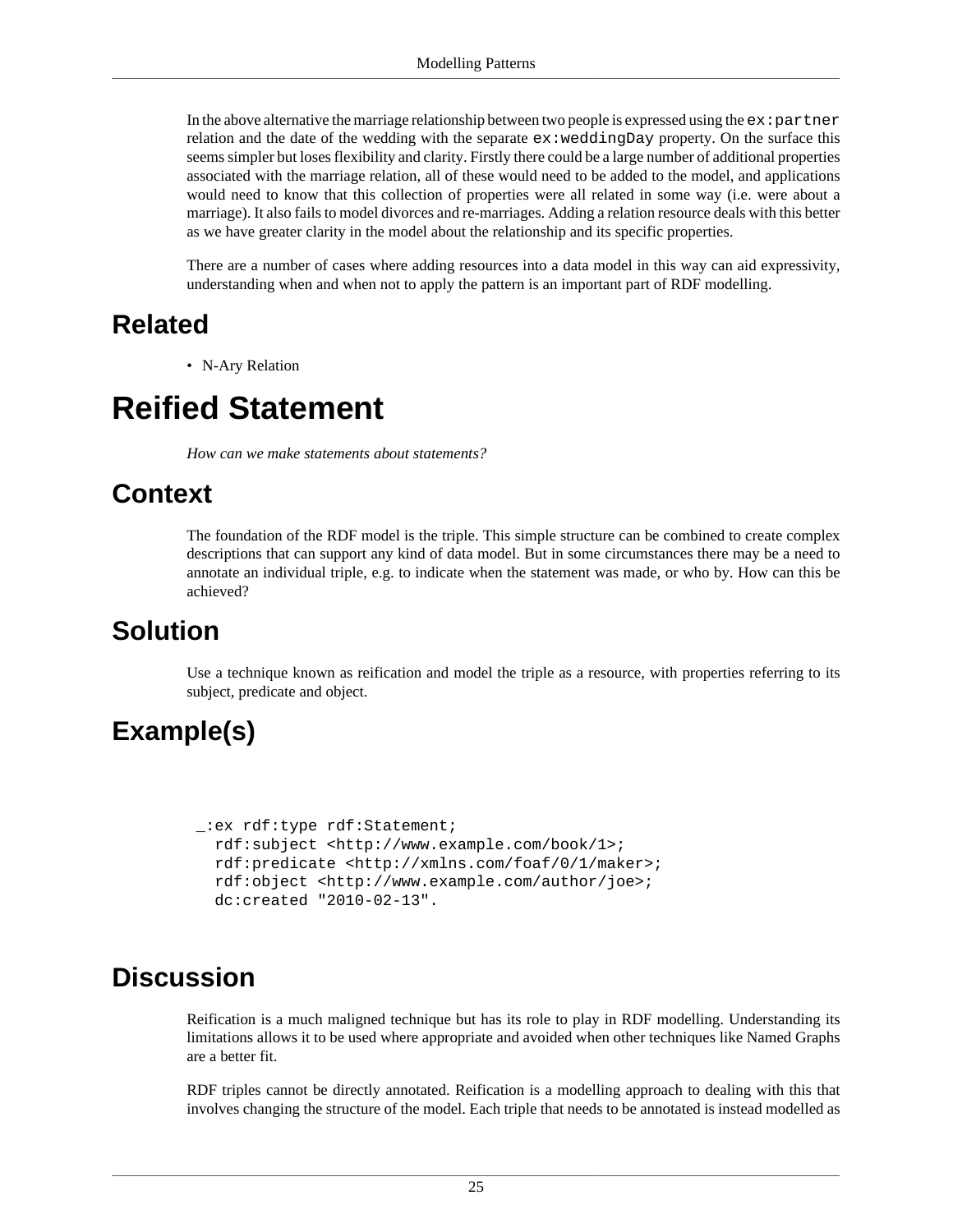In the above alternative the marriage relationship between two people is expressed using the `ex:partner` relation and the date of the wedding with the separate `ex:weddingDay` property. On the surface this seems simpler but loses flexibility and clarity. Firstly there could be a large number of additional properties associated with the marriage relation, all of these would need to be added to the model, and applications would need to know that this collection of properties were all related in some way (i.e. were about a marriage). It also fails to model divorces and re-marriages. Adding a relation resource deals with this better as we have greater clarity in the model about the relationship and its specific properties.

There are a number of cases where adding resources into a data model in this way can aid expressivity, understanding when and when not to apply the pattern is an important part of RDF modelling.

## Related

- N-Ary Relation

# Reified Statement

*How can we make statements about statements?*

## Context

The foundation of the RDF model is the triple. This simple structure can be combined to create complex descriptions that can support any kind of data model. But in some circumstances there may be a need to annotate an individual triple, e.g. to indicate when the statement was made, or who by. How can this be achieved?

## Solution

Use a technique known as reification and model the triple as a resource, with properties referring to its subject, predicate and object.

## Example(s)

```
_:ex rdf:type rdf:Statement;
  rdf:subject <http://www.example.com/book/1>;
  rdf:predicate <http://xmlns.com/foaf/0/1/maker>;
  rdf:object <http://www.example.com/author/joe>;
  dc:created "2010-02-13".
```

## Discussion

Reification is a much maligned technique but has its role to play in RDF modelling. Understanding its limitations allows it to be used where appropriate and avoided when other techniques like Named Graphs are a better fit.

RDF triples cannot be directly annotated. Reification is a modelling approach to dealing with this that involves changing the structure of the model. Each triple that needs to be annotated is instead modelled as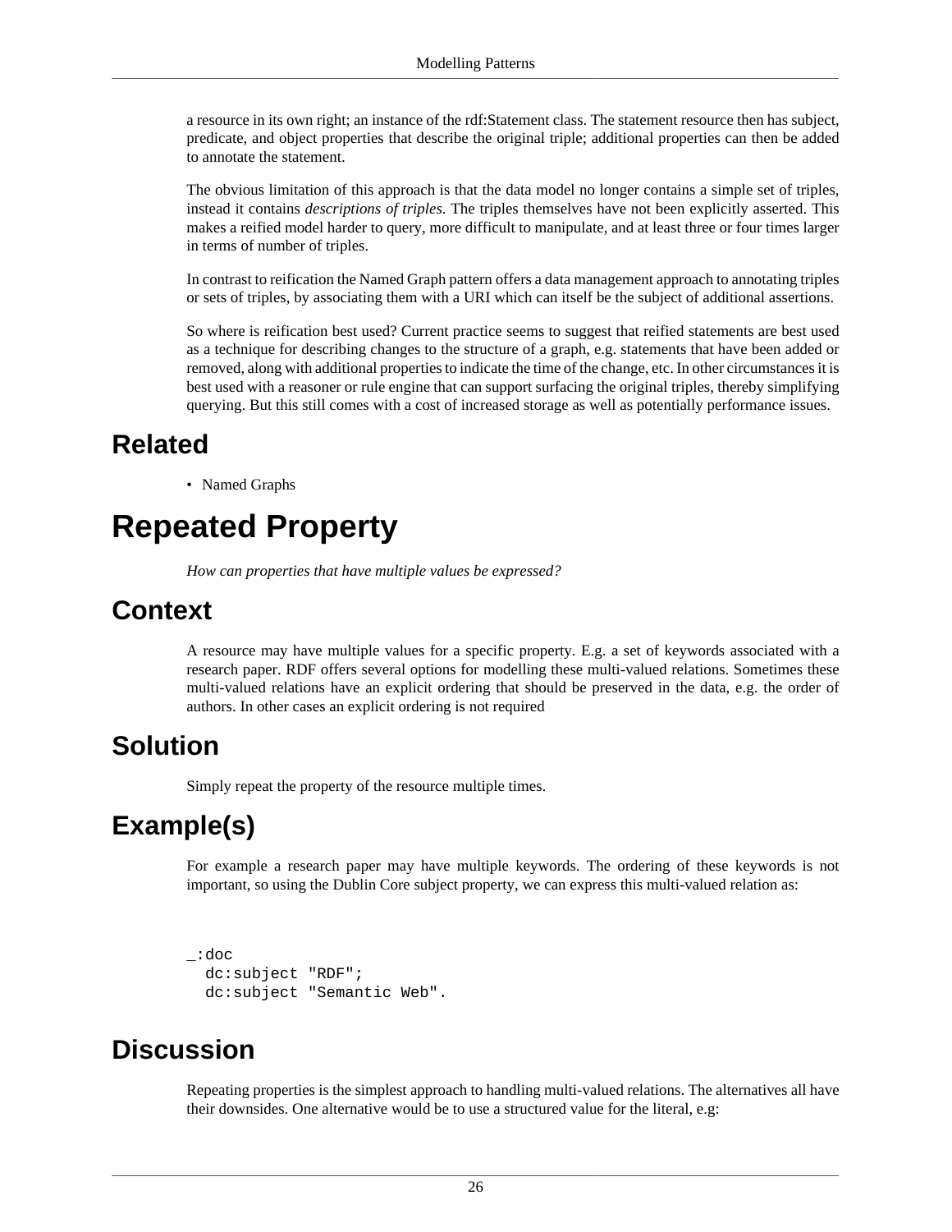a resource in its own right; an instance of the rdf:Statement class. The statement resource then has subject, predicate, and object properties that describe the original triple; additional properties can then be added to annotate the statement.

The obvious limitation of this approach is that the data model no longer contains a simple set of triples, instead it contains *descriptions of triples*. The triples themselves have not been explicitly asserted. This makes a reified model harder to query, more difficult to manipulate, and at least three or four times larger in terms of number of triples.

In contrast to reification the Named Graph pattern offers a data management approach to annotating triples or sets of triples, by associating them with a URI which can itself be the subject of additional assertions.

So where is reification best used? Current practice seems to suggest that reified statements are best used as a technique for describing changes to the structure of a graph, e.g. statements that have been added or removed, along with additional properties to indicate the time of the change, etc. In other circumstances it is best used with a reasoner or rule engine that can support surfacing the original triples, thereby simplifying querying. But this still comes with a cost of increased storage as well as potentially performance issues.

## Related

- Named Graphs

# Repeated Property

*How can properties that have multiple values be expressed?*

## Context

A resource may have multiple values for a specific property. E.g. a set of keywords associated with a research paper. RDF offers several options for modelling these multi-valued relations. Sometimes these multi-valued relations have an explicit ordering that should be preserved in the data, e.g. the order of authors. In other cases an explicit ordering is not required

## Solution

Simply repeat the property of the resource multiple times.

## Example(s)

For example a research paper may have multiple keywords. The ordering of these keywords is not important, so using the Dublin Core subject property, we can express this multi-valued relation as:

```
_:doc
  dc:subject "RDF";
  dc:subject "Semantic Web".
```

## Discussion

Repeating properties is the simplest approach to handling multi-valued relations. The alternatives all have their downsides. One alternative would be to use a structured value for the literal, e.g: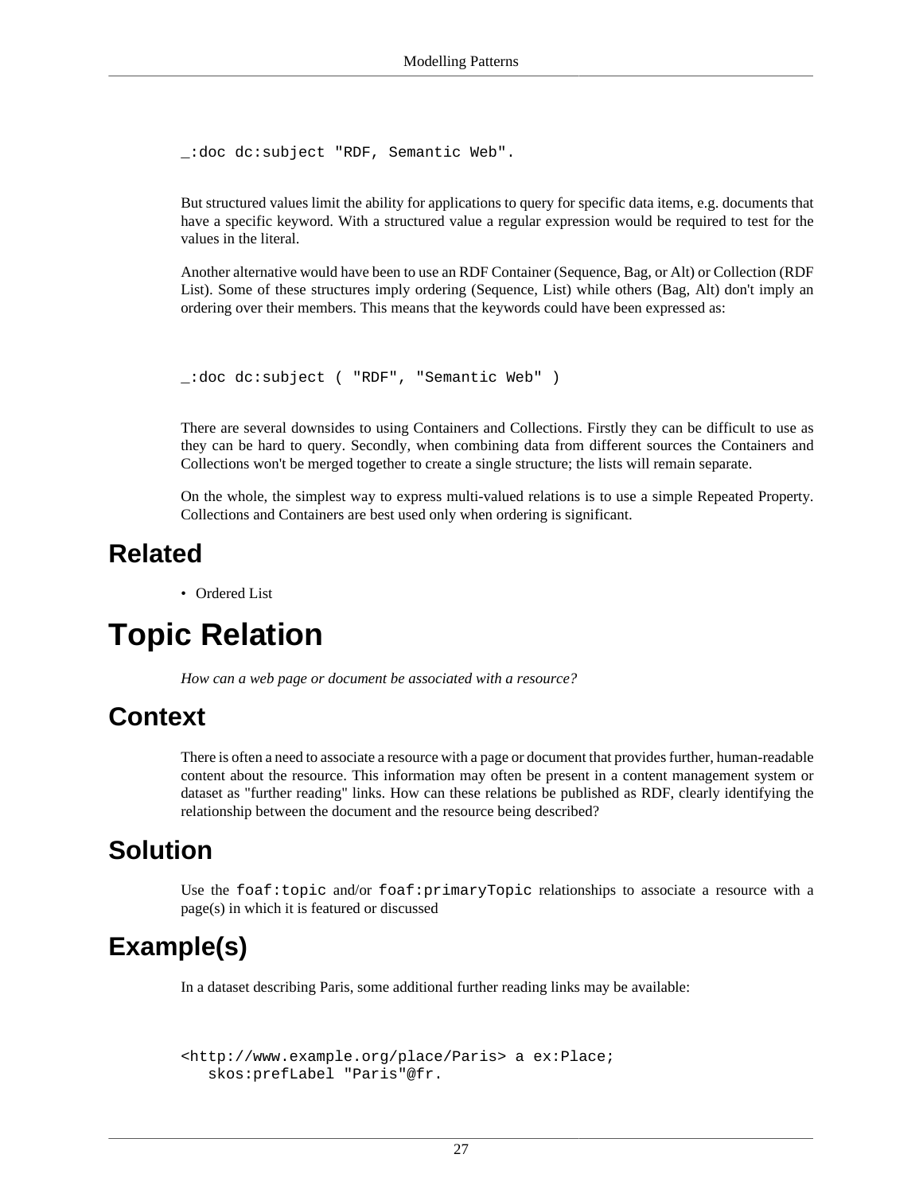```
_:doc dc:subject "RDF, Semantic Web".
```

But structured values limit the ability for applications to query for specific data items, e.g. documents that have a specific keyword. With a structured value a regular expression would be required to test for the values in the literal.

Another alternative would have been to use an RDF Container (Sequence, Bag, or Alt) or Collection (RDF List). Some of these structures imply ordering (Sequence, List) while others (Bag, Alt) don't imply an ordering over their members. This means that the keywords could have been expressed as:

```
_:doc dc:subject ( "RDF", "Semantic Web" )
```

There are several downsides to using Containers and Collections. Firstly they can be difficult to use as they can be hard to query. Secondly, when combining data from different sources the Containers and Collections won't be merged together to create a single structure; the lists will remain separate.

On the whole, the simplest way to express multi-valued relations is to use a simple Repeated Property. Collections and Containers are best used only when ordering is significant.

## Related

- Ordered List

# Topic Relation

*How can a web page or document be associated with a resource?*

## Context

There is often a need to associate a resource with a page or document that provides further, human-readable content about the resource. This information may often be present in a content management system or dataset as "further reading" links. How can these relations be published as RDF, clearly identifying the relationship between the document and the resource being described?

## Solution

Use the `foaf:topic` and/or `foaf:primaryTopic` relationships to associate a resource with a page(s) in which it is featured or discussed

## Example(s)

In a dataset describing Paris, some additional further reading links may be available:

```
<http://www.example.org/place/Paris> a ex:Place;
   skos:prefLabel "Paris"@fr.
```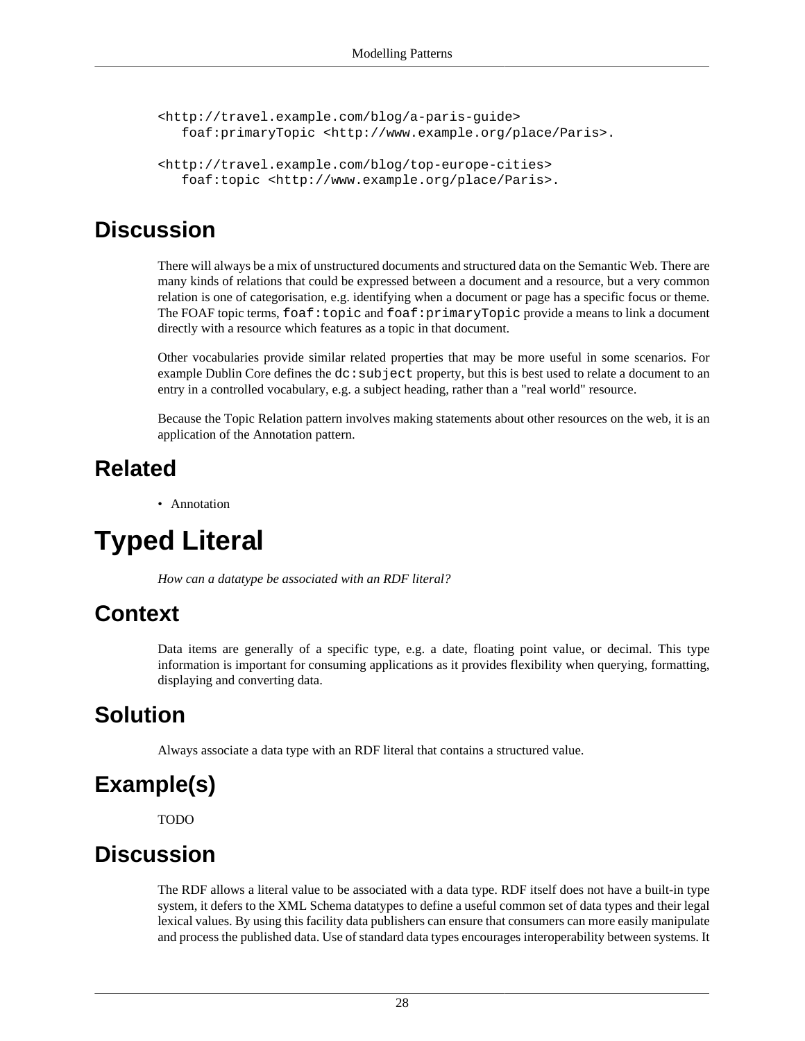```
<http://travel.example.com/blog/a-paris-guide>
   foaf:primaryTopic <http://www.example.org/place/Paris>.

<http://travel.example.com/blog/top-europe-cities>
   foaf:topic <http://www.example.org/place/Paris>.
```

## Discussion

There will always be a mix of unstructured documents and structured data on the Semantic Web. There are many kinds of relations that could be expressed between a document and a resource, but a very common relation is one of categorisation, e.g. identifying when a document or page has a specific focus or theme. The FOAF topic terms, `foaf:topic` and `foaf:primaryTopic` provide a means to link a document directly with a resource which features as a topic in that document.

Other vocabularies provide similar related properties that may be more useful in some scenarios. For example Dublin Core defines the `dc:subject` property, but this is best used to relate a document to an entry in a controlled vocabulary, e.g. a subject heading, rather than a "real world" resource.

Because the Topic Relation pattern involves making statements about other resources on the web, it is an application of the Annotation pattern.

## Related

- Annotation

# Typed Literal

*How can a datatype be associated with an RDF literal?*

## Context

Data items are generally of a specific type, e.g. a date, floating point value, or decimal. This type information is important for consuming applications as it provides flexibility when querying, formatting, displaying and converting data.

## Solution

Always associate a data type with an RDF literal that contains a structured value.

## Example(s)

TODO

## Discussion

The RDF allows a literal value to be associated with a data type. RDF itself does not have a built-in type system, it defers to the XML Schema datatypes to define a useful common set of data types and their legal lexical values. By using this facility data publishers can ensure that consumers can more easily manipulate and process the published data. Use of standard data types encourages interoperability between systems. It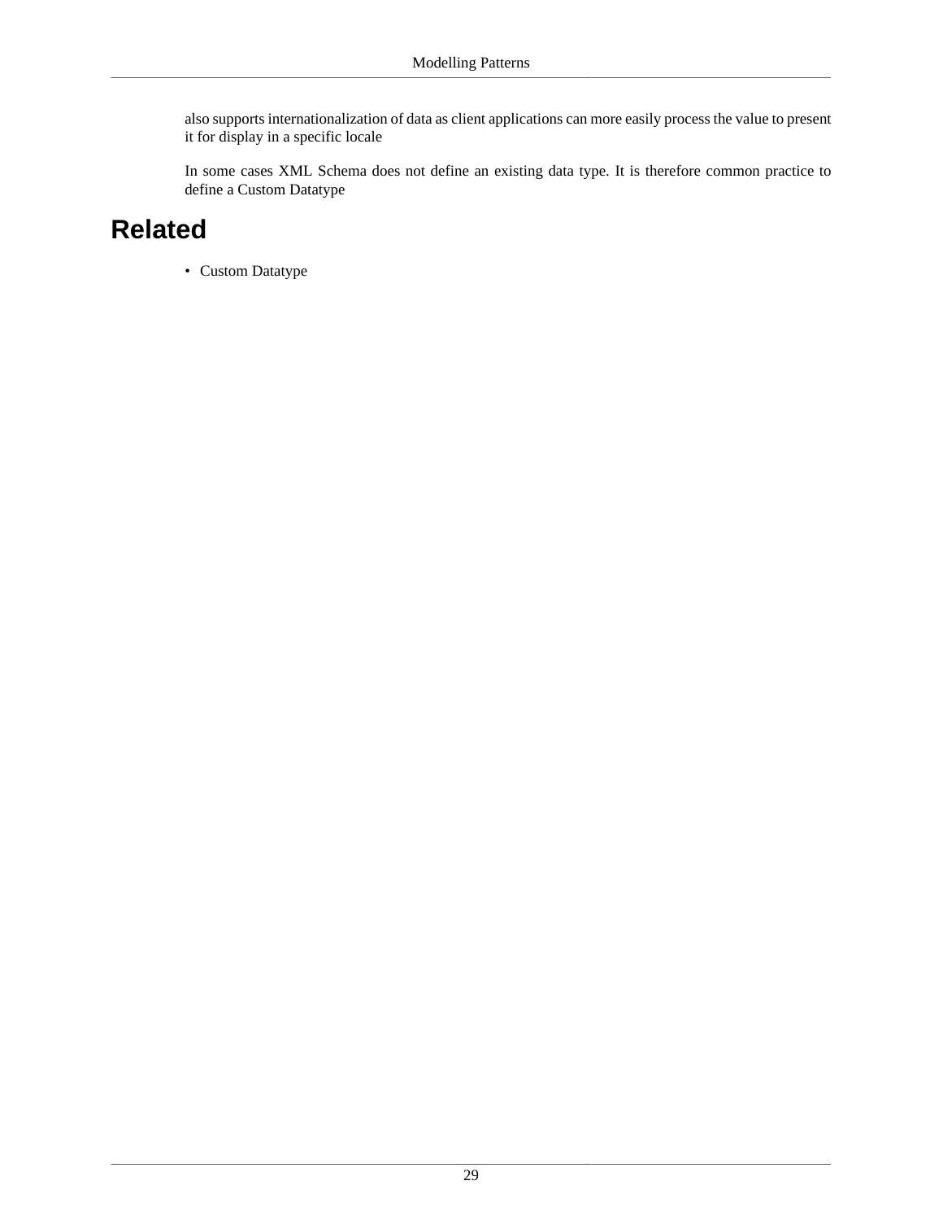also supports internationalization of data as client applications can more easily process the value to present it for display in a specific locale

In some cases XML Schema does not define an existing data type. It is therefore common practice to define a Custom Datatype

# Related

- Custom Datatype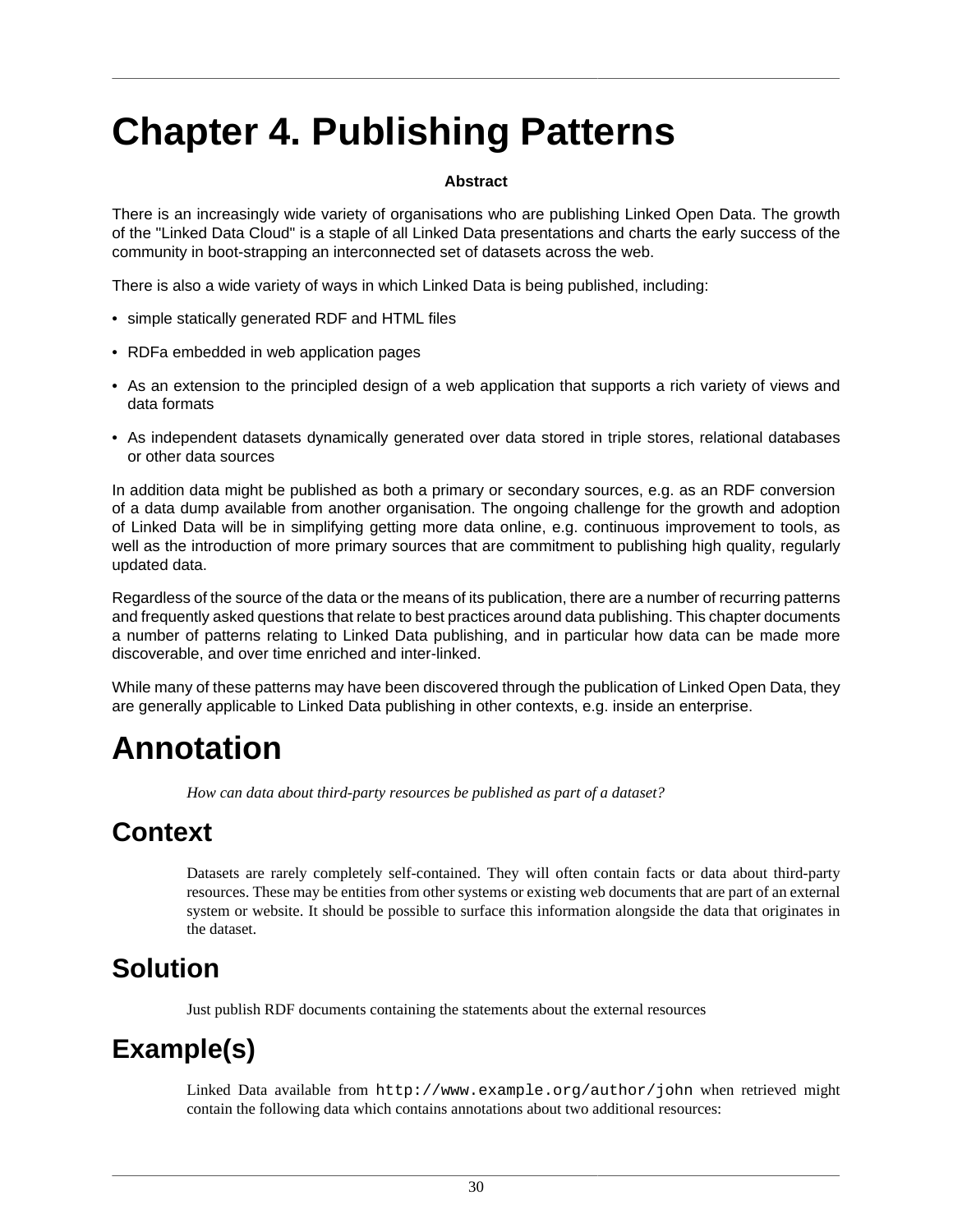# Chapter 4. Publishing Patterns

**Abstract**

There is an increasingly wide variety of organisations who are publishing Linked Open Data. The growth of the "Linked Data Cloud" is a staple of all Linked Data presentations and charts the early success of the community in boot-strapping an interconnected set of datasets across the web.

There is also a wide variety of ways in which Linked Data is being published, including:

- simple statically generated RDF and HTML files
- RDFa embedded in web application pages
- As an extension to the principled design of a web application that supports a rich variety of views and data formats
- As independent datasets dynamically generated over data stored in triple stores, relational databases or other data sources

In addition data might be published as both a primary or secondary sources, e.g. as an RDF conversion of a data dump available from another organisation. The ongoing challenge for the growth and adoption of Linked Data will be in simplifying getting more data online, e.g. continuous improvement to tools, as well as the introduction of more primary sources that are commitment to publishing high quality, regularly updated data.

Regardless of the source of the data or the means of its publication, there are a number of recurring patterns and frequently asked questions that relate to best practices around data publishing. This chapter documents a number of patterns relating to Linked Data publishing, and in particular how data can be made more discoverable, and over time enriched and inter-linked.

While many of these patterns may have been discovered through the publication of Linked Open Data, they are generally applicable to Linked Data publishing in other contexts, e.g. inside an enterprise.

# Annotation

*How can data about third-party resources be published as part of a dataset?*

## Context

Datasets are rarely completely self-contained. They will often contain facts or data about third-party resources. These may be entities from other systems or existing web documents that are part of an external system or website. It should be possible to surface this information alongside the data that originates in the dataset.

## Solution

Just publish RDF documents containing the statements about the external resources

## Example(s)

Linked Data available from `http://www.example.org/author/john` when retrieved might contain the following data which contains annotations about two additional resources: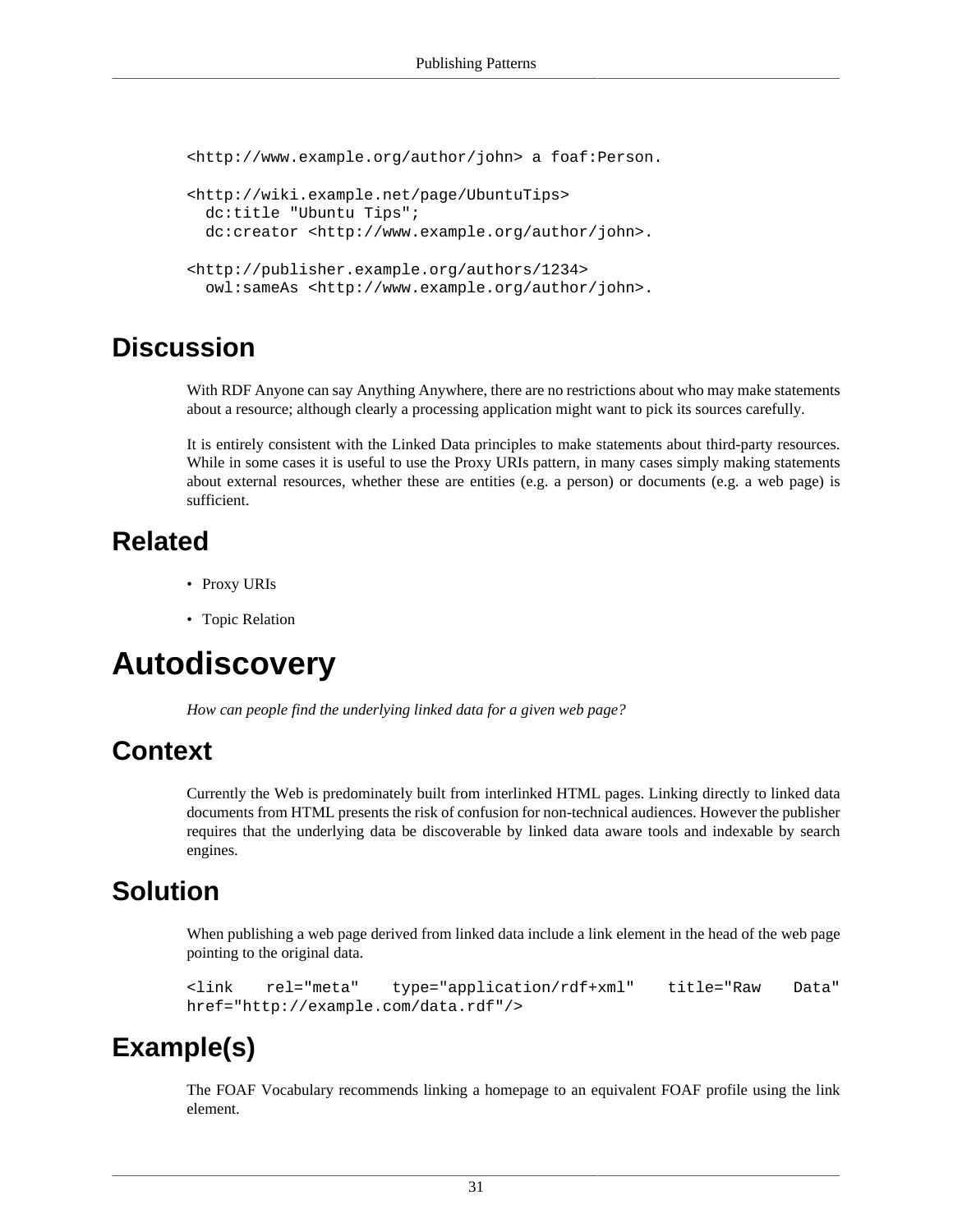```
<http://www.example.org/author/john> a foaf:Person.

<http://wiki.example.net/page/UbuntuTips>
  dc:title "Ubuntu Tips";
  dc:creator <http://www.example.org/author/john>.

<http://publisher.example.org/authors/1234>
  owl:sameAs <http://www.example.org/author/john>.
```

## Discussion

With RDF Anyone can say Anything Anywhere, there are no restrictions about who may make statements about a resource; although clearly a processing application might want to pick its sources carefully.

It is entirely consistent with the Linked Data principles to make statements about third-party resources. While in some cases it is useful to use the Proxy URIs pattern, in many cases simply making statements about external resources, whether these are entities (e.g. a person) or documents (e.g. a web page) is sufficient.

## Related

- Proxy URIs
- Topic Relation

# Autodiscovery

*How can people find the underlying linked data for a given web page?*

## Context

Currently the Web is predominately built from interlinked HTML pages. Linking directly to linked data documents from HTML presents the risk of confusion for non-technical audiences. However the publisher requires that the underlying data be discoverable by linked data aware tools and indexable by search engines.

## Solution

When publishing a web page derived from linked data include a link element in the head of the web page pointing to the original data.

```
<link rel="meta" type="application/rdf+xml" title="Raw Data"
href="http://example.com/data.rdf"/>
```

## Example(s)

The FOAF Vocabulary recommends linking a homepage to an equivalent FOAF profile using the link element.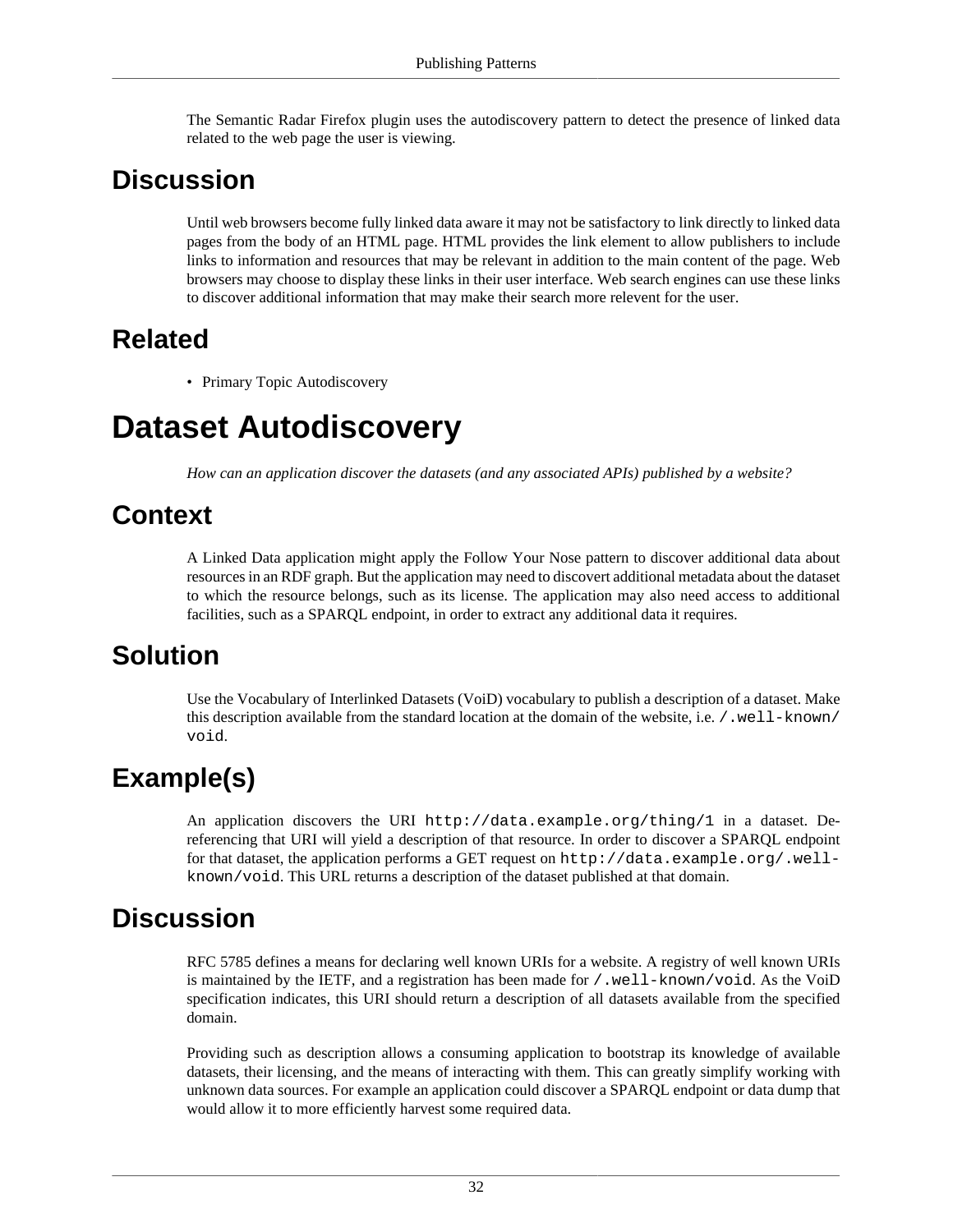The Semantic Radar Firefox plugin uses the autodiscovery pattern to detect the presence of linked data related to the web page the user is viewing.

## Discussion

Until web browsers become fully linked data aware it may not be satisfactory to link directly to linked data pages from the body of an HTML page. HTML provides the link element to allow publishers to include links to information and resources that may be relevant in addition to the main content of the page. Web browsers may choose to display these links in their user interface. Web search engines can use these links to discover additional information that may make their search more relevent for the user.

## Related

- Primary Topic Autodiscovery

# Dataset Autodiscovery

*How can an application discover the datasets (and any associated APIs) published by a website?*

## Context

A Linked Data application might apply the Follow Your Nose pattern to discover additional data about resources in an RDF graph. But the application may need to discovert additional metadata about the dataset to which the resource belongs, such as its license. The application may also need access to additional facilities, such as a SPARQL endpoint, in order to extract any additional data it requires.

## Solution

Use the Vocabulary of Interlinked Datasets (VoiD) vocabulary to publish a description of a dataset. Make this description available from the standard location at the domain of the website, i.e. `/.well-known/void`.

## Example(s)

An application discovers the URI `http://data.example.org/thing/1` in a dataset. De-referencing that URI will yield a description of that resource. In order to discover a SPARQL endpoint for that dataset, the application performs a GET request on `http://data.example.org/.well-known/void`. This URL returns a description of the dataset published at that domain.

## Discussion

RFC 5785 defines a means for declaring well known URIs for a website. A registry of well known URIs is maintained by the IETF, and a registration has been made for `/.well-known/void`. As the VoiD specification indicates, this URI should return a description of all datasets available from the specified domain.

Providing such as description allows a consuming application to bootstrap its knowledge of available datasets, their licensing, and the means of interacting with them. This can greatly simplify working with unknown data sources. For example an application could discover a SPARQL endpoint or data dump that would allow it to more efficiently harvest some required data.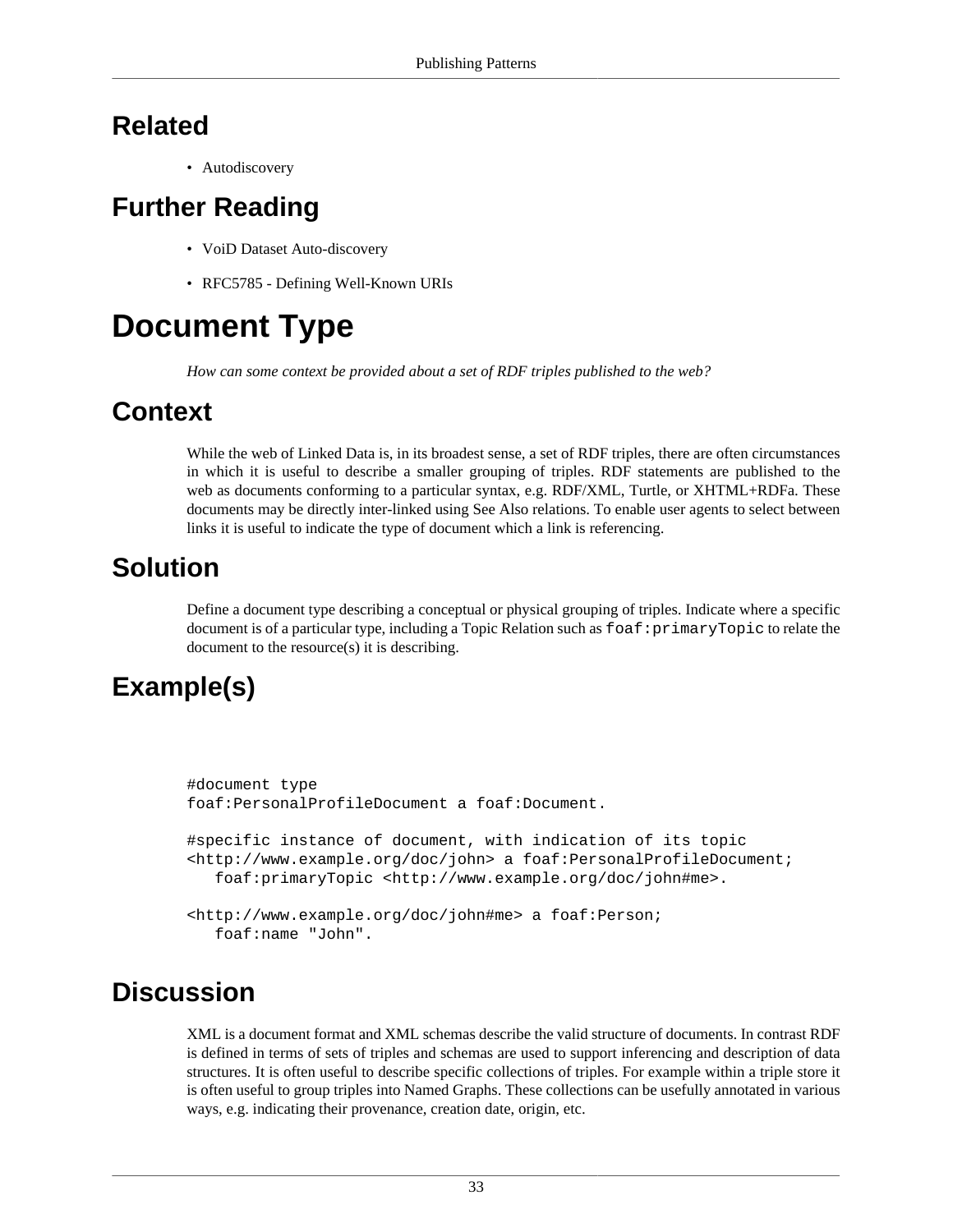## Related

- Autodiscovery

## Further Reading

- VoiD Dataset Auto-discovery
- RFC5785 - Defining Well-Known URIs

# Document Type

*How can some context be provided about a set of RDF triples published to the web?*

## Context

While the web of Linked Data is, in its broadest sense, a set of RDF triples, there are often circumstances in which it is useful to describe a smaller grouping of triples. RDF statements are published to the web as documents conforming to a particular syntax, e.g. RDF/XML, Turtle, or XHTML+RDFa. These documents may be directly inter-linked using See Also relations. To enable user agents to select between links it is useful to indicate the type of document which a link is referencing.

## Solution

Define a document type describing a conceptual or physical grouping of triples. Indicate where a specific document is of a particular type, including a Topic Relation such as `foaf:primaryTopic` to relate the document to the resource(s) it is describing.

## Example(s)

```
#document type
foaf:PersonalProfileDocument a foaf:Document.

#specific instance of document, with indication of its topic
<http://www.example.org/doc/john> a foaf:PersonalProfileDocument;
   foaf:primaryTopic <http://www.example.org/doc/john#me>.

<http://www.example.org/doc/john#me> a foaf:Person;
   foaf:name "John".
```

## Discussion

XML is a document format and XML schemas describe the valid structure of documents. In contrast RDF is defined in terms of sets of triples and schemas are used to support inferencing and description of data structures. It is often useful to describe specific collections of triples. For example within a triple store it is often useful to group triples into Named Graphs. These collections can be usefully annotated in various ways, e.g. indicating their provenance, creation date, origin, etc.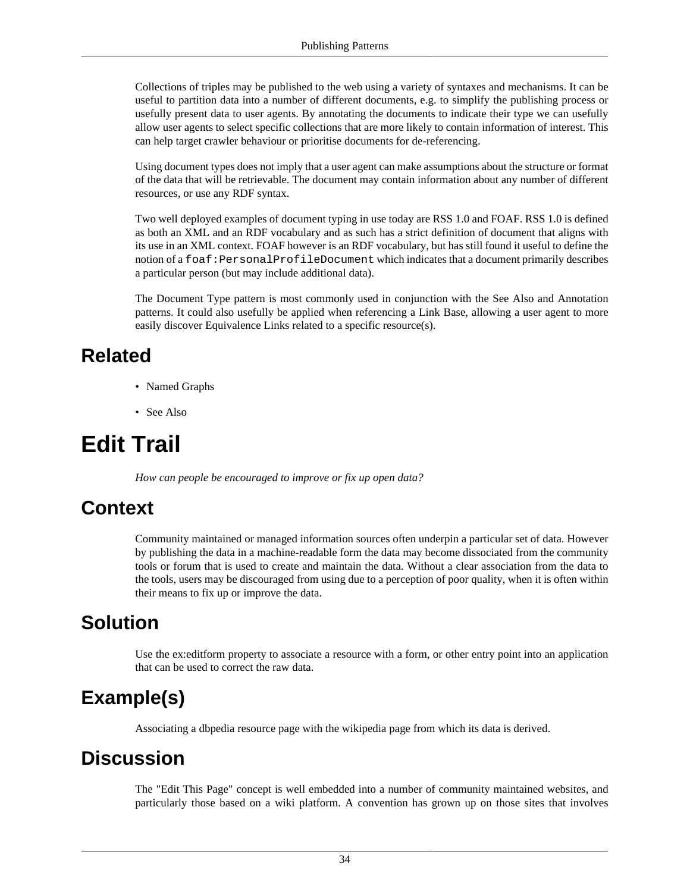Collections of triples may be published to the web using a variety of syntaxes and mechanisms. It can be useful to partition data into a number of different documents, e.g. to simplify the publishing process or usefully present data to user agents. By annotating the documents to indicate their type we can usefully allow user agents to select specific collections that are more likely to contain information of interest. This can help target crawler behaviour or prioritise documents for de-referencing.

Using document types does not imply that a user agent can make assumptions about the structure or format of the data that will be retrievable. The document may contain information about any number of different resources, or use any RDF syntax.

Two well deployed examples of document typing in use today are RSS 1.0 and FOAF. RSS 1.0 is defined as both an XML and an RDF vocabulary and as such has a strict definition of document that aligns with its use in an XML context. FOAF however is an RDF vocabulary, but has still found it useful to define the notion of a `foaf:PersonalProfileDocument` which indicates that a document primarily describes a particular person (but may include additional data).

The Document Type pattern is most commonly used in conjunction with the See Also and Annotation patterns. It could also usefully be applied when referencing a Link Base, allowing a user agent to more easily discover Equivalence Links related to a specific resource(s).

## Related

- Named Graphs
- See Also

# Edit Trail

*How can people be encouraged to improve or fix up open data?*

## Context

Community maintained or managed information sources often underpin a particular set of data. However by publishing the data in a machine-readable form the data may become dissociated from the community tools or forum that is used to create and maintain the data. Without a clear association from the data to the tools, users may be discouraged from using due to a perception of poor quality, when it is often within their means to fix up or improve the data.

## Solution

Use the ex:editform property to associate a resource with a form, or other entry point into an application that can be used to correct the raw data.

## Example(s)

Associating a dbpedia resource page with the wikipedia page from which its data is derived.

## Discussion

The "Edit This Page" concept is well embedded into a number of community maintained websites, and particularly those based on a wiki platform. A convention has grown up on those sites that involves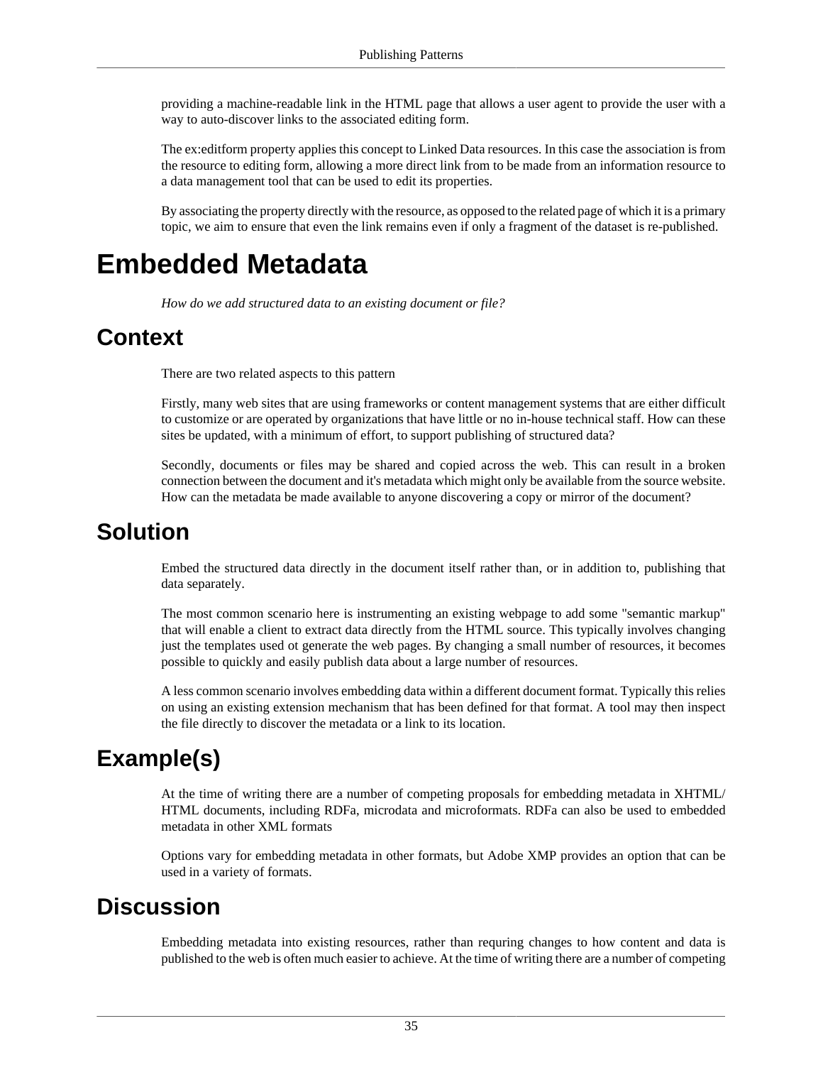providing a machine-readable link in the HTML page that allows a user agent to provide the user with a way to auto-discover links to the associated editing form.

The ex:editform property applies this concept to Linked Data resources. In this case the association is from the resource to editing form, allowing a more direct link from to be made from an information resource to a data management tool that can be used to edit its properties.

By associating the property directly with the resource, as opposed to the related page of which it is a primary topic, we aim to ensure that even the link remains even if only a fragment of the dataset is re-published.

# Embedded Metadata

*How do we add structured data to an existing document or file?*

## Context

There are two related aspects to this pattern

Firstly, many web sites that are using frameworks or content management systems that are either difficult to customize or are operated by organizations that have little or no in-house technical staff. How can these sites be updated, with a minimum of effort, to support publishing of structured data?

Secondly, documents or files may be shared and copied across the web. This can result in a broken connection between the document and it's metadata which might only be available from the source website. How can the metadata be made available to anyone discovering a copy or mirror of the document?

## Solution

Embed the structured data directly in the document itself rather than, or in addition to, publishing that data separately.

The most common scenario here is instrumenting an existing webpage to add some "semantic markup" that will enable a client to extract data directly from the HTML source. This typically involves changing just the templates used ot generate the web pages. By changing a small number of resources, it becomes possible to quickly and easily publish data about a large number of resources.

A less common scenario involves embedding data within a different document format. Typically this relies on using an existing extension mechanism that has been defined for that format. A tool may then inspect the file directly to discover the metadata or a link to its location.

## Example(s)

At the time of writing there are a number of competing proposals for embedding metadata in XHTML/HTML documents, including RDFa, microdata and microformats. RDFa can also be used to embedded metadata in other XML formats

Options vary for embedding metadata in other formats, but Adobe XMP provides an option that can be used in a variety of formats.

## Discussion

Embedding metadata into existing resources, rather than requring changes to how content and data is published to the web is often much easier to achieve. At the time of writing there are a number of competing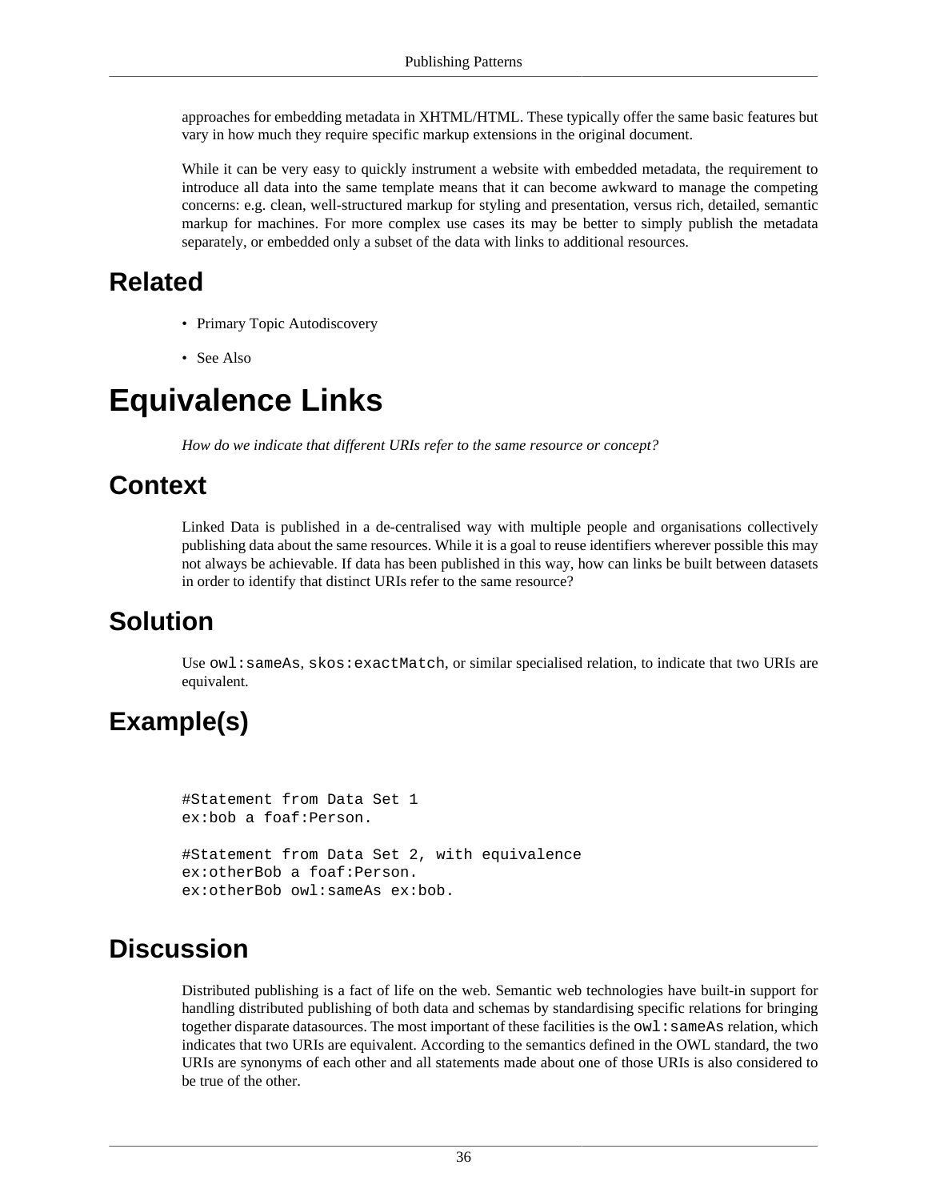approaches for embedding metadata in XHTML/HTML. These typically offer the same basic features but vary in how much they require specific markup extensions in the original document.

While it can be very easy to quickly instrument a website with embedded metadata, the requirement to introduce all data into the same template means that it can become awkward to manage the competing concerns: e.g. clean, well-structured markup for styling and presentation, versus rich, detailed, semantic markup for machines. For more complex use cases its may be better to simply publish the metadata separately, or embedded only a subset of the data with links to additional resources.

## Related

- Primary Topic Autodiscovery
- See Also

# Equivalence Links

*How do we indicate that different URIs refer to the same resource or concept?*

## Context

Linked Data is published in a de-centralised way with multiple people and organisations collectively publishing data about the same resources. While it is a goal to reuse identifiers wherever possible this may not always be achievable. If data has been published in this way, how can links be built between datasets in order to identify that distinct URIs refer to the same resource?

## Solution

Use `owl:sameAs`, `skos:exactMatch`, or similar specialised relation, to indicate that two URIs are equivalent.

## Example(s)

```
#Statement from Data Set 1
ex:bob a foaf:Person.

#Statement from Data Set 2, with equivalence
ex:otherBob a foaf:Person.
ex:otherBob owl:sameAs ex:bob.
```

## Discussion

Distributed publishing is a fact of life on the web. Semantic web technologies have built-in support for handling distributed publishing of both data and schemas by standardising specific relations for bringing together disparate datasources. The most important of these facilities is the `owl:sameAs` relation, which indicates that two URIs are equivalent. According to the semantics defined in the OWL standard, the two URIs are synonyms of each other and all statements made about one of those URIs is also considered to be true of the other.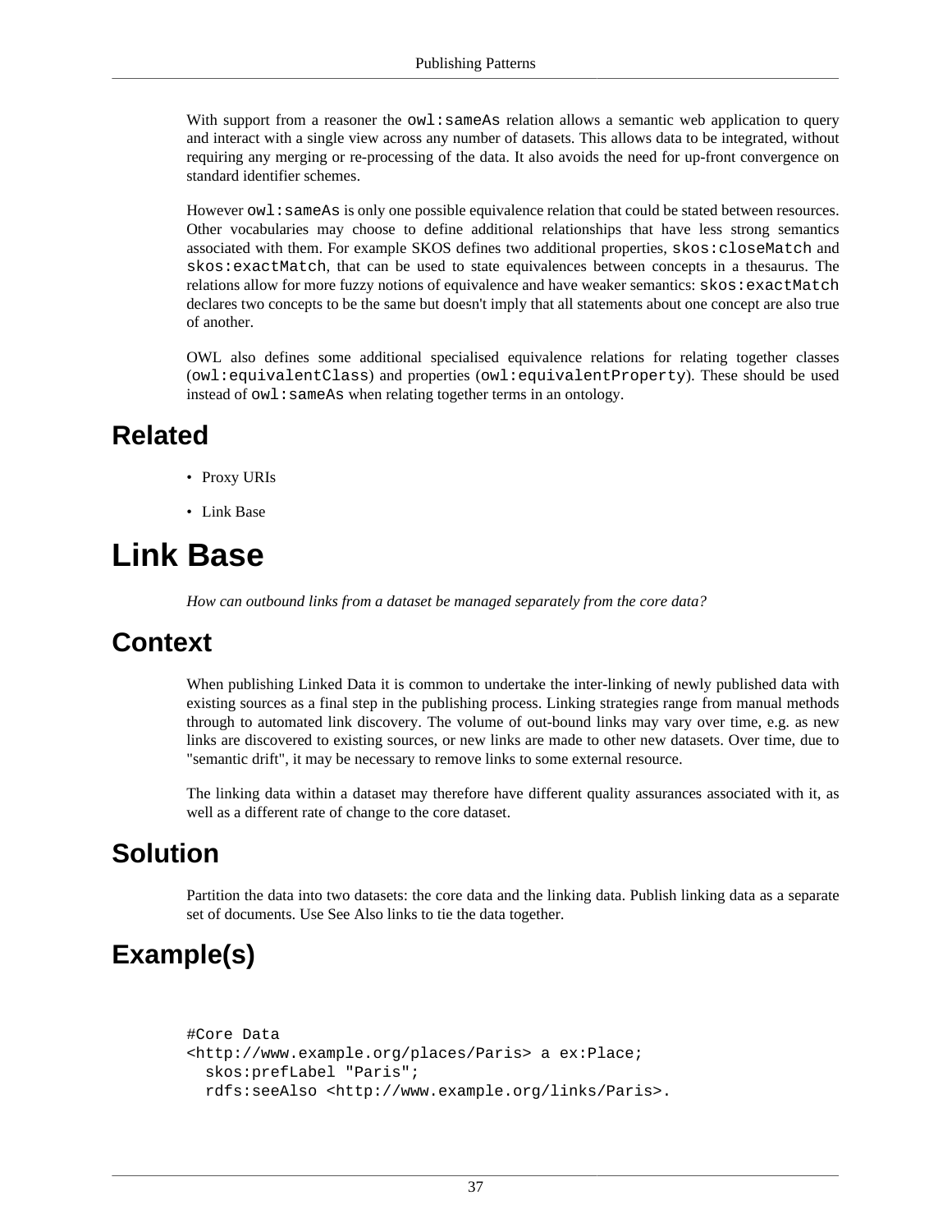With support from a reasoner the `owl:sameAs` relation allows a semantic web application to query and interact with a single view across any number of datasets. This allows data to be integrated, without requiring any merging or re-processing of the data. It also avoids the need for up-front convergence on standard identifier schemes.

However `owl:sameAs` is only one possible equivalence relation that could be stated between resources. Other vocabularies may choose to define additional relationships that have less strong semantics associated with them. For example SKOS defines two additional properties, `skos:closeMatch` and `skos:exactMatch`, that can be used to state equivalences between concepts in a thesaurus. The relations allow for more fuzzy notions of equivalence and have weaker semantics: `skos:exactMatch` declares two concepts to be the same but doesn't imply that all statements about one concept are also true of another.

OWL also defines some additional specialised equivalence relations for relating together classes (`owl:equivalentClass`) and properties (`owl:equivalentProperty`). These should be used instead of `owl:sameAs` when relating together terms in an ontology.

## Related

- Proxy URIs
- Link Base

# Link Base

*How can outbound links from a dataset be managed separately from the core data?*

## Context

When publishing Linked Data it is common to undertake the inter-linking of newly published data with existing sources as a final step in the publishing process. Linking strategies range from manual methods through to automated link discovery. The volume of out-bound links may vary over time, e.g. as new links are discovered to existing sources, or new links are made to other new datasets. Over time, due to "semantic drift", it may be necessary to remove links to some external resource.

The linking data within a dataset may therefore have different quality assurances associated with it, as well as a different rate of change to the core dataset.

## Solution

Partition the data into two datasets: the core data and the linking data. Publish linking data as a separate set of documents. Use See Also links to tie the data together.

## Example(s)

```
#Core Data
<http://www.example.org/places/Paris> a ex:Place;
  skos:prefLabel "Paris";
  rdfs:seeAlso <http://www.example.org/links/Paris>.
```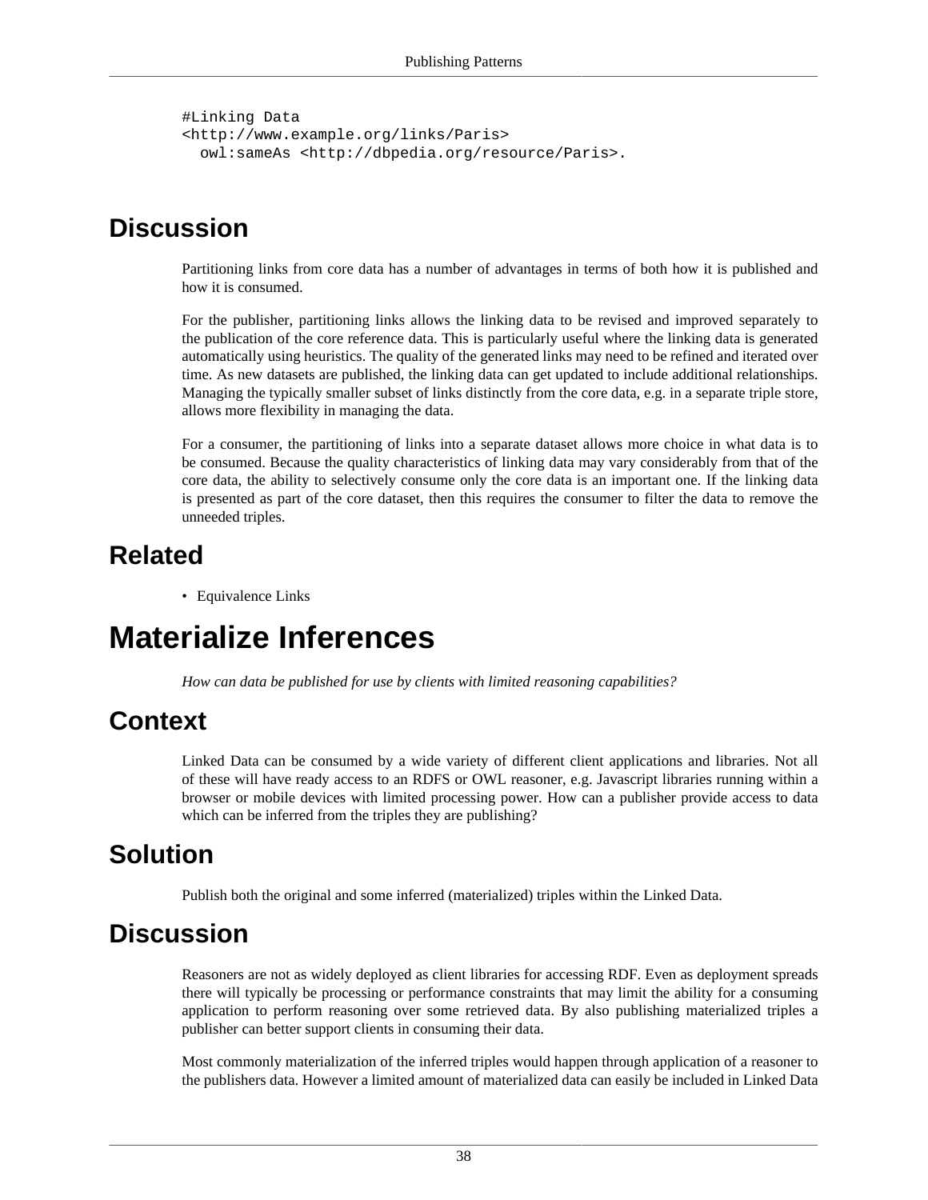```
#Linking Data
<http://www.example.org/links/Paris>
  owl:sameAs <http://dbpedia.org/resource/Paris>.
```

## Discussion

Partitioning links from core data has a number of advantages in terms of both how it is published and how it is consumed.

For the publisher, partitioning links allows the linking data to be revised and improved separately to the publication of the core reference data. This is particularly useful where the linking data is generated automatically using heuristics. The quality of the generated links may need to be refined and iterated over time. As new datasets are published, the linking data can get updated to include additional relationships. Managing the typically smaller subset of links distinctly from the core data, e.g. in a separate triple store, allows more flexibility in managing the data.

For a consumer, the partitioning of links into a separate dataset allows more choice in what data is to be consumed. Because the quality characteristics of linking data may vary considerably from that of the core data, the ability to selectively consume only the core data is an important one. If the linking data is presented as part of the core dataset, then this requires the consumer to filter the data to remove the unneeded triples.

## Related

- Equivalence Links

# Materialize Inferences

*How can data be published for use by clients with limited reasoning capabilities?*

## Context

Linked Data can be consumed by a wide variety of different client applications and libraries. Not all of these will have ready access to an RDFS or OWL reasoner, e.g. Javascript libraries running within a browser or mobile devices with limited processing power. How can a publisher provide access to data which can be inferred from the triples they are publishing?

## Solution

Publish both the original and some inferred (materialized) triples within the Linked Data.

## Discussion

Reasoners are not as widely deployed as client libraries for accessing RDF. Even as deployment spreads there will typically be processing or performance constraints that may limit the ability for a consuming application to perform reasoning over some retrieved data. By also publishing materialized triples a publisher can better support clients in consuming their data.

Most commonly materialization of the inferred triples would happen through application of a reasoner to the publishers data. However a limited amount of materialized data can easily be included in Linked Data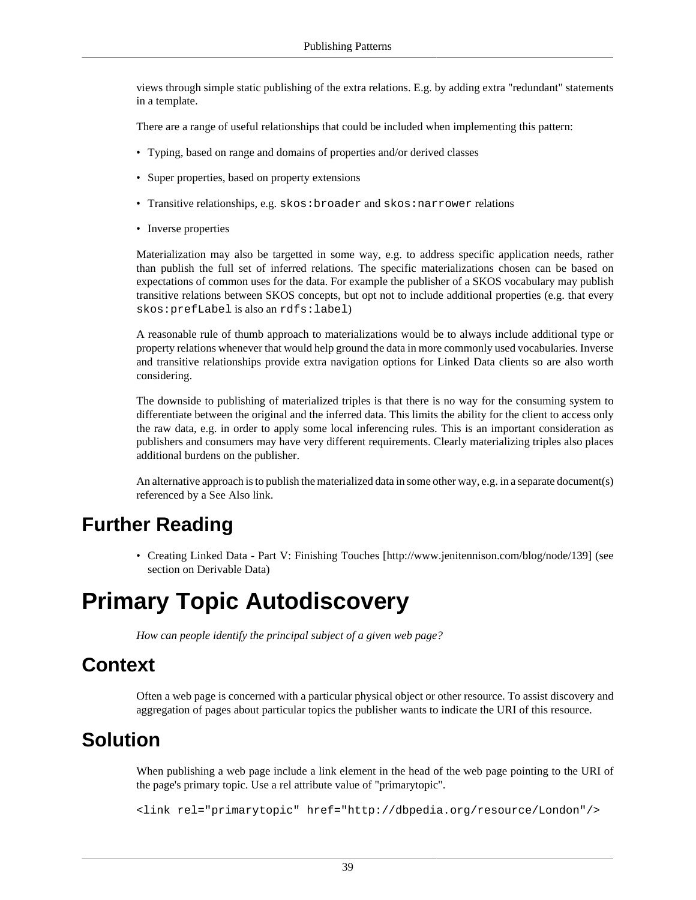views through simple static publishing of the extra relations. E.g. by adding extra "redundant" statements in a template.

There are a range of useful relationships that could be included when implementing this pattern:

- Typing, based on range and domains of properties and/or derived classes
- Super properties, based on property extensions
- Transitive relationships, e.g. `skos:broader` and `skos:narrower` relations
- Inverse properties

Materialization may also be targetted in some way, e.g. to address specific application needs, rather than publish the full set of inferred relations. The specific materializations chosen can be based on expectations of common uses for the data. For example the publisher of a SKOS vocabulary may publish transitive relations between SKOS concepts, but opt not to include additional properties (e.g. that every `skos:prefLabel` is also an `rdfs:label`)

A reasonable rule of thumb approach to materializations would be to always include additional type or property relations whenever that would help ground the data in more commonly used vocabularies. Inverse and transitive relationships provide extra navigation options for Linked Data clients so are also worth considering.

The downside to publishing of materialized triples is that there is no way for the consuming system to differentiate between the original and the inferred data. This limits the ability for the client to access only the raw data, e.g. in order to apply some local inferencing rules. This is an important consideration as publishers and consumers may have very different requirements. Clearly materializing triples also places additional burdens on the publisher.

An alternative approach is to publish the materialized data in some other way, e.g. in a separate document(s) referenced by a See Also link.

## Further Reading

- Creating Linked Data - Part V: Finishing Touches [http://www.jenitennison.com/blog/node/139] (see section on Derivable Data)

# Primary Topic Autodiscovery

*How can people identify the principal subject of a given web page?*

## Context

Often a web page is concerned with a particular physical object or other resource. To assist discovery and aggregation of pages about particular topics the publisher wants to indicate the URI of this resource.

## Solution

When publishing a web page include a link element in the head of the web page pointing to the URI of the page's primary topic. Use a rel attribute value of "primarytopic".

```
<link rel="primarytopic" href="http://dbpedia.org/resource/London"/>
```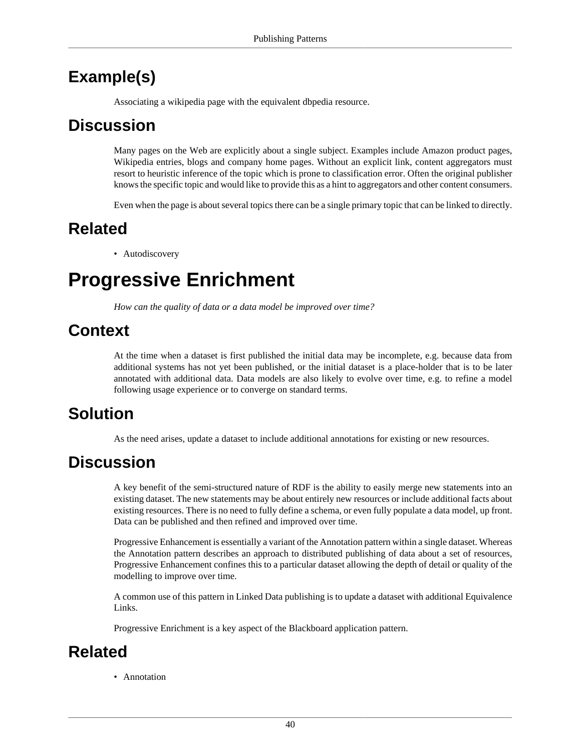## Example(s)

Associating a wikipedia page with the equivalent dbpedia resource.

## Discussion

Many pages on the Web are explicitly about a single subject. Examples include Amazon product pages, Wikipedia entries, blogs and company home pages. Without an explicit link, content aggregators must resort to heuristic inference of the topic which is prone to classification error. Often the original publisher knows the specific topic and would like to provide this as a hint to aggregators and other content consumers.

Even when the page is about several topics there can be a single primary topic that can be linked to directly.

## Related

- Autodiscovery

# Progressive Enrichment

*How can the quality of data or a data model be improved over time?*

## Context

At the time when a dataset is first published the initial data may be incomplete, e.g. because data from additional systems has not yet been published, or the initial dataset is a place-holder that is to be later annotated with additional data. Data models are also likely to evolve over time, e.g. to refine a model following usage experience or to converge on standard terms.

## Solution

As the need arises, update a dataset to include additional annotations for existing or new resources.

## Discussion

A key benefit of the semi-structured nature of RDF is the ability to easily merge new statements into an existing dataset. The new statements may be about entirely new resources or include additional facts about existing resources. There is no need to fully define a schema, or even fully populate a data model, up front. Data can be published and then refined and improved over time.

Progressive Enhancement is essentially a variant of the Annotation pattern within a single dataset. Whereas the Annotation pattern describes an approach to distributed publishing of data about a set of resources, Progressive Enhancement confines this to a particular dataset allowing the depth of detail or quality of the modelling to improve over time.

A common use of this pattern in Linked Data publishing is to update a dataset with additional Equivalence Links.

Progressive Enrichment is a key aspect of the Blackboard application pattern.

## Related

- Annotation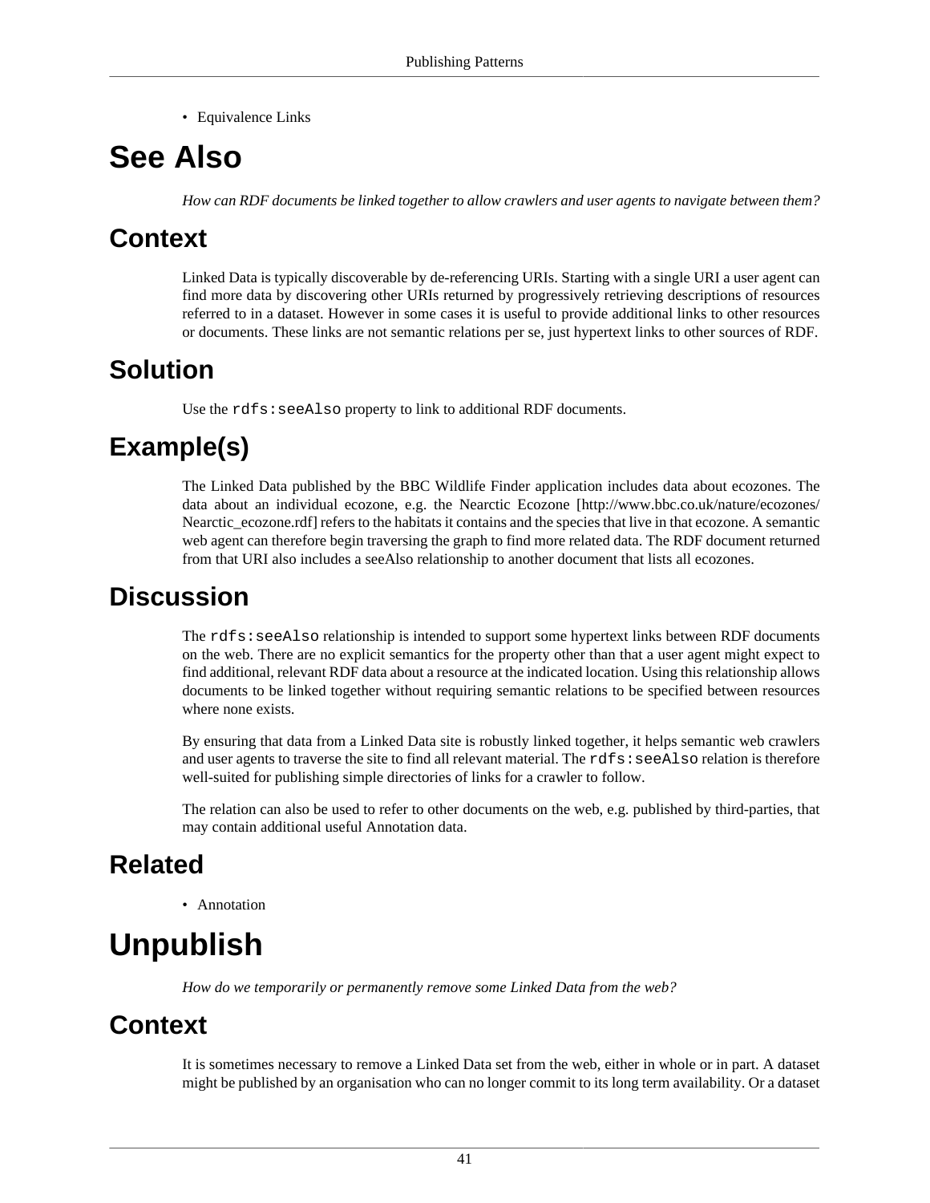- Equivalence Links

# See Also

*How can RDF documents be linked together to allow crawlers and user agents to navigate between them?*

## Context

Linked Data is typically discoverable by de-referencing URIs. Starting with a single URI a user agent can find more data by discovering other URIs returned by progressively retrieving descriptions of resources referred to in a dataset. However in some cases it is useful to provide additional links to other resources or documents. These links are not semantic relations per se, just hypertext links to other sources of RDF.

## Solution

Use the `rdfs:seeAlso` property to link to additional RDF documents.

## Example(s)

The Linked Data published by the BBC Wildlife Finder application includes data about ecozones. The data about an individual ecozone, e.g. the Nearctic Ecozone [http://www.bbc.co.uk/nature/ecozones/Nearctic_ecozone.rdf] refers to the habitats it contains and the species that live in that ecozone. A semantic web agent can therefore begin traversing the graph to find more related data. The RDF document returned from that URI also includes a seeAlso relationship to another document that lists all ecozones.

## Discussion

The `rdfs:seeAlso` relationship is intended to support some hypertext links between RDF documents on the web. There are no explicit semantics for the property other than that a user agent might expect to find additional, relevant RDF data about a resource at the indicated location. Using this relationship allows documents to be linked together without requiring semantic relations to be specified between resources where none exists.

By ensuring that data from a Linked Data site is robustly linked together, it helps semantic web crawlers and user agents to traverse the site to find all relevant material. The `rdfs:seeAlso` relation is therefore well-suited for publishing simple directories of links for a crawler to follow.

The relation can also be used to refer to other documents on the web, e.g. published by third-parties, that may contain additional useful Annotation data.

## Related

- Annotation

# Unpublish

*How do we temporarily or permanently remove some Linked Data from the web?*

## Context

It is sometimes necessary to remove a Linked Data set from the web, either in whole or in part. A dataset might be published by an organisation who can no longer commit to its long term availability. Or a dataset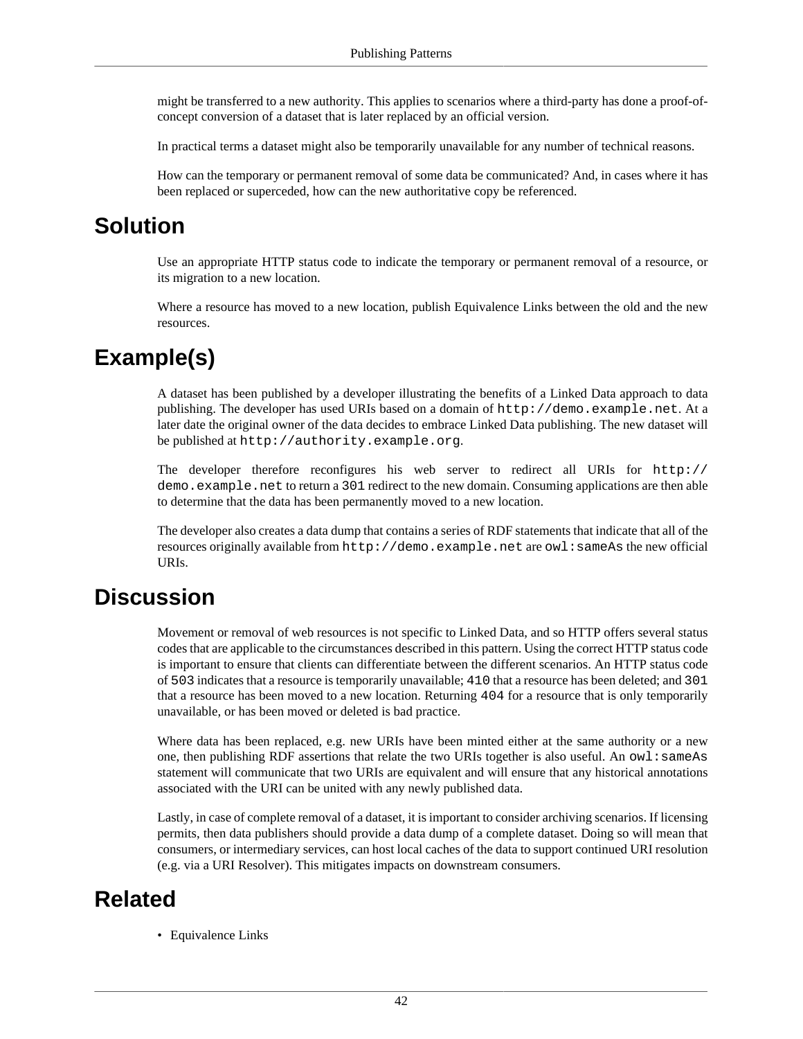might be transferred to a new authority. This applies to scenarios where a third-party has done a proof-of-concept conversion of a dataset that is later replaced by an official version.

In practical terms a dataset might also be temporarily unavailable for any number of technical reasons.

How can the temporary or permanent removal of some data be communicated? And, in cases where it has been replaced or superceded, how can the new authoritative copy be referenced.

## Solution

Use an appropriate HTTP status code to indicate the temporary or permanent removal of a resource, or its migration to a new location.

Where a resource has moved to a new location, publish Equivalence Links between the old and the new resources.

## Example(s)

A dataset has been published by a developer illustrating the benefits of a Linked Data approach to data publishing. The developer has used URIs based on a domain of `http://demo.example.net`. At a later date the original owner of the data decides to embrace Linked Data publishing. The new dataset will be published at `http://authority.example.org`.

The developer therefore reconfigures his web server to redirect all URIs for `http://demo.example.net` to return a `301` redirect to the new domain. Consuming applications are then able to determine that the data has been permanently moved to a new location.

The developer also creates a data dump that contains a series of RDF statements that indicate that all of the resources originally available from `http://demo.example.net` are `owl:sameAs` the new official URIs.

## Discussion

Movement or removal of web resources is not specific to Linked Data, and so HTTP offers several status codes that are applicable to the circumstances described in this pattern. Using the correct HTTP status code is important to ensure that clients can differentiate between the different scenarios. An HTTP status code of `503` indicates that a resource is temporarily unavailable; `410` that a resource has been deleted; and `301` that a resource has been moved to a new location. Returning `404` for a resource that is only temporarily unavailable, or has been moved or deleted is bad practice.

Where data has been replaced, e.g. new URIs have been minted either at the same authority or a new one, then publishing RDF assertions that relate the two URIs together is also useful. An `owl:sameAs` statement will communicate that two URIs are equivalent and will ensure that any historical annotations associated with the URI can be united with any newly published data.

Lastly, in case of complete removal of a dataset, it is important to consider archiving scenarios. If licensing permits, then data publishers should provide a data dump of a complete dataset. Doing so will mean that consumers, or intermediary services, can host local caches of the data to support continued URI resolution (e.g. via a URI Resolver). This mitigates impacts on downstream consumers.

## Related

- Equivalence Links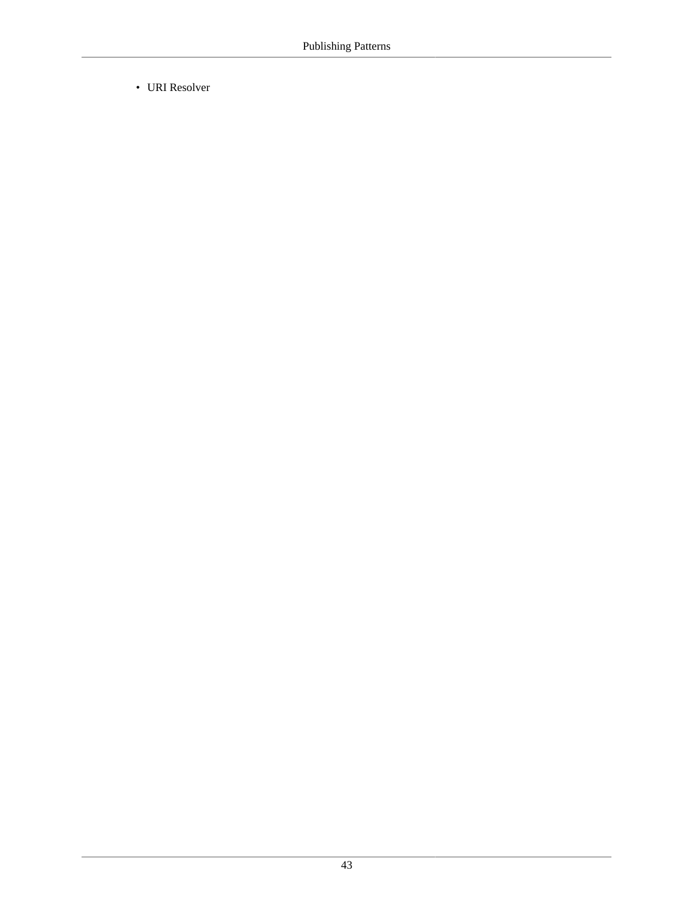- URI Resolver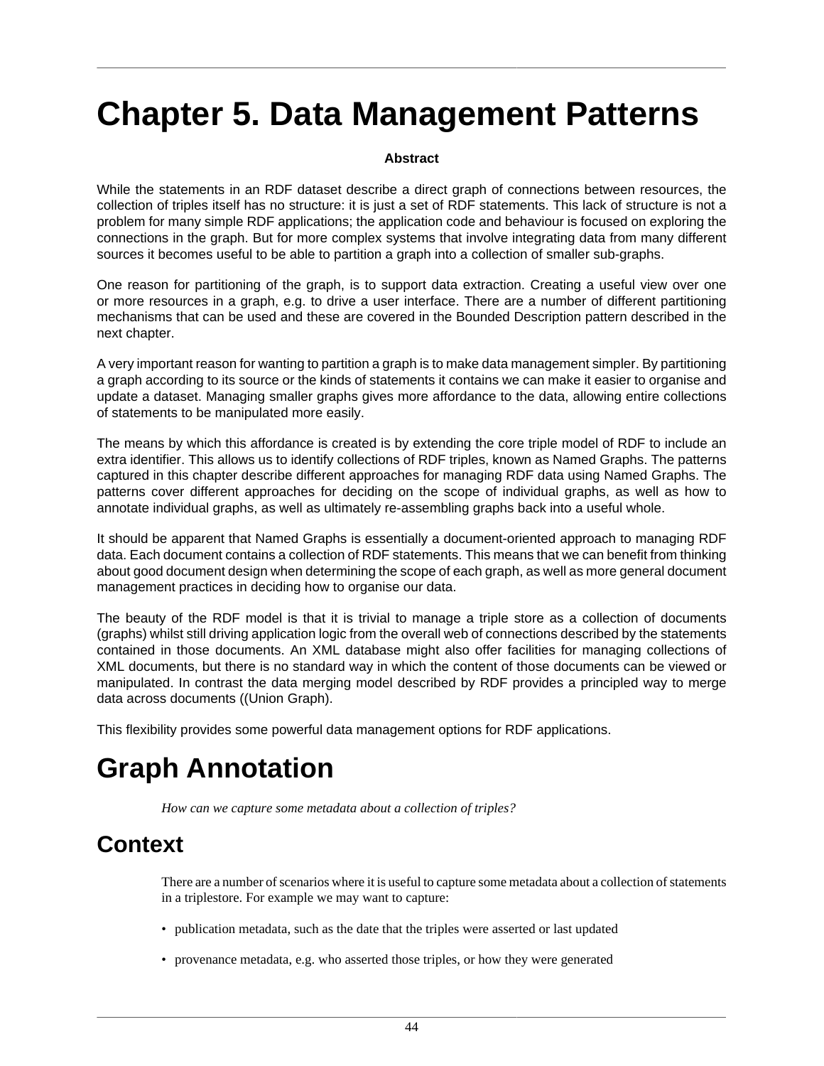# Chapter 5. Data Management Patterns

**Abstract**

While the statements in an RDF dataset describe a direct graph of connections between resources, the collection of triples itself has no structure: it is just a set of RDF statements. This lack of structure is not a problem for many simple RDF applications; the application code and behaviour is focused on exploring the connections in the graph. But for more complex systems that involve integrating data from many different sources it becomes useful to be able to partition a graph into a collection of smaller sub-graphs.

One reason for partitioning of the graph, is to support data extraction. Creating a useful view over one or more resources in a graph, e.g. to drive a user interface. There are a number of different partitioning mechanisms that can be used and these are covered in the Bounded Description pattern described in the next chapter.

A very important reason for wanting to partition a graph is to make data management simpler. By partitioning a graph according to its source or the kinds of statements it contains we can make it easier to organise and update a dataset. Managing smaller graphs gives more affordance to the data, allowing entire collections of statements to be manipulated more easily.

The means by which this affordance is created is by extending the core triple model of RDF to include an extra identifier. This allows us to identify collections of RDF triples, known as Named Graphs. The patterns captured in this chapter describe different approaches for managing RDF data using Named Graphs. The patterns cover different approaches for deciding on the scope of individual graphs, as well as how to annotate individual graphs, as well as ultimately re-assembling graphs back into a useful whole.

It should be apparent that Named Graphs is essentially a document-oriented approach to managing RDF data. Each document contains a collection of RDF statements. This means that we can benefit from thinking about good document design when determining the scope of each graph, as well as more general document management practices in deciding how to organise our data.

The beauty of the RDF model is that it is trivial to manage a triple store as a collection of documents (graphs) whilst still driving application logic from the overall web of connections described by the statements contained in those documents. An XML database might also offer facilities for managing collections of XML documents, but there is no standard way in which the content of those documents can be viewed or manipulated. In contrast the data merging model described by RDF provides a principled way to merge data across documents ((Union Graph).

This flexibility provides some powerful data management options for RDF applications.

# Graph Annotation

*How can we capture some metadata about a collection of triples?*

## Context

There are a number of scenarios where it is useful to capture some metadata about a collection of statements in a triplestore. For example we may want to capture:

- publication metadata, such as the date that the triples were asserted or last updated
- provenance metadata, e.g. who asserted those triples, or how they were generated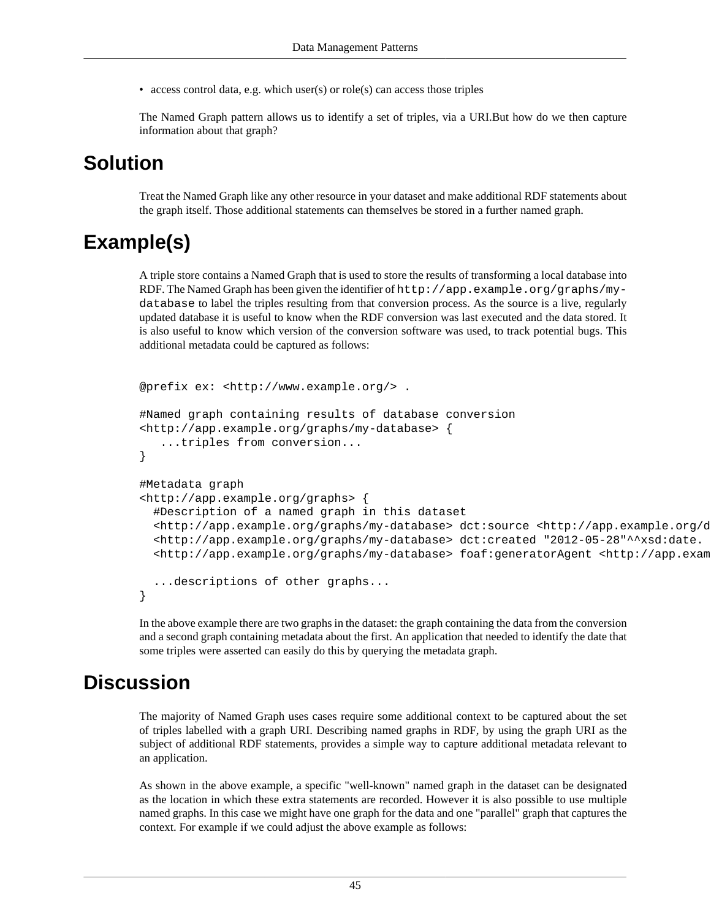- access control data, e.g. which user(s) or role(s) can access those triples

The Named Graph pattern allows us to identify a set of triples, via a URI.But how do we then capture information about that graph?

# Solution

Treat the Named Graph like any other resource in your dataset and make additional RDF statements about the graph itself. Those additional statements can themselves be stored in a further named graph.

# Example(s)

A triple store contains a Named Graph that is used to store the results of transforming a local database into RDF. The Named Graph has been given the identifier of `http://app.example.org/graphs/my-database` to label the triples resulting from that conversion process. As the source is a live, regularly updated database it is useful to know when the RDF conversion was last executed and the data stored. It is also useful to know which version of the conversion software was used, to track potential bugs. This additional metadata could be captured as follows:

```
@prefix ex: <http://www.example.org/> .

#Named graph containing results of database conversion
<http://app.example.org/graphs/my-database> {
   ...triples from conversion...
}

#Metadata graph
<http://app.example.org/graphs> {
  #Description of a named graph in this dataset
  <http://app.example.org/graphs/my-database> dct:source <http://app.example.org/d
  <http://app.example.org/graphs/my-database> dct:created "2012-05-28"^^xsd:date.
  <http://app.example.org/graphs/my-database> foaf:generatorAgent <http://app.exam

  ...descriptions of other graphs...
}
```

In the above example there are two graphs in the dataset: the graph containing the data from the conversion and a second graph containing metadata about the first. An application that needed to identify the date that some triples were asserted can easily do this by querying the metadata graph.

# Discussion

The majority of Named Graph uses cases require some additional context to be captured about the set of triples labelled with a graph URI. Describing named graphs in RDF, by using the graph URI as the subject of additional RDF statements, provides a simple way to capture additional metadata relevant to an application.

As shown in the above example, a specific "well-known" named graph in the dataset can be designated as the location in which these extra statements are recorded. However it is also possible to use multiple named graphs. In this case we might have one graph for the data and one "parallel" graph that captures the context. For example if we could adjust the above example as follows: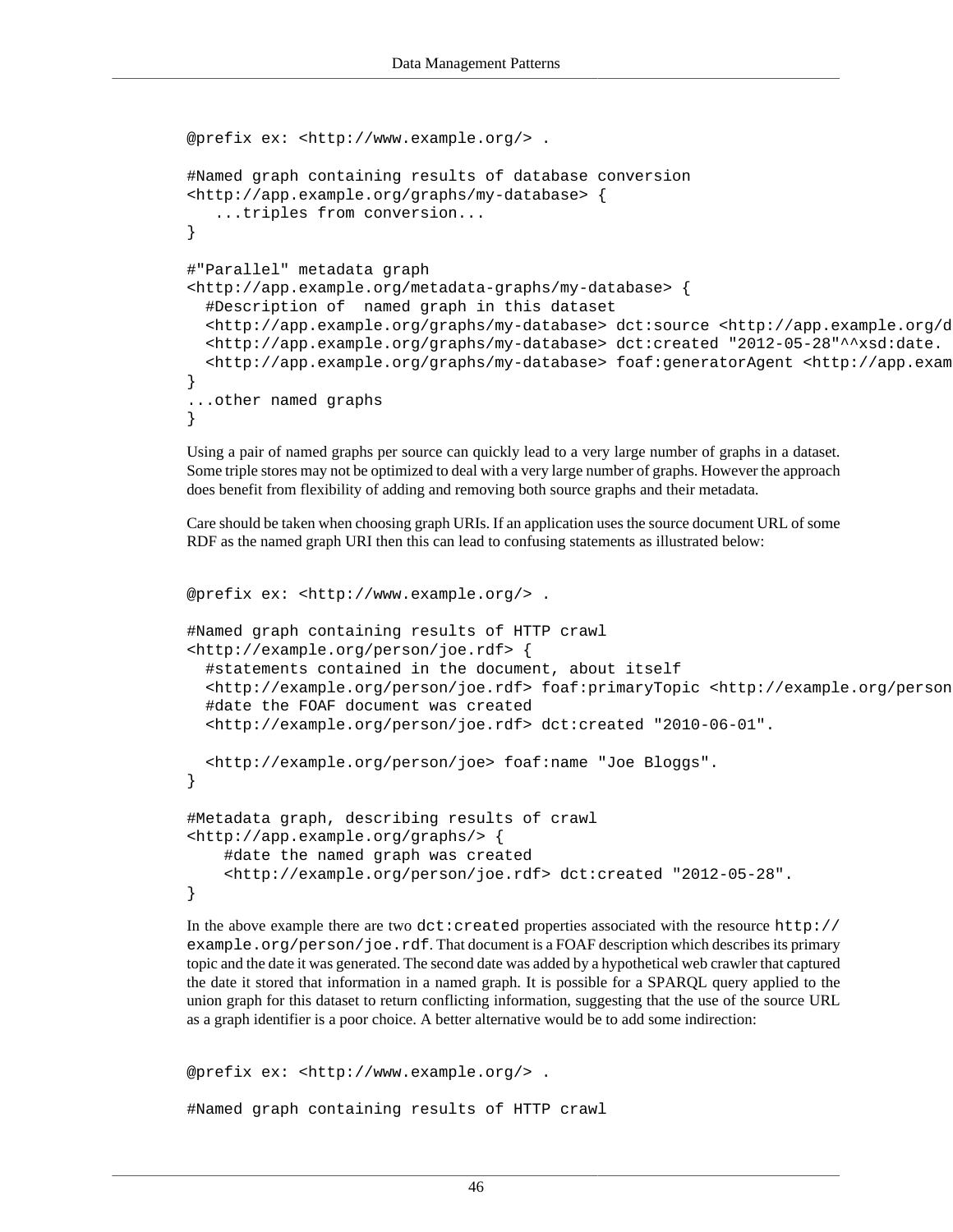```
@prefix ex: <http://www.example.org/> .

#Named graph containing results of database conversion
<http://app.example.org/graphs/my-database> {
   ...triples from conversion...
}

#"Parallel" metadata graph
<http://app.example.org/metadata-graphs/my-database> {
  #Description of  named graph in this dataset
  <http://app.example.org/graphs/my-database> dct:source <http://app.example.org/d
  <http://app.example.org/graphs/my-database> dct:created "2012-05-28"^^xsd:date.
  <http://app.example.org/graphs/my-database> foaf:generatorAgent <http://app.exam
}
...other named graphs
}
```

Using a pair of named graphs per source can quickly lead to a very large number of graphs in a dataset. Some triple stores may not be optimized to deal with a very large number of graphs. However the approach does benefit from flexibility of adding and removing both source graphs and their metadata.

Care should be taken when choosing graph URIs. If an application uses the source document URL of some RDF as the named graph URI then this can lead to confusing statements as illustrated below:

```
@prefix ex: <http://www.example.org/> .

#Named graph containing results of HTTP crawl
<http://example.org/person/joe.rdf> {
  #statements contained in the document, about itself
  <http://example.org/person/joe.rdf> foaf:primaryTopic <http://example.org/person
  #date the FOAF document was created
  <http://example.org/person/joe.rdf> dct:created "2010-06-01".

  <http://example.org/person/joe> foaf:name "Joe Bloggs".
}

#Metadata graph, describing results of crawl
<http://app.example.org/graphs/> {
    #date the named graph was created
    <http://example.org/person/joe.rdf> dct:created "2012-05-28".
}
```

In the above example there are two `dct:created` properties associated with the resource `http://example.org/person/joe.rdf`. That document is a FOAF description which describes its primary topic and the date it was generated. The second date was added by a hypothetical web crawler that captured the date it stored that information in a named graph. It is possible for a SPARQL query applied to the union graph for this dataset to return conflicting information, suggesting that the use of the source URL as a graph identifier is a poor choice. A better alternative would be to add some indirection:

```
@prefix ex: <http://www.example.org/> .

#Named graph containing results of HTTP crawl
```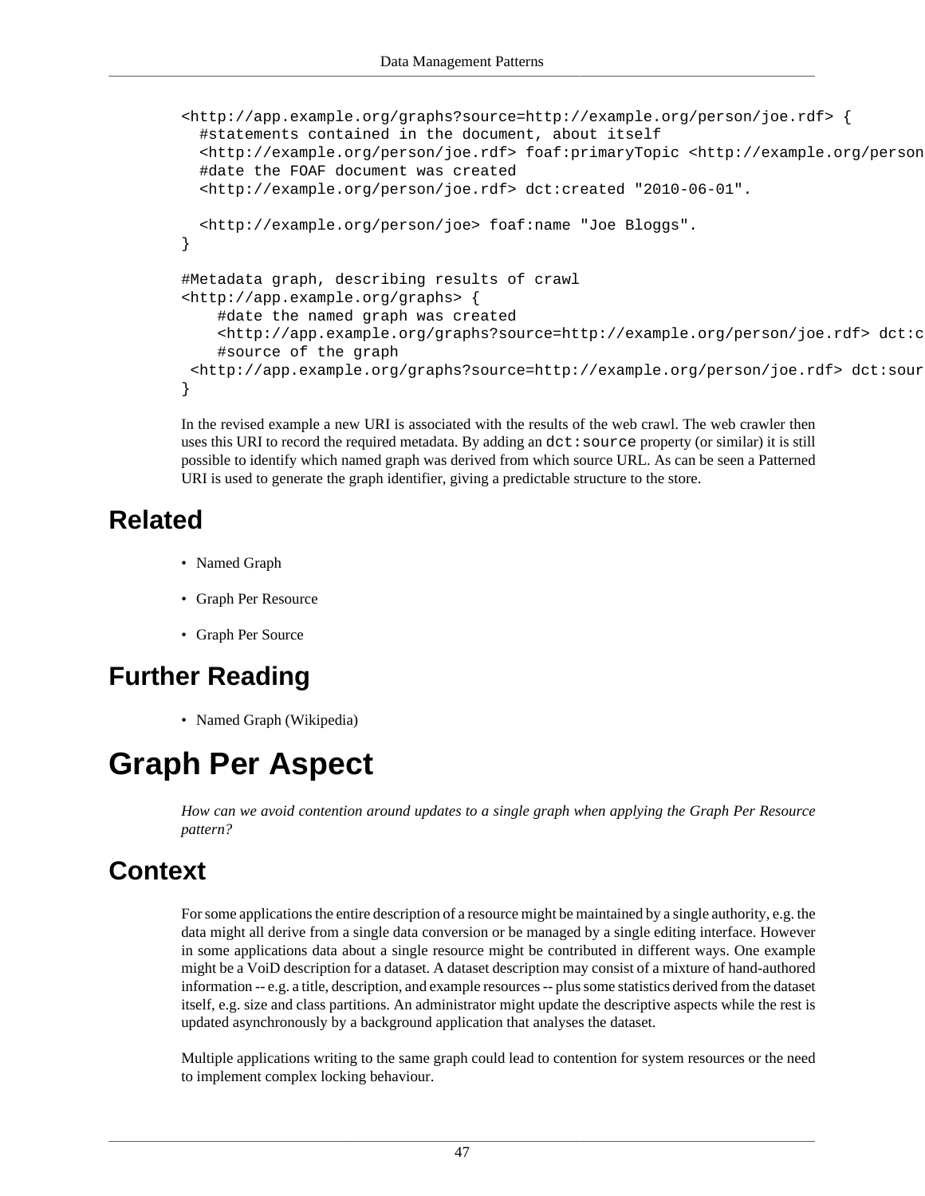```
<http://app.example.org/graphs?source=http://example.org/person/joe.rdf> {
  #statements contained in the document, about itself
  <http://example.org/person/joe.rdf> foaf:primaryTopic <http://example.org/person
  #date the FOAF document was created
  <http://example.org/person/joe.rdf> dct:created "2010-06-01".

  <http://example.org/person/joe> foaf:name "Joe Bloggs".
}

#Metadata graph, describing results of crawl
<http://app.example.org/graphs> {
    #date the named graph was created
    <http://app.example.org/graphs?source=http://example.org/person/joe.rdf> dct:c
    #source of the graph
 <http://app.example.org/graphs?source=http://example.org/person/joe.rdf> dct:sour
}
```

In the revised example a new URI is associated with the results of the web crawl. The web crawler then uses this URI to record the required metadata. By adding an `dct:source` property (or similar) it is still possible to identify which named graph was derived from which source URL. As can be seen a Patterned URI is used to generate the graph identifier, giving a predictable structure to the store.

## Related

- Named Graph
- Graph Per Resource
- Graph Per Source

## Further Reading

- Named Graph (Wikipedia)

# Graph Per Aspect

*How can we avoid contention around updates to a single graph when applying the Graph Per Resource pattern?*

## Context

For some applications the entire description of a resource might be maintained by a single authority, e.g. the data might all derive from a single data conversion or be managed by a single editing interface. However in some applications data about a single resource might be contributed in different ways. One example might be a VoiD description for a dataset. A dataset description may consist of a mixture of hand-authored information -- e.g. a title, description, and example resources -- plus some statistics derived from the dataset itself, e.g. size and class partitions. An administrator might update the descriptive aspects while the rest is updated asynchronously by a background application that analyses the dataset.

Multiple applications writing to the same graph could lead to contention for system resources or the need to implement complex locking behaviour.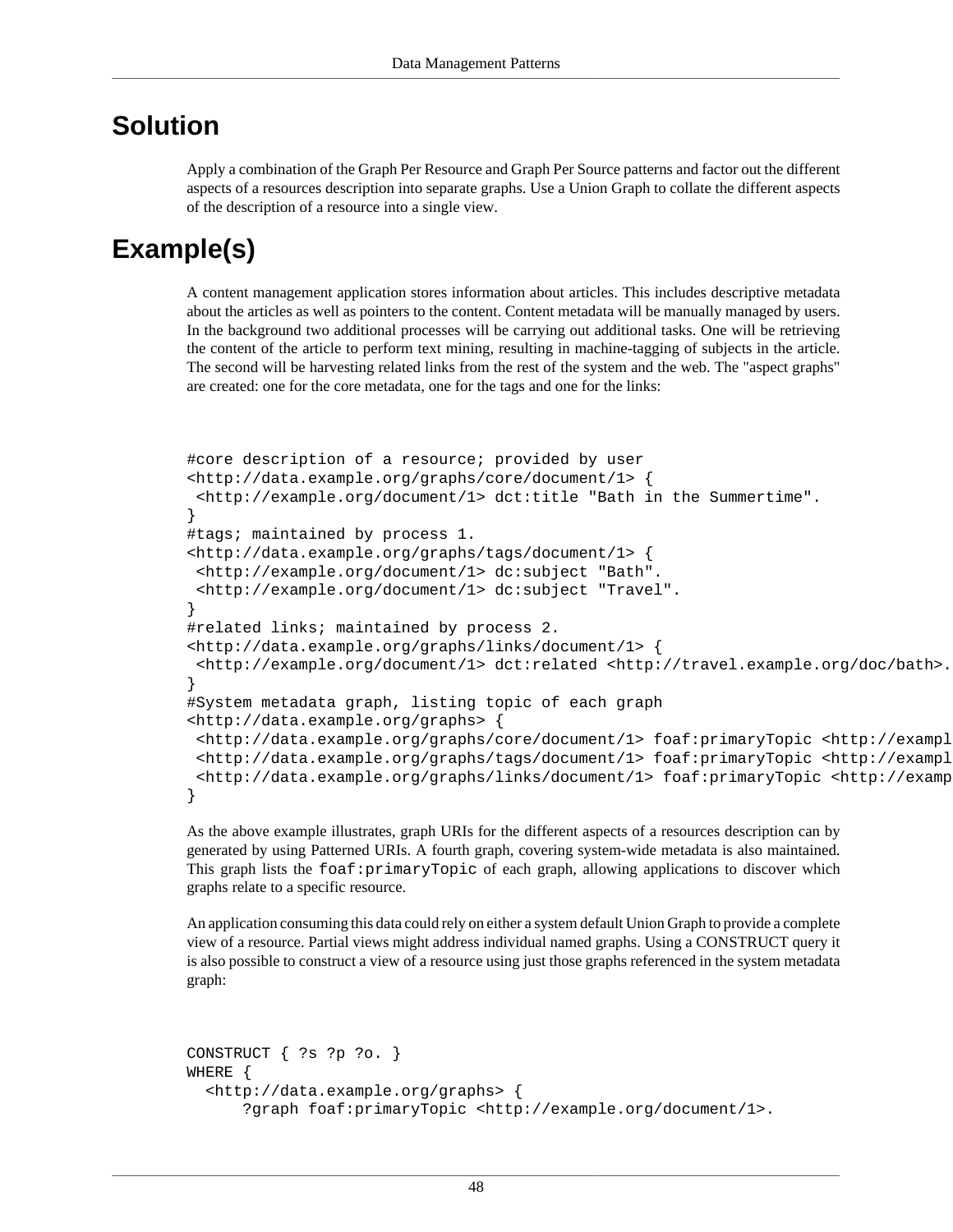## Solution

Apply a combination of the Graph Per Resource and Graph Per Source patterns and factor out the different aspects of a resources description into separate graphs. Use a Union Graph to collate the different aspects of the description of a resource into a single view.

## Example(s)

A content management application stores information about articles. This includes descriptive metadata about the articles as well as pointers to the content. Content metadata will be manually managed by users. In the background two additional processes will be carrying out additional tasks. One will be retrieving the content of the article to perform text mining, resulting in machine-tagging of subjects in the article. The second will be harvesting related links from the rest of the system and the web. The "aspect graphs" are created: one for the core metadata, one for the tags and one for the links:

```
#core description of a resource; provided by user
<http://data.example.org/graphs/core/document/1> {
 <http://example.org/document/1> dct:title "Bath in the Summertime".
}
#tags; maintained by process 1.
<http://data.example.org/graphs/tags/document/1> {
 <http://example.org/document/1> dc:subject "Bath".
 <http://example.org/document/1> dc:subject "Travel".
}
#related links; maintained by process 2.
<http://data.example.org/graphs/links/document/1> {
 <http://example.org/document/1> dct:related <http://travel.example.org/doc/bath>.
}
#System metadata graph, listing topic of each graph
<http://data.example.org/graphs> {
 <http://data.example.org/graphs/core/document/1> foaf:primaryTopic <http://exampl
 <http://data.example.org/graphs/tags/document/1> foaf:primaryTopic <http://exampl
 <http://data.example.org/graphs/links/document/1> foaf:primaryTopic <http://examp
}
```

As the above example illustrates, graph URIs for the different aspects of a resources description can by generated by using Patterned URIs. A fourth graph, covering system-wide metadata is also maintained. This graph lists the `foaf:primaryTopic` of each graph, allowing applications to discover which graphs relate to a specific resource.

An application consuming this data could rely on either a system default Union Graph to provide a complete view of a resource. Partial views might address individual named graphs. Using a CONSTRUCT query it is also possible to construct a view of a resource using just those graphs referenced in the system metadata graph:

```
CONSTRUCT { ?s ?p ?o. }
WHERE {
  <http://data.example.org/graphs> {
      ?graph foaf:primaryTopic <http://example.org/document/1>.
```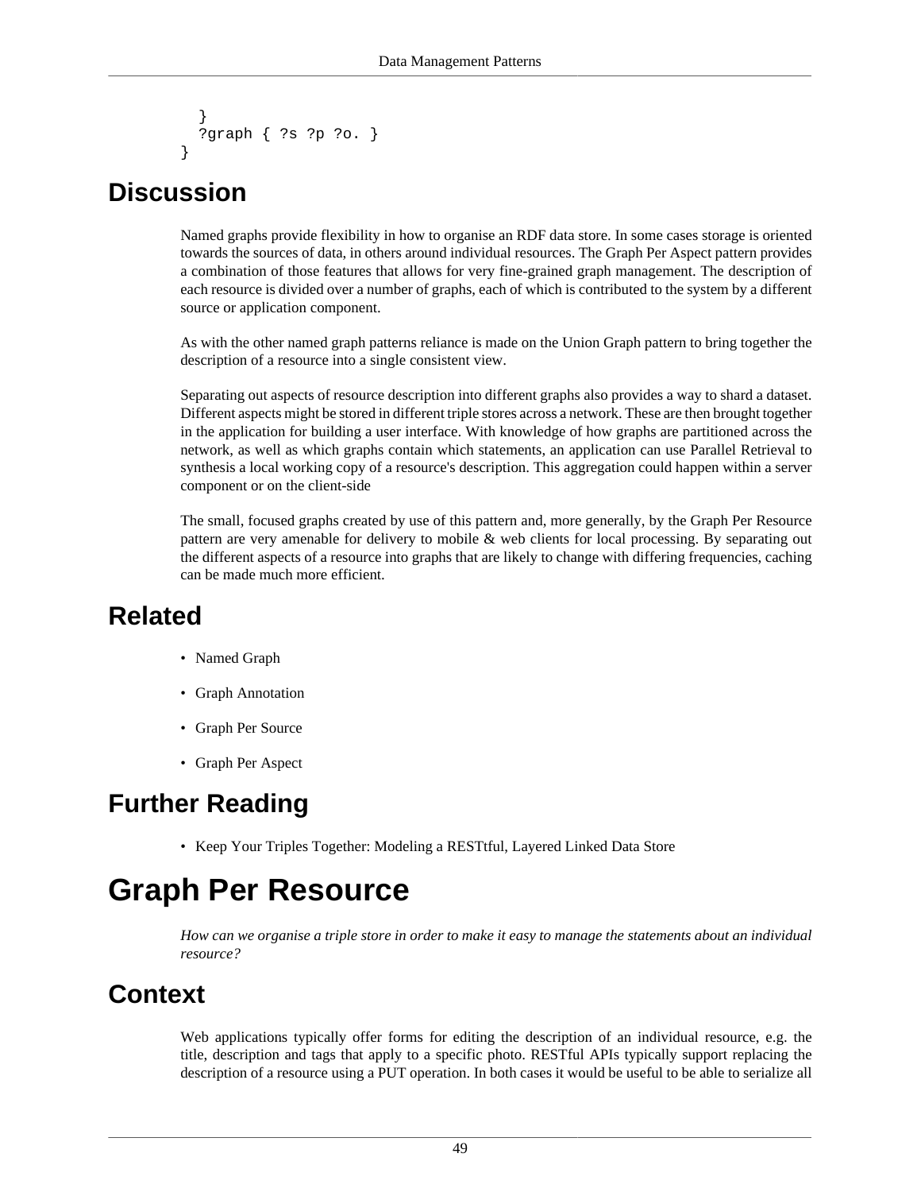```
  }
  ?graph { ?s ?p ?o. }
}
```

## Discussion

Named graphs provide flexibility in how to organise an RDF data store. In some cases storage is oriented towards the sources of data, in others around individual resources. The Graph Per Aspect pattern provides a combination of those features that allows for very fine-grained graph management. The description of each resource is divided over a number of graphs, each of which is contributed to the system by a different source or application component.

As with the other named graph patterns reliance is made on the Union Graph pattern to bring together the description of a resource into a single consistent view.

Separating out aspects of resource description into different graphs also provides a way to shard a dataset. Different aspects might be stored in different triple stores across a network. These are then brought together in the application for building a user interface. With knowledge of how graphs are partitioned across the network, as well as which graphs contain which statements, an application can use Parallel Retrieval to synthesis a local working copy of a resource's description. This aggregation could happen within a server component or on the client-side

The small, focused graphs created by use of this pattern and, more generally, by the Graph Per Resource pattern are very amenable for delivery to mobile & web clients for local processing. By separating out the different aspects of a resource into graphs that are likely to change with differing frequencies, caching can be made much more efficient.

## Related

- Named Graph
- Graph Annotation
- Graph Per Source
- Graph Per Aspect

## Further Reading

- Keep Your Triples Together: Modeling a RESTtful, Layered Linked Data Store

# Graph Per Resource

*How can we organise a triple store in order to make it easy to manage the statements about an individual resource?*

## Context

Web applications typically offer forms for editing the description of an individual resource, e.g. the title, description and tags that apply to a specific photo. RESTful APIs typically support replacing the description of a resource using a PUT operation. In both cases it would be useful to be able to serialize all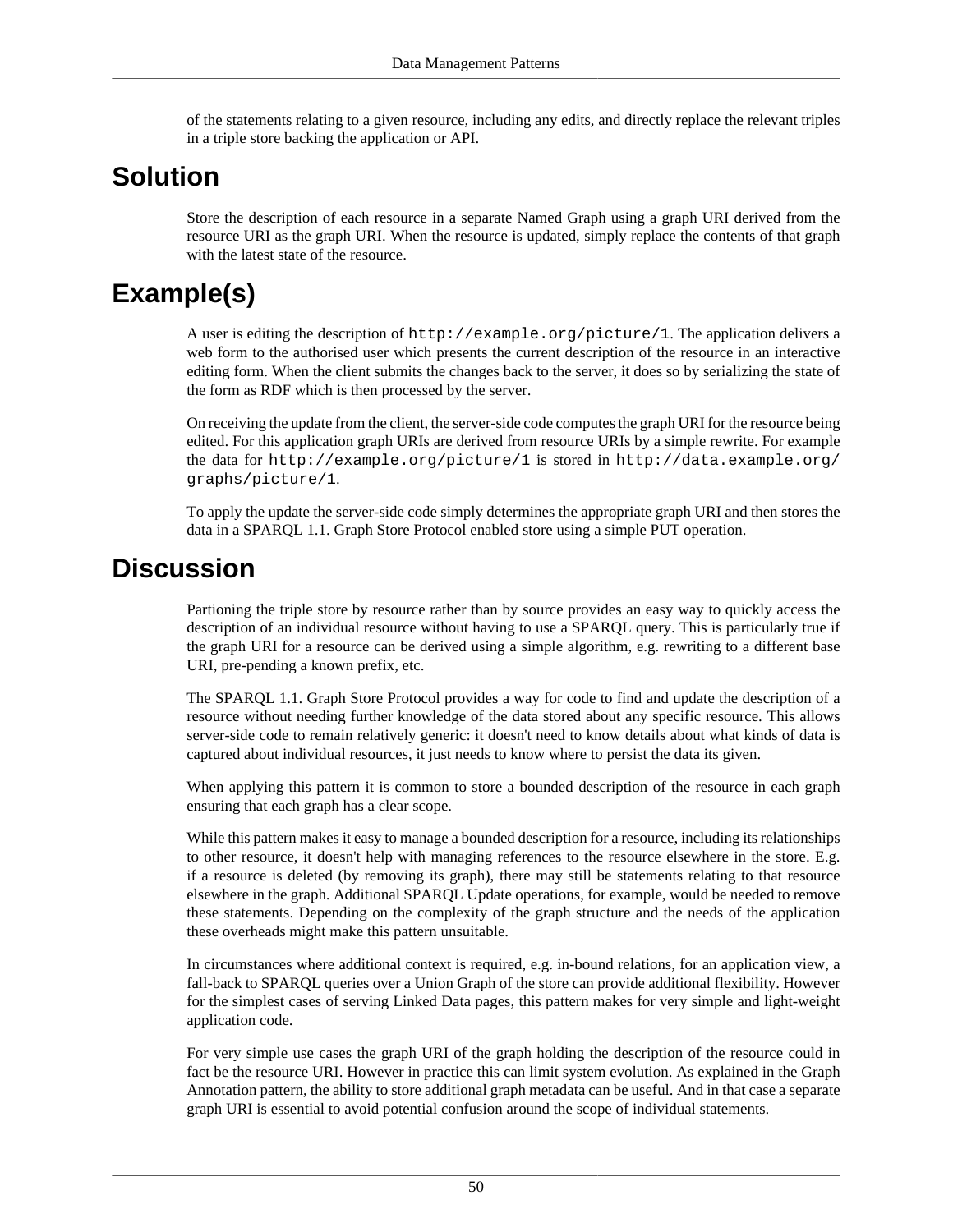of the statements relating to a given resource, including any edits, and directly replace the relevant triples in a triple store backing the application or API.

# Solution

Store the description of each resource in a separate Named Graph using a graph URI derived from the resource URI as the graph URI. When the resource is updated, simply replace the contents of that graph with the latest state of the resource.

# Example(s)

A user is editing the description of `http://example.org/picture/1`. The application delivers a web form to the authorised user which presents the current description of the resource in an interactive editing form. When the client submits the changes back to the server, it does so by serializing the state of the form as RDF which is then processed by the server.

On receiving the update from the client, the server-side code computes the graph URI for the resource being edited. For this application graph URIs are derived from resource URIs by a simple rewrite. For example the data for `http://example.org/picture/1` is stored in `http://data.example.org/graphs/picture/1`.

To apply the update the server-side code simply determines the appropriate graph URI and then stores the data in a SPARQL 1.1. Graph Store Protocol enabled store using a simple PUT operation.

# Discussion

Partioning the triple store by resource rather than by source provides an easy way to quickly access the description of an individual resource without having to use a SPARQL query. This is particularly true if the graph URI for a resource can be derived using a simple algorithm, e.g. rewriting to a different base URI, pre-pending a known prefix, etc.

The SPARQL 1.1. Graph Store Protocol provides a way for code to find and update the description of a resource without needing further knowledge of the data stored about any specific resource. This allows server-side code to remain relatively generic: it doesn't need to know details about what kinds of data is captured about individual resources, it just needs to know where to persist the data its given.

When applying this pattern it is common to store a bounded description of the resource in each graph ensuring that each graph has a clear scope.

While this pattern makes it easy to manage a bounded description for a resource, including its relationships to other resource, it doesn't help with managing references to the resource elsewhere in the store. E.g. if a resource is deleted (by removing its graph), there may still be statements relating to that resource elsewhere in the graph. Additional SPARQL Update operations, for example, would be needed to remove these statements. Depending on the complexity of the graph structure and the needs of the application these overheads might make this pattern unsuitable.

In circumstances where additional context is required, e.g. in-bound relations, for an application view, a fall-back to SPARQL queries over a Union Graph of the store can provide additional flexibility. However for the simplest cases of serving Linked Data pages, this pattern makes for very simple and light-weight application code.

For very simple use cases the graph URI of the graph holding the description of the resource could in fact be the resource URI. However in practice this can limit system evolution. As explained in the Graph Annotation pattern, the ability to store additional graph metadata can be useful. And in that case a separate graph URI is essential to avoid potential confusion around the scope of individual statements.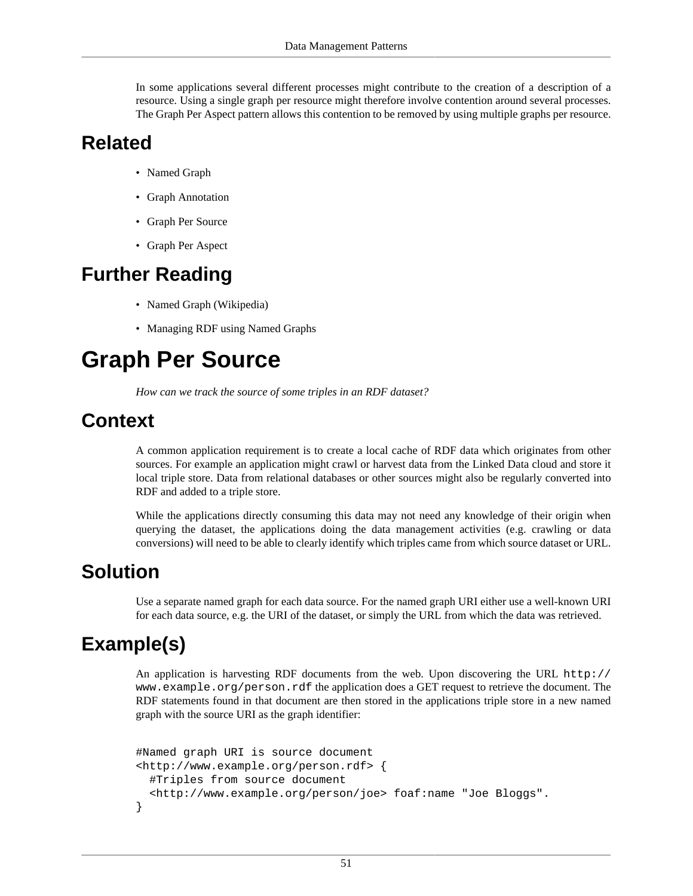In some applications several different processes might contribute to the creation of a description of a resource. Using a single graph per resource might therefore involve contention around several processes. The Graph Per Aspect pattern allows this contention to be removed by using multiple graphs per resource.

## Related

- Named Graph
- Graph Annotation
- Graph Per Source
- Graph Per Aspect

## Further Reading

- Named Graph (Wikipedia)
- Managing RDF using Named Graphs

# Graph Per Source

*How can we track the source of some triples in an RDF dataset?*

## Context

A common application requirement is to create a local cache of RDF data which originates from other sources. For example an application might crawl or harvest data from the Linked Data cloud and store it local triple store. Data from relational databases or other sources might also be regularly converted into RDF and added to a triple store.

While the applications directly consuming this data may not need any knowledge of their origin when querying the dataset, the applications doing the data management activities (e.g. crawling or data conversions) will need to be able to clearly identify which triples came from which source dataset or URL.

## Solution

Use a separate named graph for each data source. For the named graph URI either use a well-known URI for each data source, e.g. the URI of the dataset, or simply the URL from which the data was retrieved.

## Example(s)

An application is harvesting RDF documents from the web. Upon discovering the URL `http://www.example.org/person.rdf` the application does a GET request to retrieve the document. The RDF statements found in that document are then stored in the applications triple store in a new named graph with the source URI as the graph identifier:

```
#Named graph URI is source document
<http://www.example.org/person.rdf> {
  #Triples from source document
  <http://www.example.org/person/joe> foaf:name "Joe Bloggs".
}
```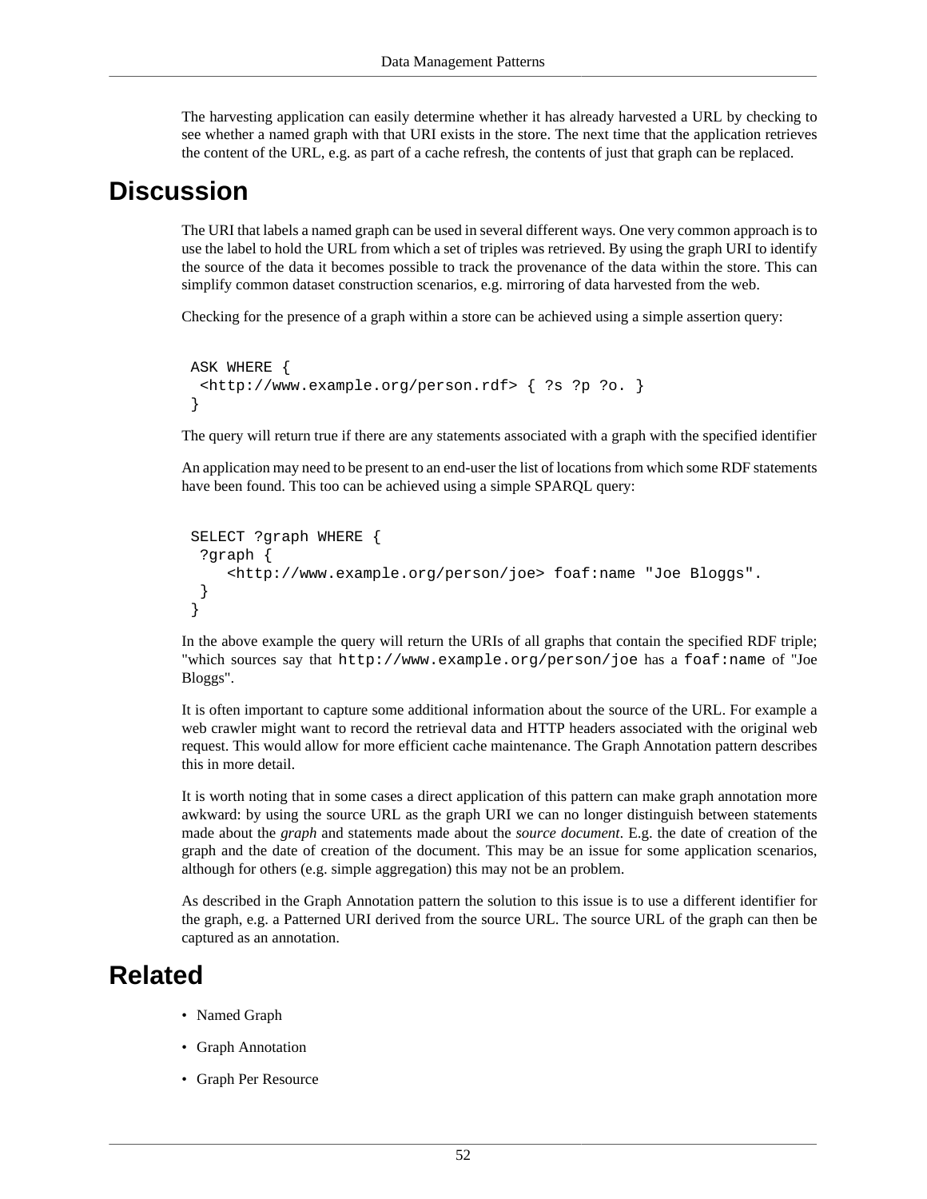The harvesting application can easily determine whether it has already harvested a URL by checking to see whether a named graph with that URI exists in the store. The next time that the application retrieves the content of the URL, e.g. as part of a cache refresh, the contents of just that graph can be replaced.

## Discussion

The URI that labels a named graph can be used in several different ways. One very common approach is to use the label to hold the URL from which a set of triples was retrieved. By using the graph URI to identify the source of the data it becomes possible to track the provenance of the data within the store. This can simplify common dataset construction scenarios, e.g. mirroring of data harvested from the web.

Checking for the presence of a graph within a store can be achieved using a simple assertion query:

```
ASK WHERE {
 <http://www.example.org/person.rdf> { ?s ?p ?o. }
}
```

The query will return true if there are any statements associated with a graph with the specified identifier

An application may need to be present to an end-user the list of locations from which some RDF statements have been found. This too can be achieved using a simple SPARQL query:

```
SELECT ?graph WHERE {
 ?graph {
    <http://www.example.org/person/joe> foaf:name "Joe Bloggs".
 }
}
```

In the above example the query will return the URIs of all graphs that contain the specified RDF triple; "which sources say that `http://www.example.org/person/joe` has a `foaf:name` of "Joe Bloggs".

It is often important to capture some additional information about the source of the URL. For example a web crawler might want to record the retrieval data and HTTP headers associated with the original web request. This would allow for more efficient cache maintenance. The Graph Annotation pattern describes this in more detail.

It is worth noting that in some cases a direct application of this pattern can make graph annotation more awkward: by using the source URL as the graph URI we can no longer distinguish between statements made about the *graph* and statements made about the *source document*. E.g. the date of creation of the graph and the date of creation of the document. This may be an issue for some application scenarios, although for others (e.g. simple aggregation) this may not be an problem.

As described in the Graph Annotation pattern the solution to this issue is to use a different identifier for the graph, e.g. a Patterned URI derived from the source URL. The source URL of the graph can then be captured as an annotation.

## Related

- Named Graph
- Graph Annotation
- Graph Per Resource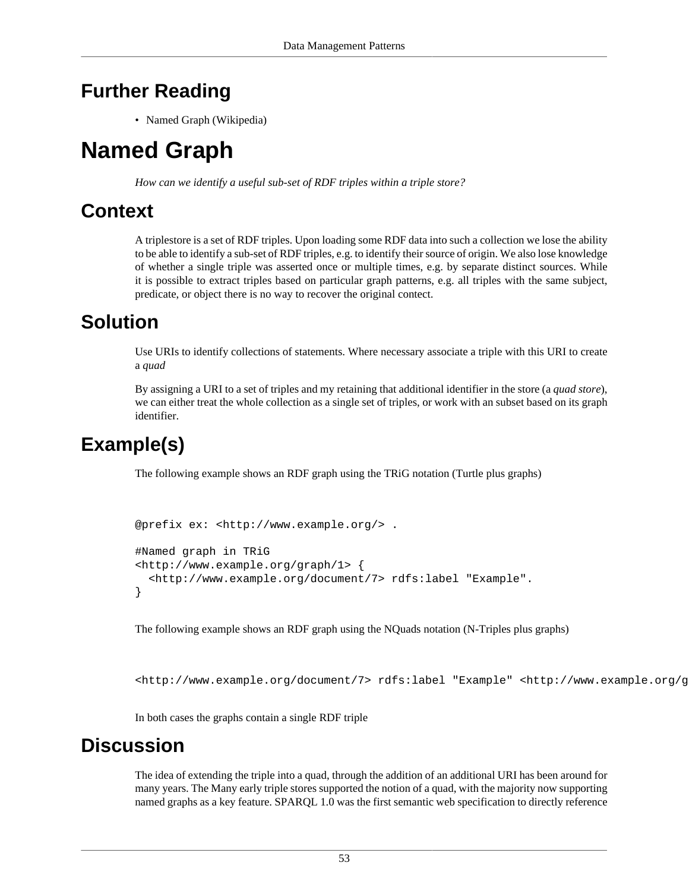## Further Reading

- Named Graph (Wikipedia)

# Named Graph

*How can we identify a useful sub-set of RDF triples within a triple store?*

## Context

A triplestore is a set of RDF triples. Upon loading some RDF data into such a collection we lose the ability to be able to identify a sub-set of RDF triples, e.g. to identify their source of origin. We also lose knowledge of whether a single triple was asserted once or multiple times, e.g. by separate distinct sources. While it is possible to extract triples based on particular graph patterns, e.g. all triples with the same subject, predicate, or object there is no way to recover the original contect.

## Solution

Use URIs to identify collections of statements. Where necessary associate a triple with this URI to create a *quad*

By assigning a URI to a set of triples and my retaining that additional identifier in the store (a *quad store*), we can either treat the whole collection as a single set of triples, or work with an subset based on its graph identifier.

## Example(s)

The following example shows an RDF graph using the TRiG notation (Turtle plus graphs)

```
@prefix ex: <http://www.example.org/> .

#Named graph in TRiG
<http://www.example.org/graph/1> {
  <http://www.example.org/document/7> rdfs:label "Example".
}
```

The following example shows an RDF graph using the NQuads notation (N-Triples plus graphs)

```
<http://www.example.org/document/7> rdfs:label "Example" <http://www.example.org/g
```

In both cases the graphs contain a single RDF triple

## Discussion

The idea of extending the triple into a quad, through the addition of an additional URI has been around for many years. The Many early triple stores supported the notion of a quad, with the majority now supporting named graphs as a key feature. SPARQL 1.0 was the first semantic web specification to directly reference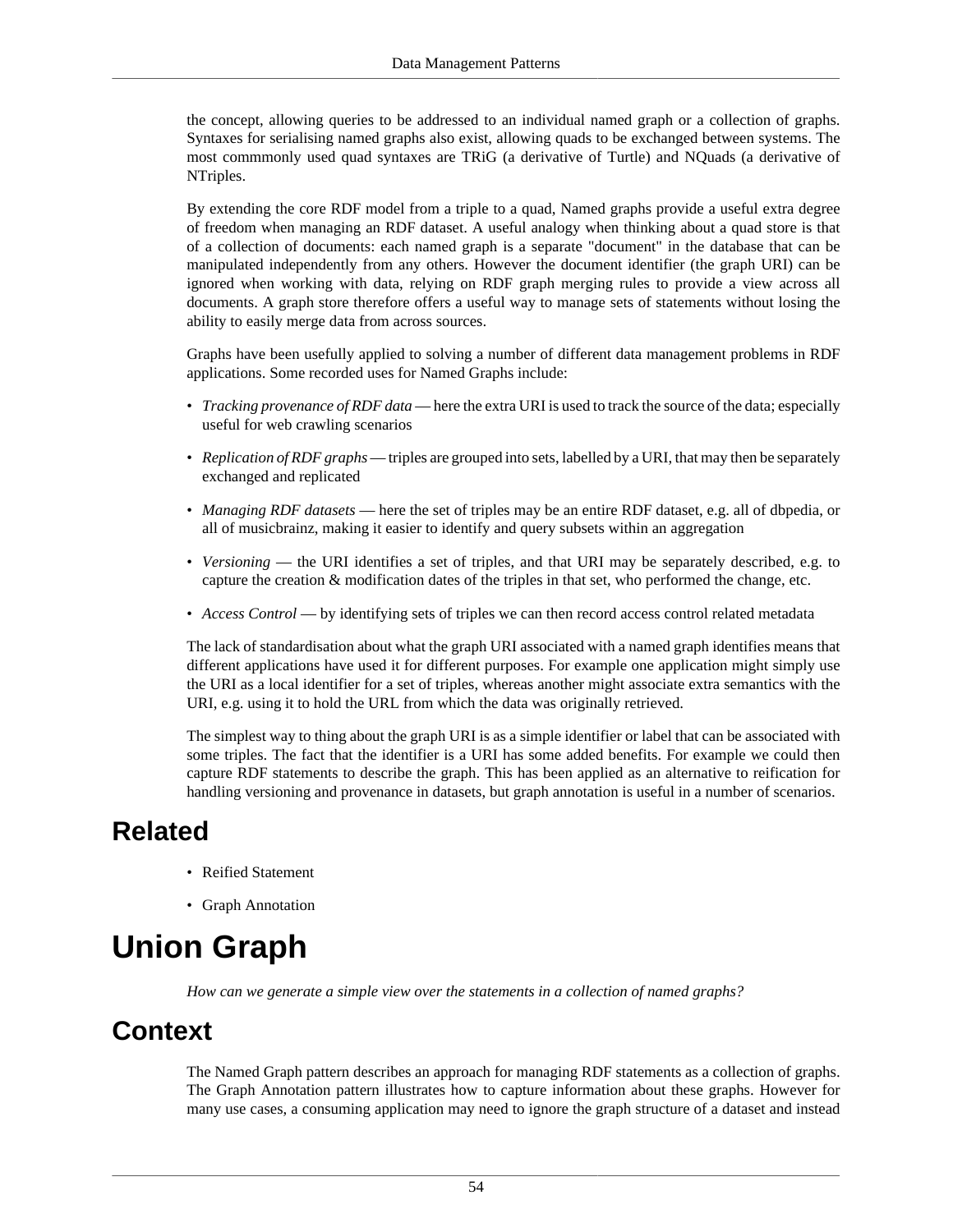the concept, allowing queries to be addressed to an individual named graph or a collection of graphs. Syntaxes for serialising named graphs also exist, allowing quads to be exchanged between systems. The most commmonly used quad syntaxes are TRiG (a derivative of Turtle) and NQuads (a derivative of NTriples.

By extending the core RDF model from a triple to a quad, Named graphs provide a useful extra degree of freedom when managing an RDF dataset. A useful analogy when thinking about a quad store is that of a collection of documents: each named graph is a separate "document" in the database that can be manipulated independently from any others. However the document identifier (the graph URI) can be ignored when working with data, relying on RDF graph merging rules to provide a view across all documents. A graph store therefore offers a useful way to manage sets of statements without losing the ability to easily merge data from across sources.

Graphs have been usefully applied to solving a number of different data management problems in RDF applications. Some recorded uses for Named Graphs include:

- *Tracking provenance of RDF data* — here the extra URI is used to track the source of the data; especially useful for web crawling scenarios
- *Replication of RDF graphs* — triples are grouped into sets, labelled by a URI, that may then be separately exchanged and replicated
- *Managing RDF datasets* — here the set of triples may be an entire RDF dataset, e.g. all of dbpedia, or all of musicbrainz, making it easier to identify and query subsets within an aggregation
- *Versioning* — the URI identifies a set of triples, and that URI may be separately described, e.g. to capture the creation & modification dates of the triples in that set, who performed the change, etc.
- *Access Control* — by identifying sets of triples we can then record access control related metadata

The lack of standardisation about what the graph URI associated with a named graph identifies means that different applications have used it for different purposes. For example one application might simply use the URI as a local identifier for a set of triples, whereas another might associate extra semantics with the URI, e.g. using it to hold the URL from which the data was originally retrieved.

The simplest way to thing about the graph URI is as a simple identifier or label that can be associated with some triples. The fact that the identifier is a URI has some added benefits. For example we could then capture RDF statements to describe the graph. This has been applied as an alternative to reification for handling versioning and provenance in datasets, but graph annotation is useful in a number of scenarios.

## Related

- Reified Statement
- Graph Annotation

# Union Graph

*How can we generate a simple view over the statements in a collection of named graphs?*

## Context

The Named Graph pattern describes an approach for managing RDF statements as a collection of graphs. The Graph Annotation pattern illustrates how to capture information about these graphs. However for many use cases, a consuming application may need to ignore the graph structure of a dataset and instead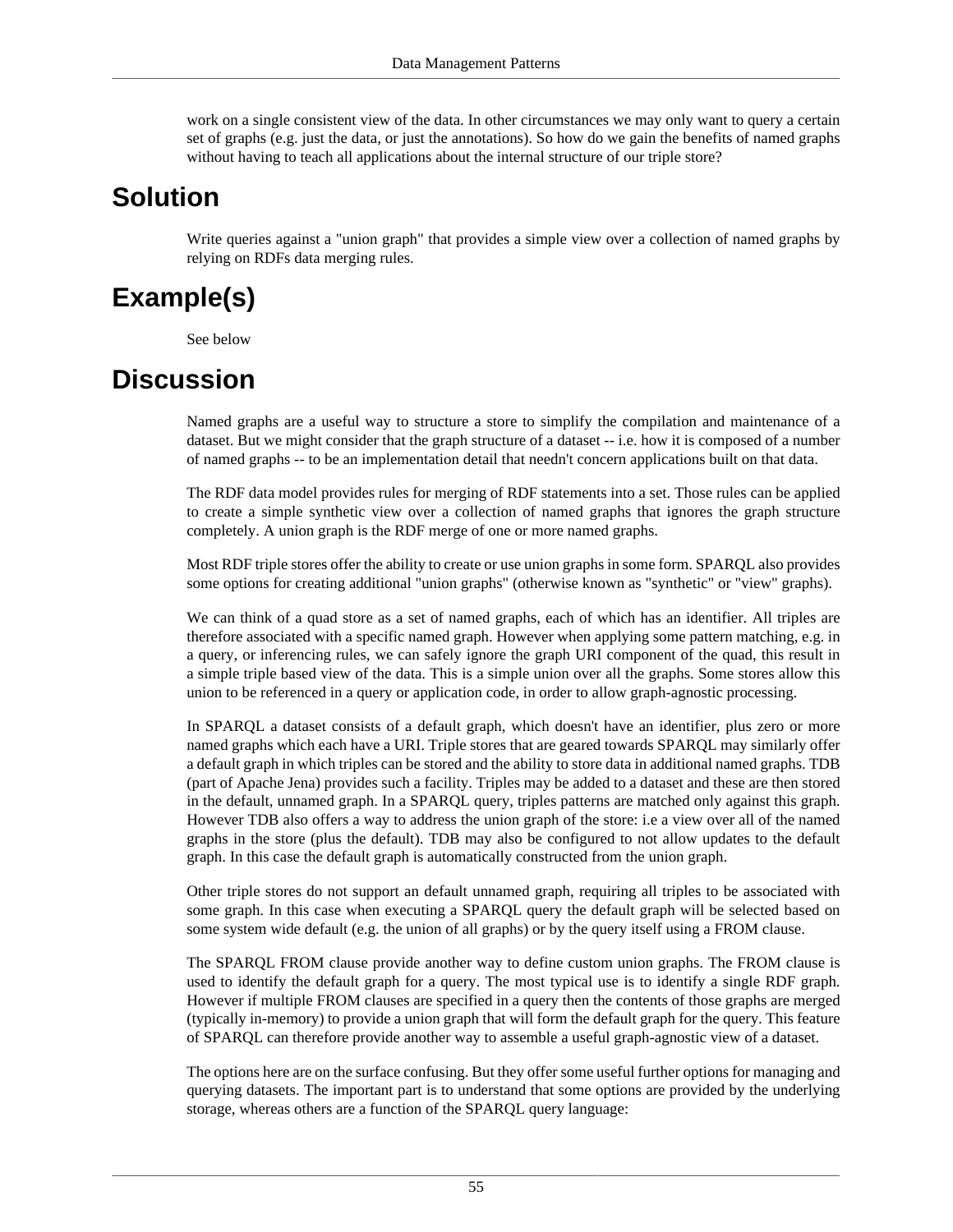work on a single consistent view of the data. In other circumstances we may only want to query a certain set of graphs (e.g. just the data, or just the annotations). So how do we gain the benefits of named graphs without having to teach all applications about the internal structure of our triple store?

# Solution

Write queries against a "union graph" that provides a simple view over a collection of named graphs by relying on RDFs data merging rules.

# Example(s)

See below

# Discussion

Named graphs are a useful way to structure a store to simplify the compilation and maintenance of a dataset. But we might consider that the graph structure of a dataset -- i.e. how it is composed of a number of named graphs -- to be an implementation detail that needn't concern applications built on that data.

The RDF data model provides rules for merging of RDF statements into a set. Those rules can be applied to create a simple synthetic view over a collection of named graphs that ignores the graph structure completely. A union graph is the RDF merge of one or more named graphs.

Most RDF triple stores offer the ability to create or use union graphs in some form. SPARQL also provides some options for creating additional "union graphs" (otherwise known as "synthetic" or "view" graphs).

We can think of a quad store as a set of named graphs, each of which has an identifier. All triples are therefore associated with a specific named graph. However when applying some pattern matching, e.g. in a query, or inferencing rules, we can safely ignore the graph URI component of the quad, this result in a simple triple based view of the data. This is a simple union over all the graphs. Some stores allow this union to be referenced in a query or application code, in order to allow graph-agnostic processing.

In SPARQL a dataset consists of a default graph, which doesn't have an identifier, plus zero or more named graphs which each have a URI. Triple stores that are geared towards SPARQL may similarly offer a default graph in which triples can be stored and the ability to store data in additional named graphs. TDB (part of Apache Jena) provides such a facility. Triples may be added to a dataset and these are then stored in the default, unnamed graph. In a SPARQL query, triples patterns are matched only against this graph. However TDB also offers a way to address the union graph of the store: i.e a view over all of the named graphs in the store (plus the default). TDB may also be configured to not allow updates to the default graph. In this case the default graph is automatically constructed from the union graph.

Other triple stores do not support an default unnamed graph, requiring all triples to be associated with some graph. In this case when executing a SPARQL query the default graph will be selected based on some system wide default (e.g. the union of all graphs) or by the query itself using a FROM clause.

The SPARQL FROM clause provide another way to define custom union graphs. The FROM clause is used to identify the default graph for a query. The most typical use is to identify a single RDF graph. However if multiple FROM clauses are specified in a query then the contents of those graphs are merged (typically in-memory) to provide a union graph that will form the default graph for the query. This feature of SPARQL can therefore provide another way to assemble a useful graph-agnostic view of a dataset.

The options here are on the surface confusing. But they offer some useful further options for managing and querying datasets. The important part is to understand that some options are provided by the underlying storage, whereas others are a function of the SPARQL query language: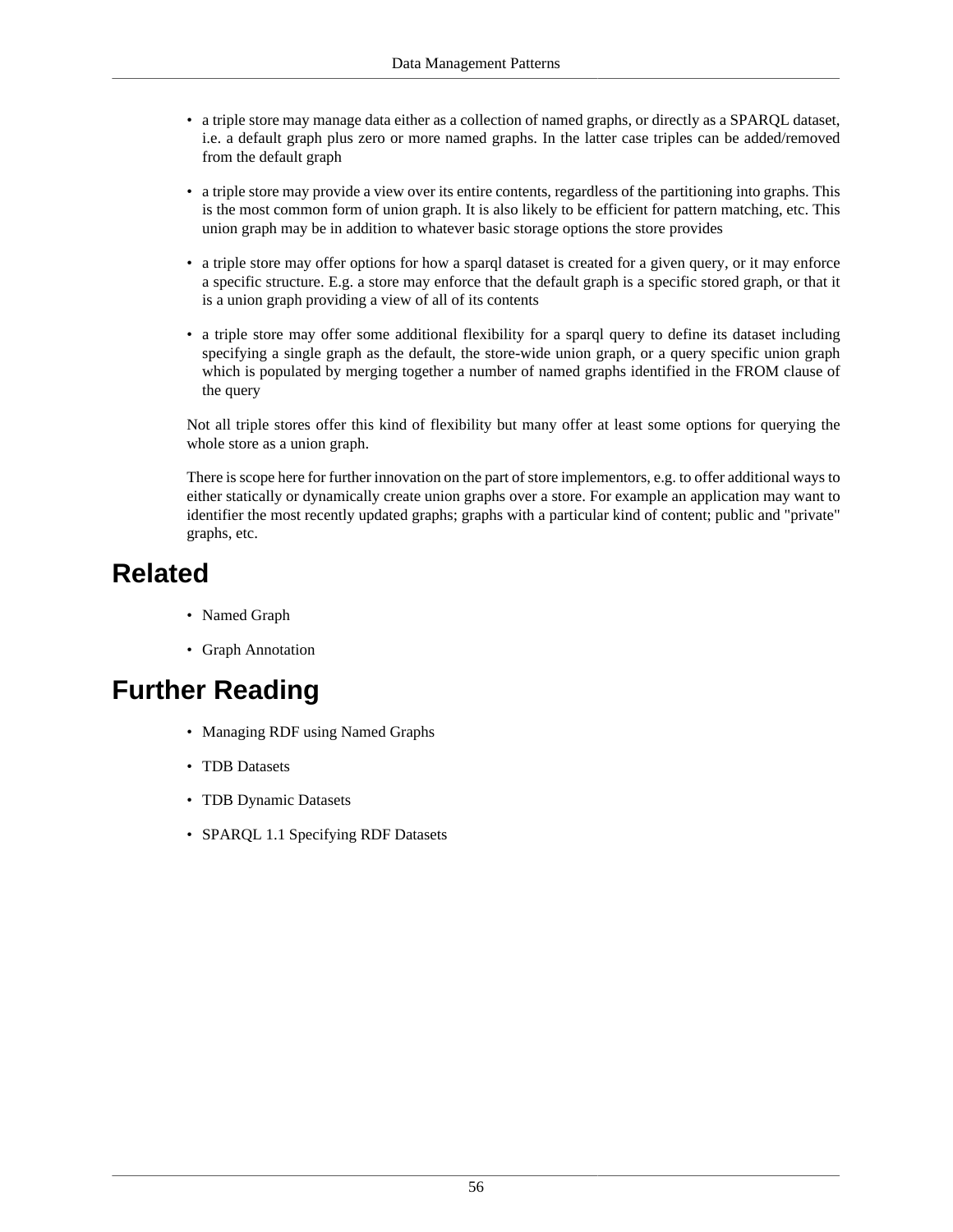- a triple store may manage data either as a collection of named graphs, or directly as a SPARQL dataset, i.e. a default graph plus zero or more named graphs. In the latter case triples can be added/removed from the default graph
- a triple store may provide a view over its entire contents, regardless of the partitioning into graphs. This is the most common form of union graph. It is also likely to be efficient for pattern matching, etc. This union graph may be in addition to whatever basic storage options the store provides
- a triple store may offer options for how a sparql dataset is created for a given query, or it may enforce a specific structure. E.g. a store may enforce that the default graph is a specific stored graph, or that it is a union graph providing a view of all of its contents
- a triple store may offer some additional flexibility for a sparql query to define its dataset including specifying a single graph as the default, the store-wide union graph, or a query specific union graph which is populated by merging together a number of named graphs identified in the FROM clause of the query

Not all triple stores offer this kind of flexibility but many offer at least some options for querying the whole store as a union graph.

There is scope here for further innovation on the part of store implementors, e.g. to offer additional ways to either statically or dynamically create union graphs over a store. For example an application may want to identifier the most recently updated graphs; graphs with a particular kind of content; public and "private" graphs, etc.

# Related

- Named Graph
- Graph Annotation

# Further Reading

- Managing RDF using Named Graphs
- TDB Datasets
- TDB Dynamic Datasets
- SPARQL 1.1 Specifying RDF Datasets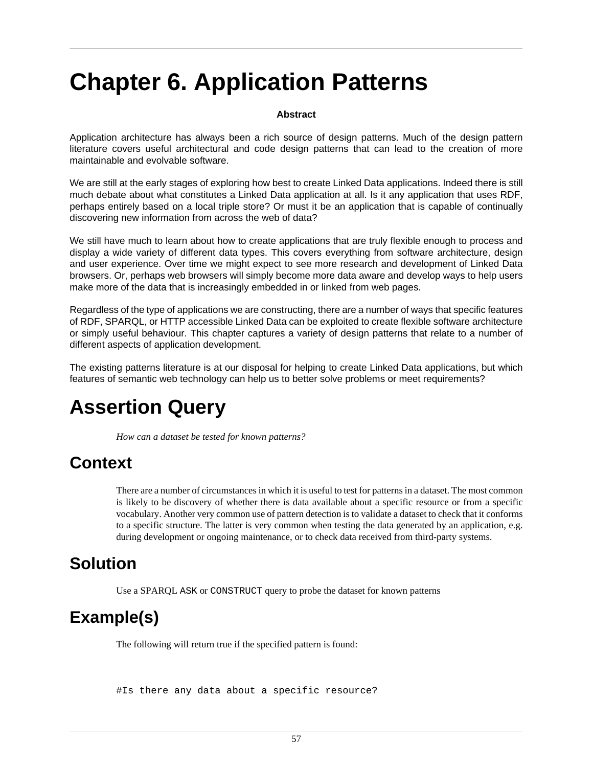# Chapter 6. Application Patterns

**Abstract**

Application architecture has always been a rich source of design patterns. Much of the design pattern literature covers useful architectural and code design patterns that can lead to the creation of more maintainable and evolvable software.

We are still at the early stages of exploring how best to create Linked Data applications. Indeed there is still much debate about what constitutes a Linked Data application at all. Is it any application that uses RDF, perhaps entirely based on a local triple store? Or must it be an application that is capable of continually discovering new information from across the web of data?

We still have much to learn about how to create applications that are truly flexible enough to process and display a wide variety of different data types. This covers everything from software architecture, design and user experience. Over time we might expect to see more research and development of Linked Data browsers. Or, perhaps web browsers will simply become more data aware and develop ways to help users make more of the data that is increasingly embedded in or linked from web pages.

Regardless of the type of applications we are constructing, there are a number of ways that specific features of RDF, SPARQL, or HTTP accessible Linked Data can be exploited to create flexible software architecture or simply useful behaviour. This chapter captures a variety of design patterns that relate to a number of different aspects of application development.

The existing patterns literature is at our disposal for helping to create Linked Data applications, but which features of semantic web technology can help us to better solve problems or meet requirements?

# Assertion Query

*How can a dataset be tested for known patterns?*

## Context

There are a number of circumstances in which it is useful to test for patterns in a dataset. The most common is likely to be discovery of whether there is data available about a specific resource or from a specific vocabulary. Another very common use of pattern detection is to validate a dataset to check that it conforms to a specific structure. The latter is very common when testing the data generated by an application, e.g. during development or ongoing maintenance, or to check data received from third-party systems.

## Solution

Use a SPARQL `ASK` or `CONSTRUCT` query to probe the dataset for known patterns

## Example(s)

The following will return true if the specified pattern is found:

```
#Is there any data about a specific resource?
```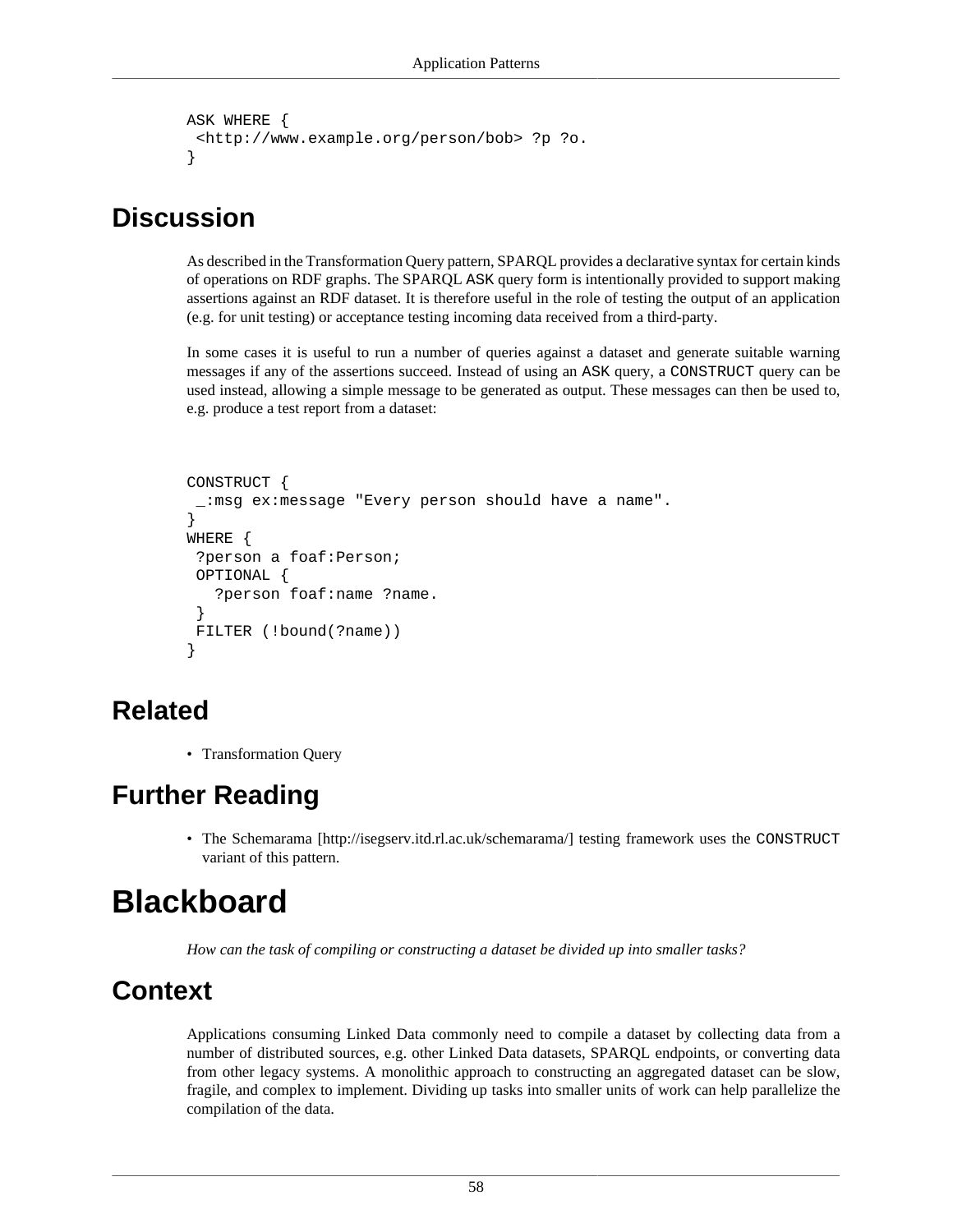```
ASK WHERE {
 <http://www.example.org/person/bob> ?p ?o.
}
```

## Discussion

As described in the Transformation Query pattern, SPARQL provides a declarative syntax for certain kinds of operations on RDF graphs. The SPARQL `ASK` query form is intentionally provided to support making assertions against an RDF dataset. It is therefore useful in the role of testing the output of an application (e.g. for unit testing) or acceptance testing incoming data received from a third-party.

In some cases it is useful to run a number of queries against a dataset and generate suitable warning messages if any of the assertions succeed. Instead of using an `ASK` query, a `CONSTRUCT` query can be used instead, allowing a simple message to be generated as output. These messages can then be used to, e.g. produce a test report from a dataset:

```
CONSTRUCT {
 _:msg ex:message "Every person should have a name".
}
WHERE {
 ?person a foaf:Person;
 OPTIONAL {
   ?person foaf:name ?name.
 }
 FILTER (!bound(?name))
}
```

## Related

- Transformation Query

## Further Reading

- The Schemarama [http://isegserv.itd.rl.ac.uk/schemarama/] testing framework uses the `CONSTRUCT` variant of this pattern.

# Blackboard

*How can the task of compiling or constructing a dataset be divided up into smaller tasks?*

## Context

Applications consuming Linked Data commonly need to compile a dataset by collecting data from a number of distributed sources, e.g. other Linked Data datasets, SPARQL endpoints, or converting data from other legacy systems. A monolithic approach to constructing an aggregated dataset can be slow, fragile, and complex to implement. Dividing up tasks into smaller units of work can help parallelize the compilation of the data.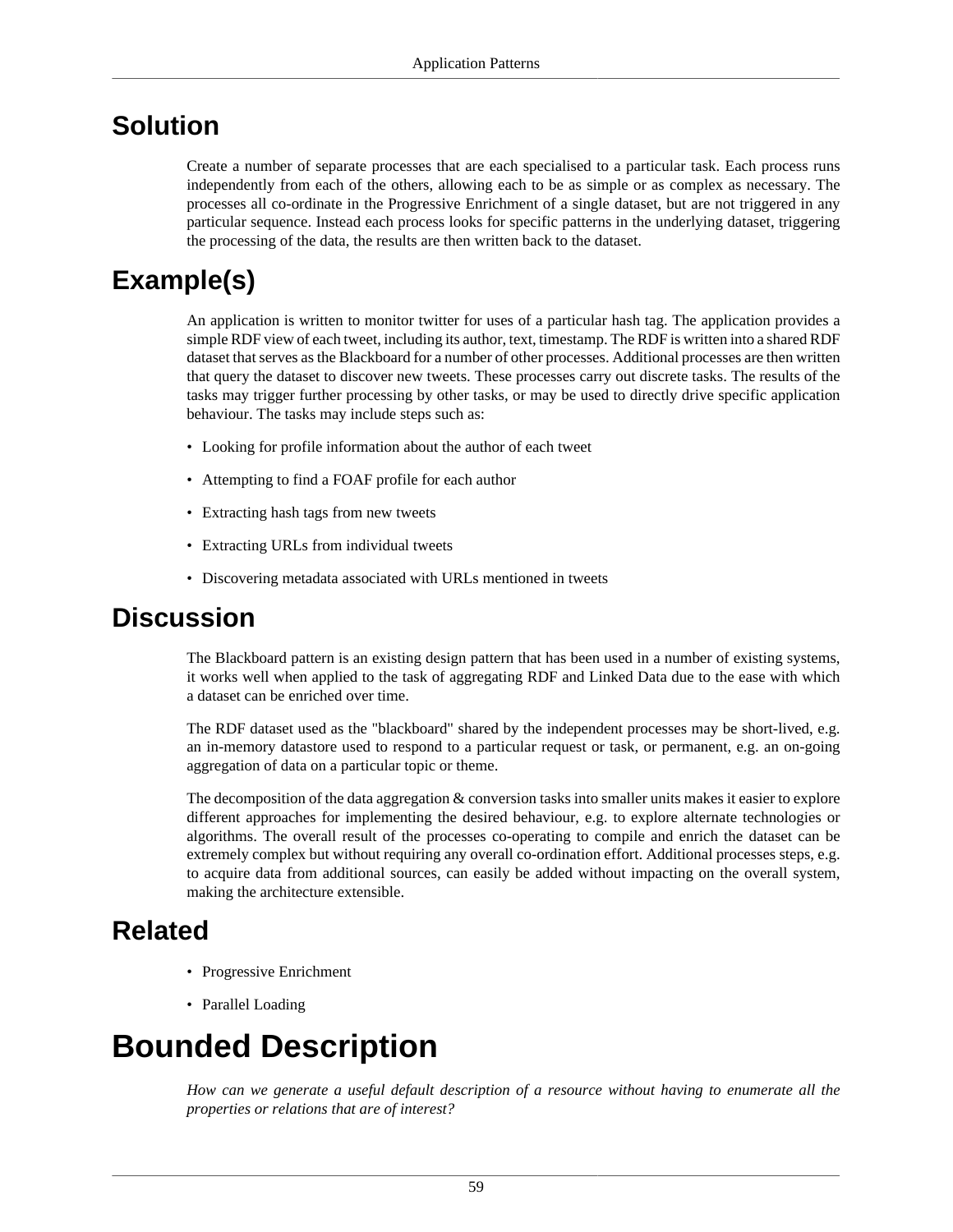## Solution

Create a number of separate processes that are each specialised to a particular task. Each process runs independently from each of the others, allowing each to be as simple or as complex as necessary. The processes all co-ordinate in the Progressive Enrichment of a single dataset, but are not triggered in any particular sequence. Instead each process looks for specific patterns in the underlying dataset, triggering the processing of the data, the results are then written back to the dataset.

## Example(s)

An application is written to monitor twitter for uses of a particular hash tag. The application provides a simple RDF view of each tweet, including its author, text, timestamp. The RDF is written into a shared RDF dataset that serves as the Blackboard for a number of other processes. Additional processes are then written that query the dataset to discover new tweets. These processes carry out discrete tasks. The results of the tasks may trigger further processing by other tasks, or may be used to directly drive specific application behaviour. The tasks may include steps such as:

- Looking for profile information about the author of each tweet
- Attempting to find a FOAF profile for each author
- Extracting hash tags from new tweets
- Extracting URLs from individual tweets
- Discovering metadata associated with URLs mentioned in tweets

## Discussion

The Blackboard pattern is an existing design pattern that has been used in a number of existing systems, it works well when applied to the task of aggregating RDF and Linked Data due to the ease with which a dataset can be enriched over time.

The RDF dataset used as the "blackboard" shared by the independent processes may be short-lived, e.g. an in-memory datastore used to respond to a particular request or task, or permanent, e.g. an on-going aggregation of data on a particular topic or theme.

The decomposition of the data aggregation & conversion tasks into smaller units makes it easier to explore different approaches for implementing the desired behaviour, e.g. to explore alternate technologies or algorithms. The overall result of the processes co-operating to compile and enrich the dataset can be extremely complex but without requiring any overall co-ordination effort. Additional processes steps, e.g. to acquire data from additional sources, can easily be added without impacting on the overall system, making the architecture extensible.

## Related

- Progressive Enrichment
- Parallel Loading

# Bounded Description

*How can we generate a useful default description of a resource without having to enumerate all the properties or relations that are of interest?*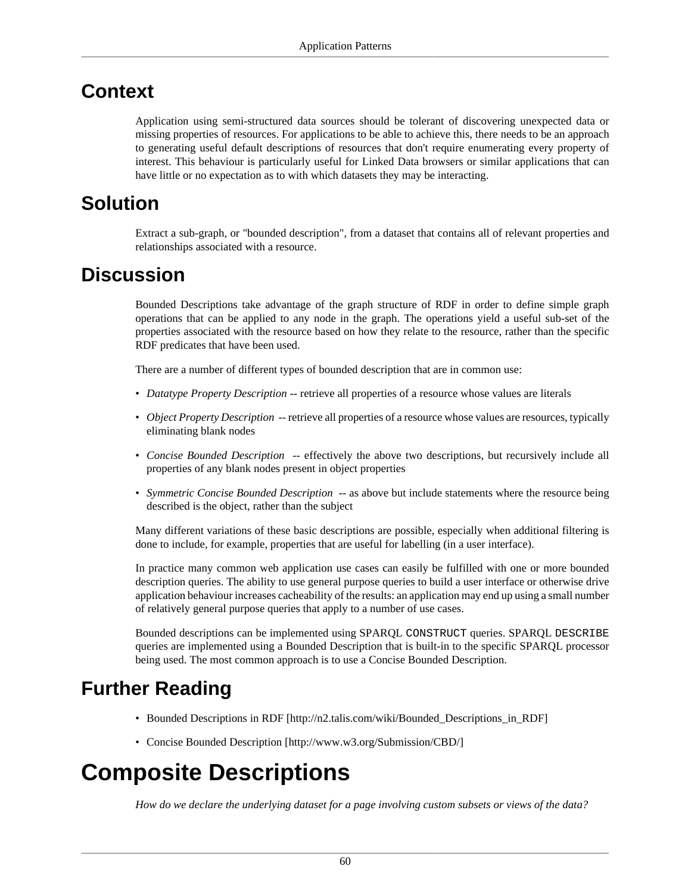## Context

Application using semi-structured data sources should be tolerant of discovering unexpected data or missing properties of resources. For applications to be able to achieve this, there needs to be an approach to generating useful default descriptions of resources that don't require enumerating every property of interest. This behaviour is particularly useful for Linked Data browsers or similar applications that can have little or no expectation as to with which datasets they may be interacting.

## Solution

Extract a sub-graph, or "bounded description", from a dataset that contains all of relevant properties and relationships associated with a resource.

## Discussion

Bounded Descriptions take advantage of the graph structure of RDF in order to define simple graph operations that can be applied to any node in the graph. The operations yield a useful sub-set of the properties associated with the resource based on how they relate to the resource, rather than the specific RDF predicates that have been used.

There are a number of different types of bounded description that are in common use:

- *Datatype Property Description* -- retrieve all properties of a resource whose values are literals
- *Object Property Description* -- retrieve all properties of a resource whose values are resources, typically eliminating blank nodes
- *Concise Bounded Description* -- effectively the above two descriptions, but recursively include all properties of any blank nodes present in object properties
- *Symmetric Concise Bounded Description* -- as above but include statements where the resource being described is the object, rather than the subject

Many different variations of these basic descriptions are possible, especially when additional filtering is done to include, for example, properties that are useful for labelling (in a user interface).

In practice many common web application use cases can easily be fulfilled with one or more bounded description queries. The ability to use general purpose queries to build a user interface or otherwise drive application behaviour increases cacheability of the results: an application may end up using a small number of relatively general purpose queries that apply to a number of use cases.

Bounded descriptions can be implemented using SPARQL `CONSTRUCT` queries. SPARQL `DESCRIBE` queries are implemented using a Bounded Description that is built-in to the specific SPARQL processor being used. The most common approach is to use a Concise Bounded Description.

## Further Reading

- Bounded Descriptions in RDF [http://n2.talis.com/wiki/Bounded_Descriptions_in_RDF]
- Concise Bounded Description [http://www.w3.org/Submission/CBD/]

# Composite Descriptions

*How do we declare the underlying dataset for a page involving custom subsets or views of the data?*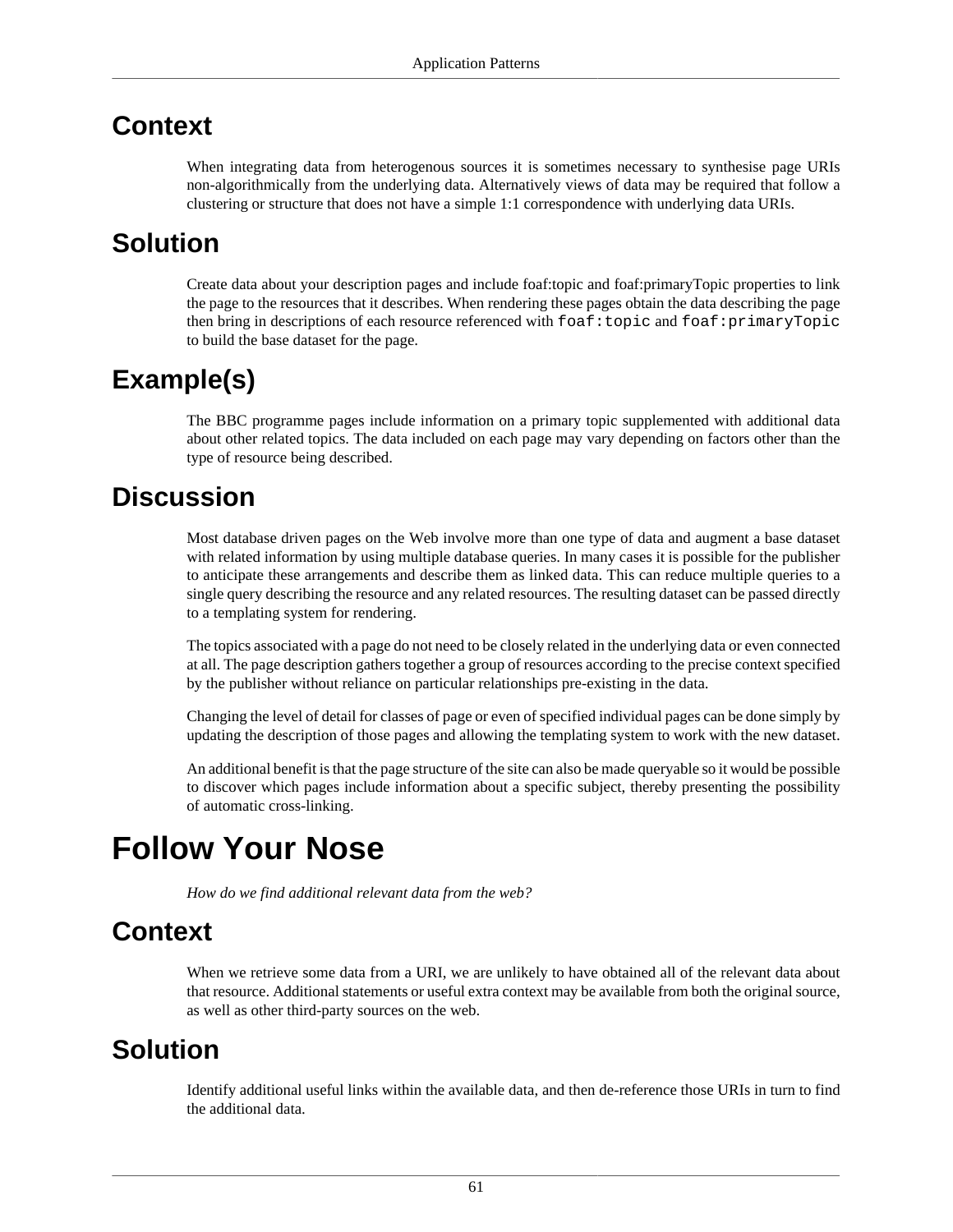## Context

When integrating data from heterogenous sources it is sometimes necessary to synthesise page URIs non-algorithmically from the underlying data. Alternatively views of data may be required that follow a clustering or structure that does not have a simple 1:1 correspondence with underlying data URIs.

## Solution

Create data about your description pages and include foaf:topic and foaf:primaryTopic properties to link the page to the resources that it describes. When rendering these pages obtain the data describing the page then bring in descriptions of each resource referenced with `foaf:topic` and `foaf:primaryTopic` to build the base dataset for the page.

## Example(s)

The BBC programme pages include information on a primary topic supplemented with additional data about other related topics. The data included on each page may vary depending on factors other than the type of resource being described.

## Discussion

Most database driven pages on the Web involve more than one type of data and augment a base dataset with related information by using multiple database queries. In many cases it is possible for the publisher to anticipate these arrangements and describe them as linked data. This can reduce multiple queries to a single query describing the resource and any related resources. The resulting dataset can be passed directly to a templating system for rendering.

The topics associated with a page do not need to be closely related in the underlying data or even connected at all. The page description gathers together a group of resources according to the precise context specified by the publisher without reliance on particular relationships pre-existing in the data.

Changing the level of detail for classes of page or even of specified individual pages can be done simply by updating the description of those pages and allowing the templating system to work with the new dataset.

An additional benefit is that the page structure of the site can also be made queryable so it would be possible to discover which pages include information about a specific subject, thereby presenting the possibility of automatic cross-linking.

# Follow Your Nose

*How do we find additional relevant data from the web?*

## Context

When we retrieve some data from a URI, we are unlikely to have obtained all of the relevant data about that resource. Additional statements or useful extra context may be available from both the original source, as well as other third-party sources on the web.

## Solution

Identify additional useful links within the available data, and then de-reference those URIs in turn to find the additional data.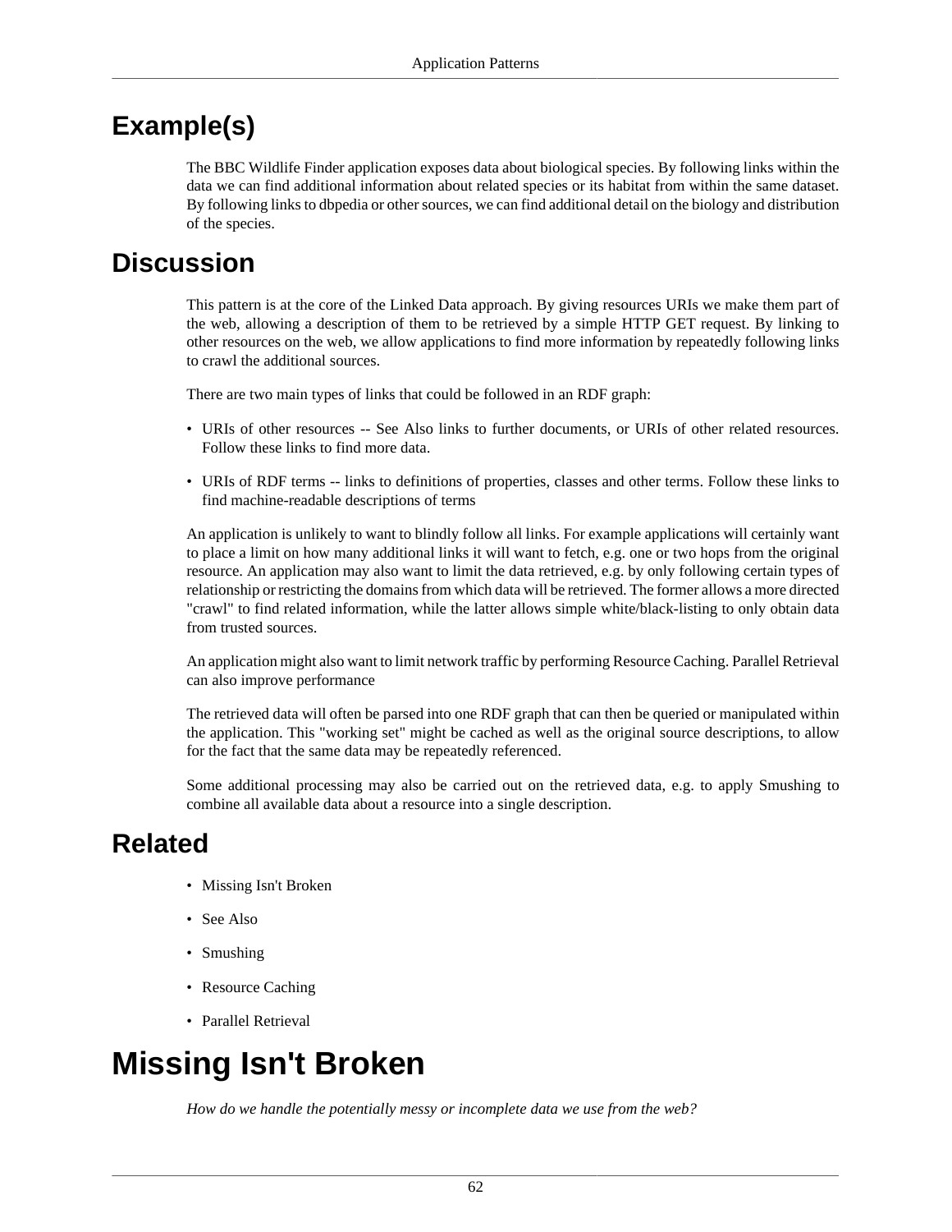## Example(s)

The BBC Wildlife Finder application exposes data about biological species. By following links within the data we can find additional information about related species or its habitat from within the same dataset. By following links to dbpedia or other sources, we can find additional detail on the biology and distribution of the species.

## Discussion

This pattern is at the core of the Linked Data approach. By giving resources URIs we make them part of the web, allowing a description of them to be retrieved by a simple HTTP GET request. By linking to other resources on the web, we allow applications to find more information by repeatedly following links to crawl the additional sources.

There are two main types of links that could be followed in an RDF graph:

- URIs of other resources -- See Also links to further documents, or URIs of other related resources. Follow these links to find more data.
- URIs of RDF terms -- links to definitions of properties, classes and other terms. Follow these links to find machine-readable descriptions of terms

An application is unlikely to want to blindly follow all links. For example applications will certainly want to place a limit on how many additional links it will want to fetch, e.g. one or two hops from the original resource. An application may also want to limit the data retrieved, e.g. by only following certain types of relationship or restricting the domains from which data will be retrieved. The former allows a more directed "crawl" to find related information, while the latter allows simple white/black-listing to only obtain data from trusted sources.

An application might also want to limit network traffic by performing Resource Caching. Parallel Retrieval can also improve performance

The retrieved data will often be parsed into one RDF graph that can then be queried or manipulated within the application. This "working set" might be cached as well as the original source descriptions, to allow for the fact that the same data may be repeatedly referenced.

Some additional processing may also be carried out on the retrieved data, e.g. to apply Smushing to combine all available data about a resource into a single description.

## Related

- Missing Isn't Broken
- See Also
- Smushing
- Resource Caching
- Parallel Retrieval

# Missing Isn't Broken

*How do we handle the potentially messy or incomplete data we use from the web?*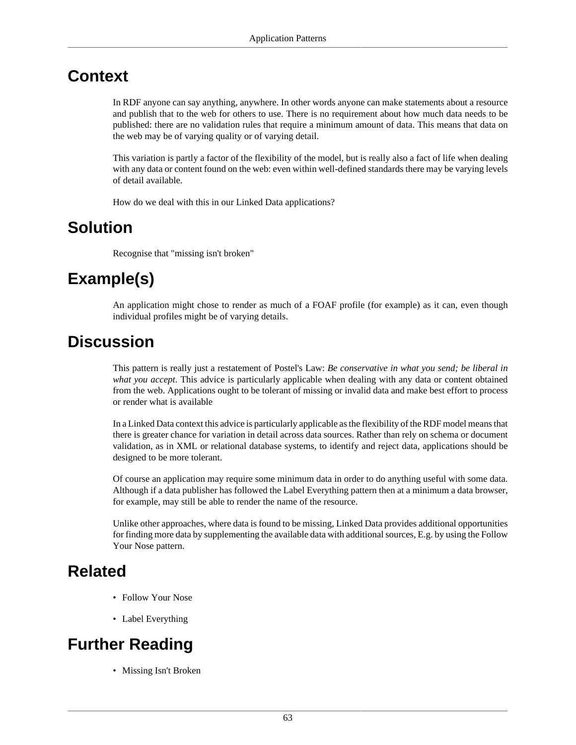## Context

In RDF anyone can say anything, anywhere. In other words anyone can make statements about a resource and publish that to the web for others to use. There is no requirement about how much data needs to be published: there are no validation rules that require a minimum amount of data. This means that data on the web may be of varying quality or of varying detail.

This variation is partly a factor of the flexibility of the model, but is really also a fact of life when dealing with any data or content found on the web: even within well-defined standards there may be varying levels of detail available.

How do we deal with this in our Linked Data applications?

## Solution

Recognise that "missing isn't broken"

## Example(s)

An application might chose to render as much of a FOAF profile (for example) as it can, even though individual profiles might be of varying details.

## Discussion

This pattern is really just a restatement of Postel's Law: *Be conservative in what you send; be liberal in what you accept*. This advice is particularly applicable when dealing with any data or content obtained from the web. Applications ought to be tolerant of missing or invalid data and make best effort to process or render what is available

In a Linked Data context this advice is particularly applicable as the flexibility of the RDF model means that there is greater chance for variation in detail across data sources. Rather than rely on schema or document validation, as in XML or relational database systems, to identify and reject data, applications should be designed to be more tolerant.

Of course an application may require some minimum data in order to do anything useful with some data. Although if a data publisher has followed the Label Everything pattern then at a minimum a data browser, for example, may still be able to render the name of the resource.

Unlike other approaches, where data is found to be missing, Linked Data provides additional opportunities for finding more data by supplementing the available data with additional sources, E.g. by using the Follow Your Nose pattern.

## Related

- Follow Your Nose
- Label Everything

## Further Reading

- Missing Isn't Broken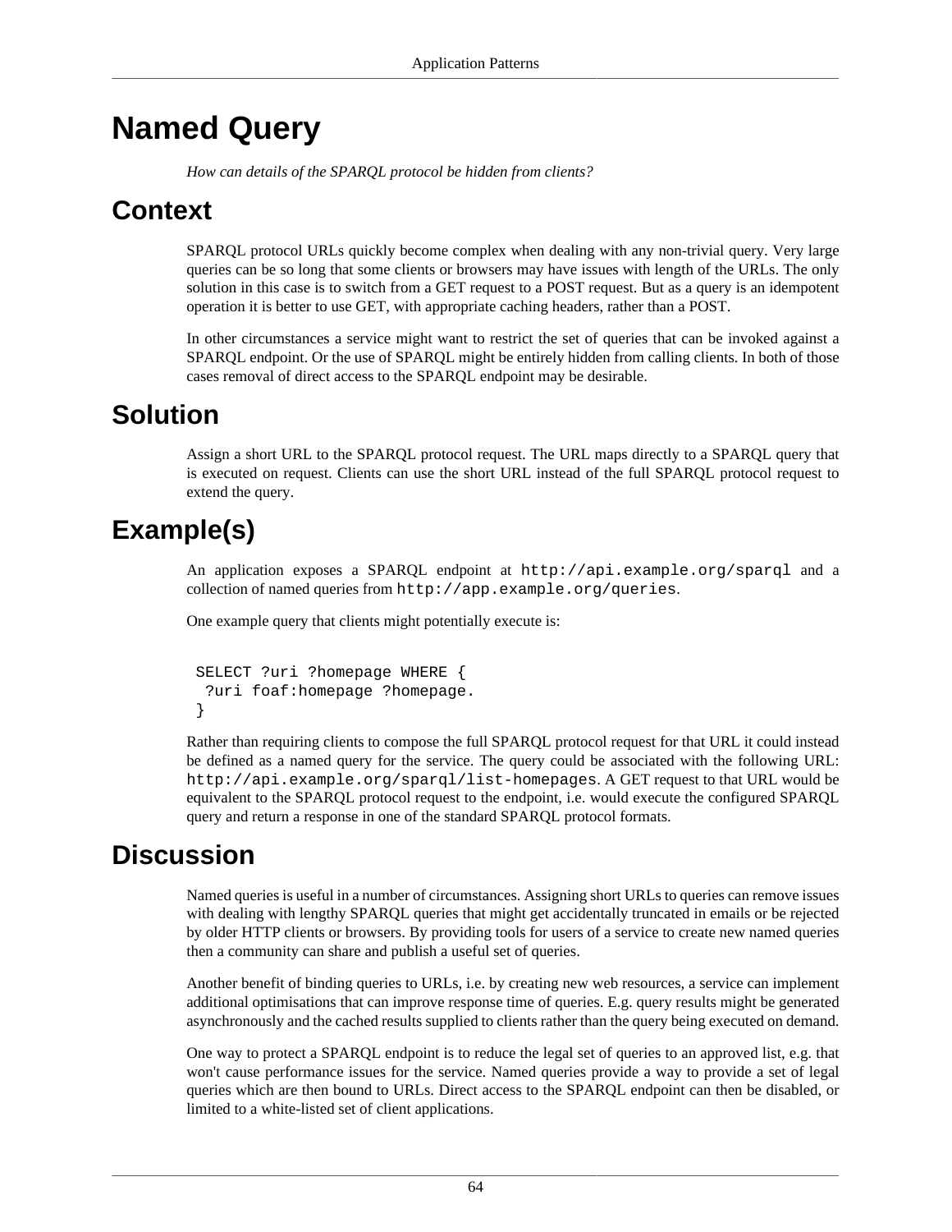# Named Query

*How can details of the SPARQL protocol be hidden from clients?*

## Context

SPARQL protocol URLs quickly become complex when dealing with any non-trivial query. Very large queries can be so long that some clients or browsers may have issues with length of the URLs. The only solution in this case is to switch from a GET request to a POST request. But as a query is an idempotent operation it is better to use GET, with appropriate caching headers, rather than a POST.

In other circumstances a service might want to restrict the set of queries that can be invoked against a SPARQL endpoint. Or the use of SPARQL might be entirely hidden from calling clients. In both of those cases removal of direct access to the SPARQL endpoint may be desirable.

## Solution

Assign a short URL to the SPARQL protocol request. The URL maps directly to a SPARQL query that is executed on request. Clients can use the short URL instead of the full SPARQL protocol request to extend the query.

## Example(s)

An application exposes a SPARQL endpoint at `http://api.example.org/sparql` and a collection of named queries from `http://app.example.org/queries`.

One example query that clients might potentially execute is:

```
SELECT ?uri ?homepage WHERE {
 ?uri foaf:homepage ?homepage.
}
```

Rather than requiring clients to compose the full SPARQL protocol request for that URL it could instead be defined as a named query for the service. The query could be associated with the following URL: `http://api.example.org/sparql/list-homepages`. A GET request to that URL would be equivalent to the SPARQL protocol request to the endpoint, i.e. would execute the configured SPARQL query and return a response in one of the standard SPARQL protocol formats.

## Discussion

Named queries is useful in a number of circumstances. Assigning short URLs to queries can remove issues with dealing with lengthy SPARQL queries that might get accidentally truncated in emails or be rejected by older HTTP clients or browsers. By providing tools for users of a service to create new named queries then a community can share and publish a useful set of queries.

Another benefit of binding queries to URLs, i.e. by creating new web resources, a service can implement additional optimisations that can improve response time of queries. E.g. query results might be generated asynchronously and the cached results supplied to clients rather than the query being executed on demand.

One way to protect a SPARQL endpoint is to reduce the legal set of queries to an approved list, e.g. that won't cause performance issues for the service. Named queries provide a way to provide a set of legal queries which are then bound to URLs. Direct access to the SPARQL endpoint can then be disabled, or limited to a white-listed set of client applications.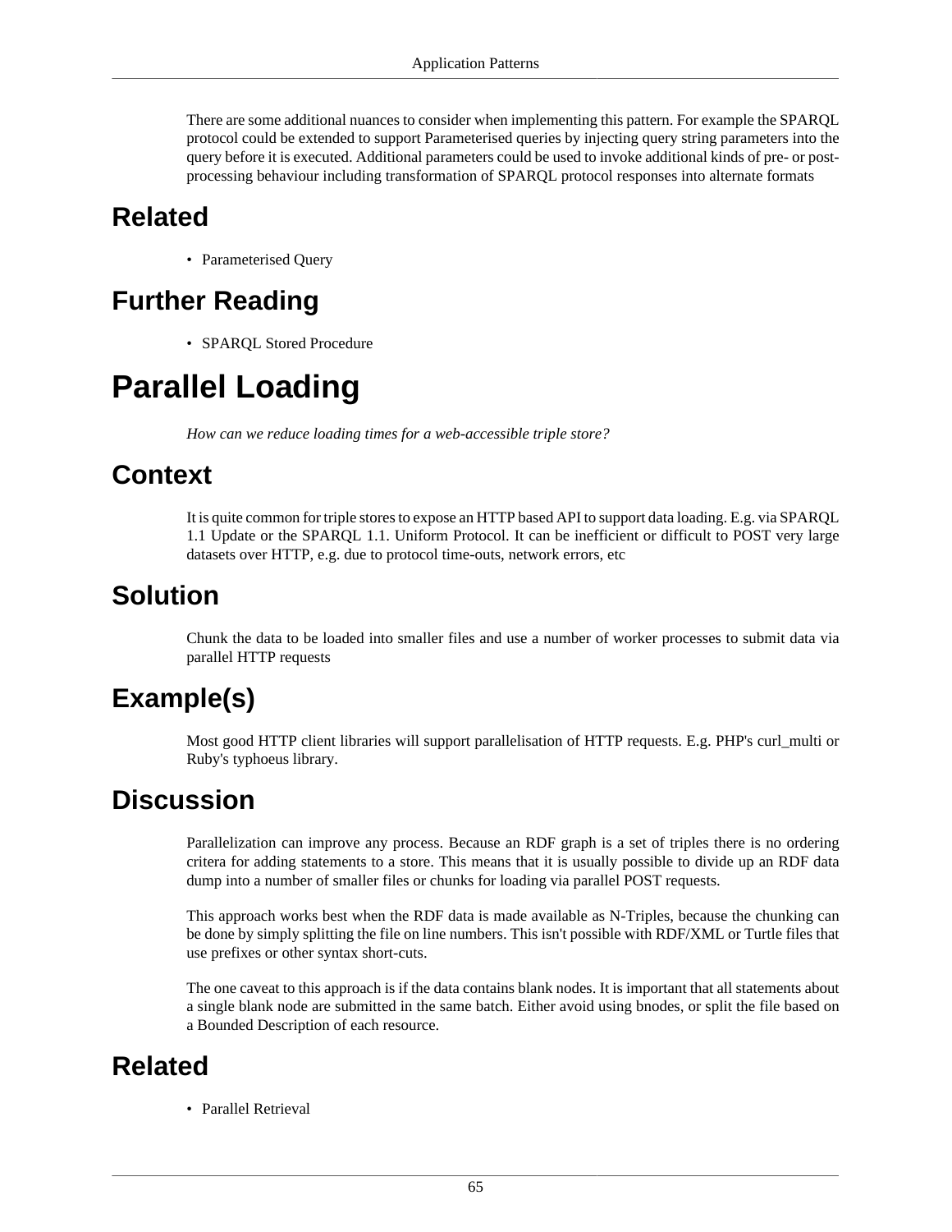There are some additional nuances to consider when implementing this pattern. For example the SPARQL protocol could be extended to support Parameterised queries by injecting query string parameters into the query before it is executed. Additional parameters could be used to invoke additional kinds of pre- or post-processing behaviour including transformation of SPARQL protocol responses into alternate formats

## Related

- Parameterised Query

## Further Reading

- SPARQL Stored Procedure

# Parallel Loading

*How can we reduce loading times for a web-accessible triple store?*

## Context

It is quite common for triple stores to expose an HTTP based API to support data loading. E.g. via SPARQL 1.1 Update or the SPARQL 1.1. Uniform Protocol. It can be inefficient or difficult to POST very large datasets over HTTP, e.g. due to protocol time-outs, network errors, etc

## Solution

Chunk the data to be loaded into smaller files and use a number of worker processes to submit data via parallel HTTP requests

## Example(s)

Most good HTTP client libraries will support parallelisation of HTTP requests. E.g. PHP's curl_multi or Ruby's typhoeus library.

## Discussion

Parallelization can improve any process. Because an RDF graph is a set of triples there is no ordering critera for adding statements to a store. This means that it is usually possible to divide up an RDF data dump into a number of smaller files or chunks for loading via parallel POST requests.

This approach works best when the RDF data is made available as N-Triples, because the chunking can be done by simply splitting the file on line numbers. This isn't possible with RDF/XML or Turtle files that use prefixes or other syntax short-cuts.

The one caveat to this approach is if the data contains blank nodes. It is important that all statements about a single blank node are submitted in the same batch. Either avoid using bnodes, or split the file based on a Bounded Description of each resource.

## Related

- Parallel Retrieval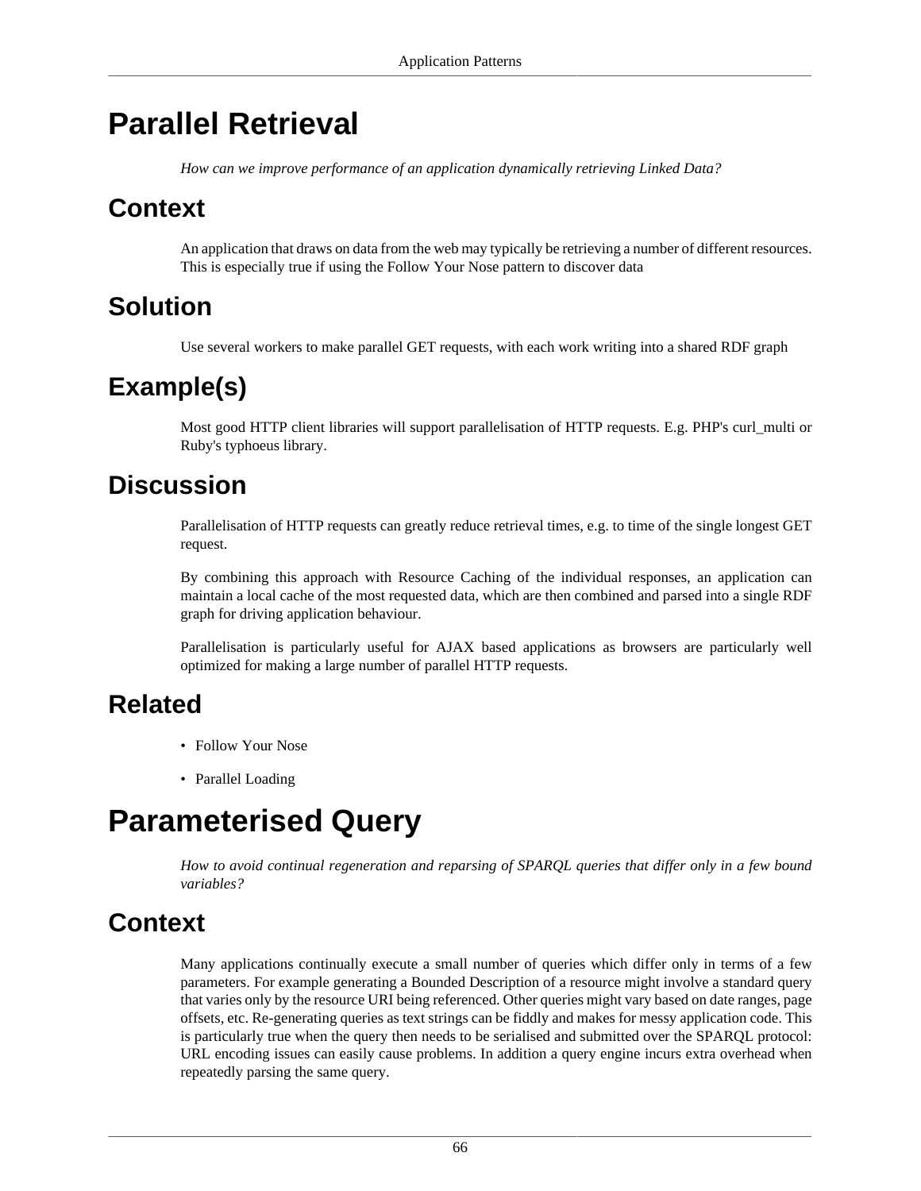# Parallel Retrieval

*How can we improve performance of an application dynamically retrieving Linked Data?*

## Context

An application that draws on data from the web may typically be retrieving a number of different resources. This is especially true if using the Follow Your Nose pattern to discover data

## Solution

Use several workers to make parallel GET requests, with each work writing into a shared RDF graph

## Example(s)

Most good HTTP client libraries will support parallelisation of HTTP requests. E.g. PHP's curl_multi or Ruby's typhoeus library.

## Discussion

Parallelisation of HTTP requests can greatly reduce retrieval times, e.g. to time of the single longest GET request.

By combining this approach with Resource Caching of the individual responses, an application can maintain a local cache of the most requested data, which are then combined and parsed into a single RDF graph for driving application behaviour.

Parallelisation is particularly useful for AJAX based applications as browsers are particularly well optimized for making a large number of parallel HTTP requests.

## Related

- Follow Your Nose
- Parallel Loading

# Parameterised Query

*How to avoid continual regeneration and reparsing of SPARQL queries that differ only in a few bound variables?*

## Context

Many applications continually execute a small number of queries which differ only in terms of a few parameters. For example generating a Bounded Description of a resource might involve a standard query that varies only by the resource URI being referenced. Other queries might vary based on date ranges, page offsets, etc. Re-generating queries as text strings can be fiddly and makes for messy application code. This is particularly true when the query then needs to be serialised and submitted over the SPARQL protocol: URL encoding issues can easily cause problems. In addition a query engine incurs extra overhead when repeatedly parsing the same query.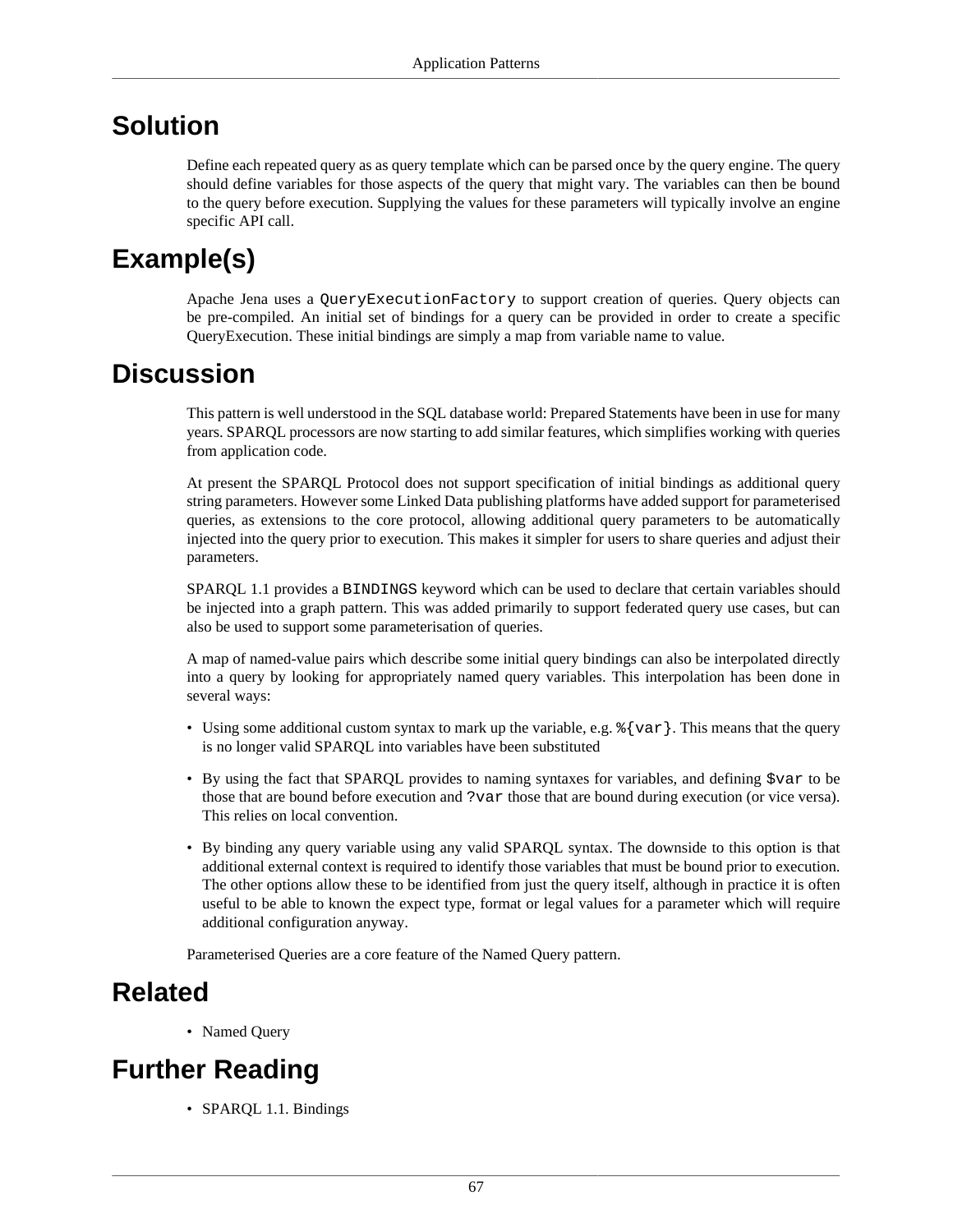## Solution

Define each repeated query as as query template which can be parsed once by the query engine. The query should define variables for those aspects of the query that might vary. The variables can then be bound to the query before execution. Supplying the values for these parameters will typically involve an engine specific API call.

## Example(s)

Apache Jena uses a `QueryExecutionFactory` to support creation of queries. Query objects can be pre-compiled. An initial set of bindings for a query can be provided in order to create a specific QueryExecution. These initial bindings are simply a map from variable name to value.

## Discussion

This pattern is well understood in the SQL database world: Prepared Statements have been in use for many years. SPARQL processors are now starting to add similar features, which simplifies working with queries from application code.

At present the SPARQL Protocol does not support specification of initial bindings as additional query string parameters. However some Linked Data publishing platforms have added support for parameterised queries, as extensions to the core protocol, allowing additional query parameters to be automatically injected into the query prior to execution. This makes it simpler for users to share queries and adjust their parameters.

SPARQL 1.1 provides a `BINDINGS` keyword which can be used to declare that certain variables should be injected into a graph pattern. This was added primarily to support federated query use cases, but can also be used to support some parameterisation of queries.

A map of named-value pairs which describe some initial query bindings can also be interpolated directly into a query by looking for appropriately named query variables. This interpolation has been done in several ways:

- Using some additional custom syntax to mark up the variable, e.g. `%{var}`. This means that the query is no longer valid SPARQL into variables have been substituted
- By using the fact that SPARQL provides to naming syntaxes for variables, and defining `$var` to be those that are bound before execution and `?var` those that are bound during execution (or vice versa). This relies on local convention.
- By binding any query variable using any valid SPARQL syntax. The downside to this option is that additional external context is required to identify those variables that must be bound prior to execution. The other options allow these to be identified from just the query itself, although in practice it is often useful to be able to known the expect type, format or legal values for a parameter which will require additional configuration anyway.

Parameterised Queries are a core feature of the Named Query pattern.

## Related

- Named Query

## Further Reading

- SPARQL 1.1. Bindings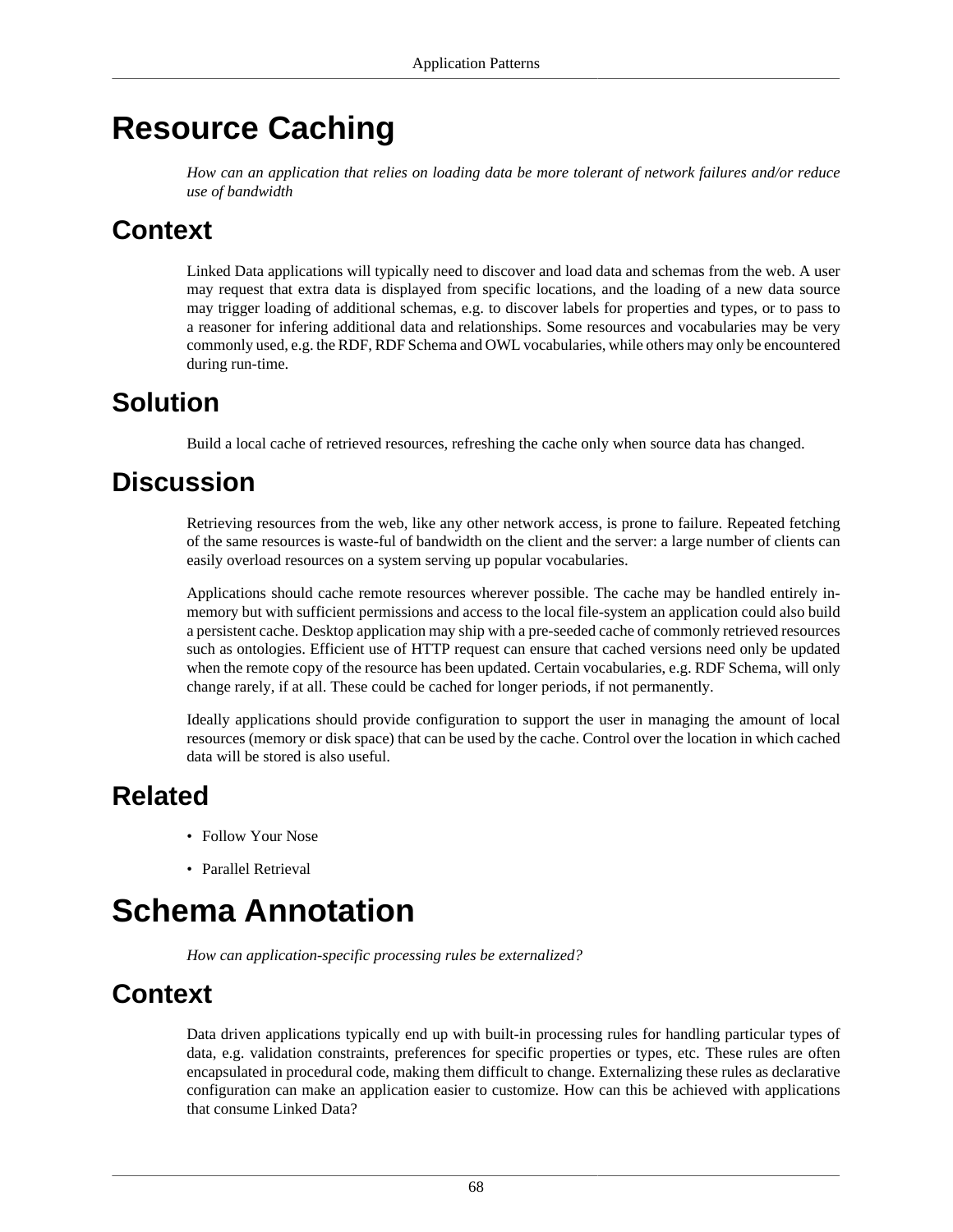# Resource Caching

*How can an application that relies on loading data be more tolerant of network failures and/or reduce use of bandwidth*

## Context

Linked Data applications will typically need to discover and load data and schemas from the web. A user may request that extra data is displayed from specific locations, and the loading of a new data source may trigger loading of additional schemas, e.g. to discover labels for properties and types, or to pass to a reasoner for infering additional data and relationships. Some resources and vocabularies may be very commonly used, e.g. the RDF, RDF Schema and OWL vocabularies, while others may only be encountered during run-time.

## Solution

Build a local cache of retrieved resources, refreshing the cache only when source data has changed.

## Discussion

Retrieving resources from the web, like any other network access, is prone to failure. Repeated fetching of the same resources is waste-ful of bandwidth on the client and the server: a large number of clients can easily overload resources on a system serving up popular vocabularies.

Applications should cache remote resources wherever possible. The cache may be handled entirely in-memory but with sufficient permissions and access to the local file-system an application could also build a persistent cache. Desktop application may ship with a pre-seeded cache of commonly retrieved resources such as ontologies. Efficient use of HTTP request can ensure that cached versions need only be updated when the remote copy of the resource has been updated. Certain vocabularies, e.g. RDF Schema, will only change rarely, if at all. These could be cached for longer periods, if not permanently.

Ideally applications should provide configuration to support the user in managing the amount of local resources (memory or disk space) that can be used by the cache. Control over the location in which cached data will be stored is also useful.

## Related

- Follow Your Nose
- Parallel Retrieval

# Schema Annotation

*How can application-specific processing rules be externalized?*

## Context

Data driven applications typically end up with built-in processing rules for handling particular types of data, e.g. validation constraints, preferences for specific properties or types, etc. These rules are often encapsulated in procedural code, making them difficult to change. Externalizing these rules as declarative configuration can make an application easier to customize. How can this be achieved with applications that consume Linked Data?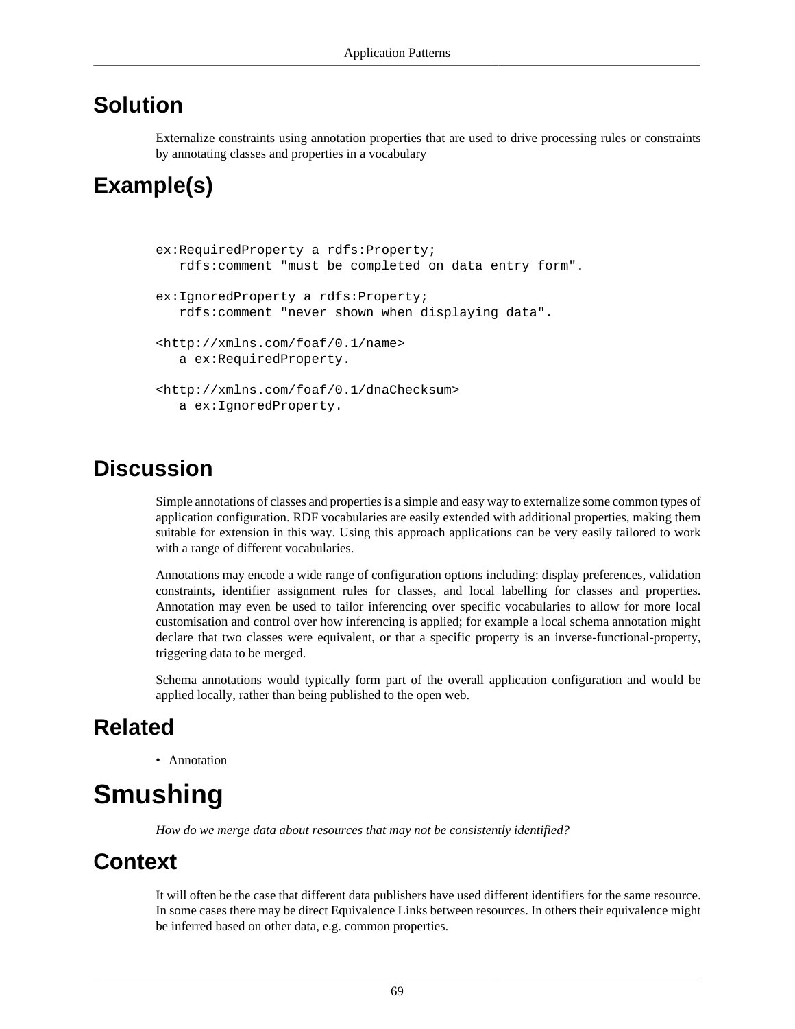## Solution

Externalize constraints using annotation properties that are used to drive processing rules or constraints by annotating classes and properties in a vocabulary

## Example(s)

```
ex:RequiredProperty a rdfs:Property;
   rdfs:comment "must be completed on data entry form".

ex:IgnoredProperty a rdfs:Property;
   rdfs:comment "never shown when displaying data".

<http://xmlns.com/foaf/0.1/name>
   a ex:RequiredProperty.

<http://xmlns.com/foaf/0.1/dnaChecksum>
   a ex:IgnoredProperty.
```

## Discussion

Simple annotations of classes and properties is a simple and easy way to externalize some common types of application configuration. RDF vocabularies are easily extended with additional properties, making them suitable for extension in this way. Using this approach applications can be very easily tailored to work with a range of different vocabularies.

Annotations may encode a wide range of configuration options including: display preferences, validation constraints, identifier assignment rules for classes, and local labelling for classes and properties. Annotation may even be used to tailor inferencing over specific vocabularies to allow for more local customisation and control over how inferencing is applied; for example a local schema annotation might declare that two classes were equivalent, or that a specific property is an inverse-functional-property, triggering data to be merged.

Schema annotations would typically form part of the overall application configuration and would be applied locally, rather than being published to the open web.

## Related

- Annotation

# Smushing

*How do we merge data about resources that may not be consistently identified?*

## Context

It will often be the case that different data publishers have used different identifiers for the same resource. In some cases there may be direct Equivalence Links between resources. In others their equivalence might be inferred based on other data, e.g. common properties.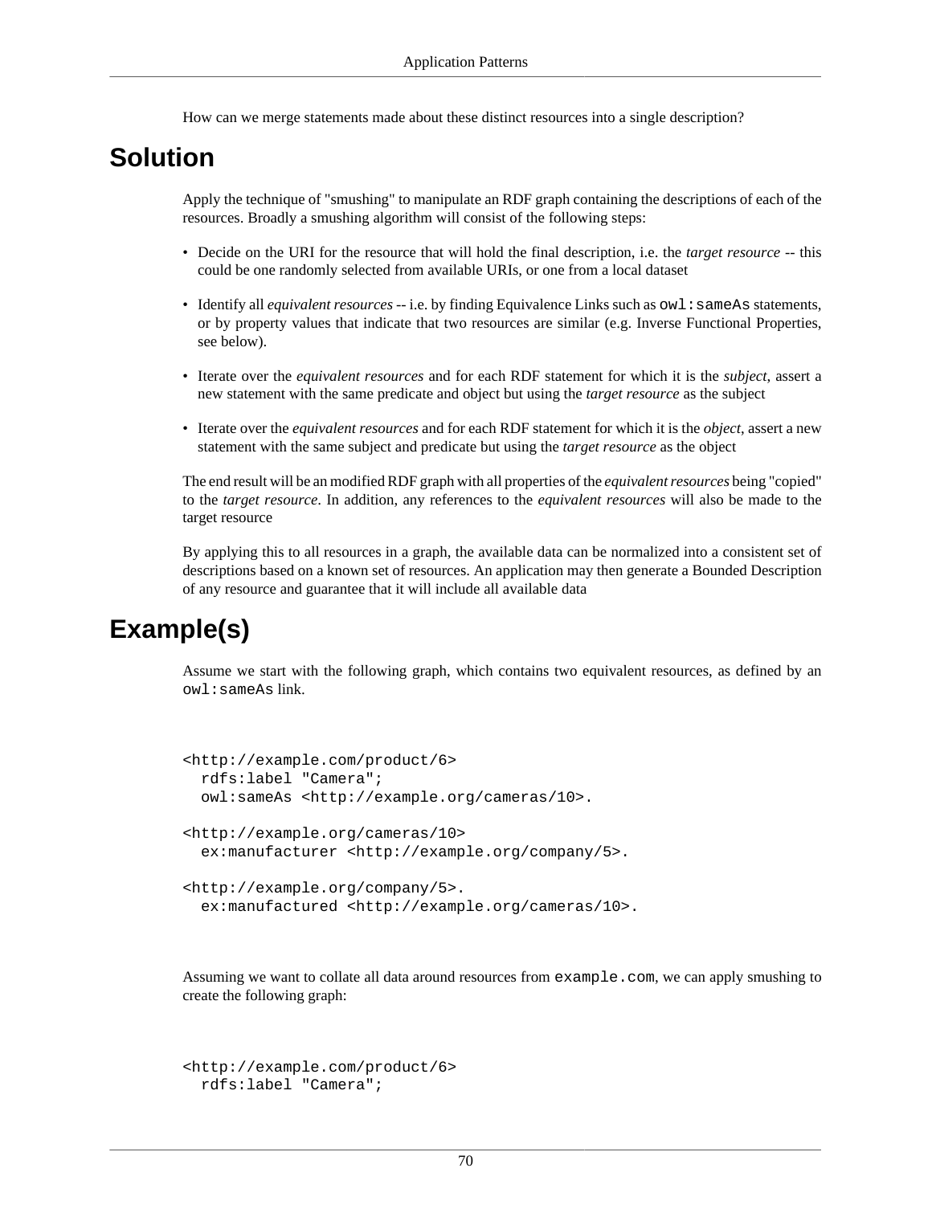How can we merge statements made about these distinct resources into a single description?

# Solution

Apply the technique of "smushing" to manipulate an RDF graph containing the descriptions of each of the resources. Broadly a smushing algorithm will consist of the following steps:

- Decide on the URI for the resource that will hold the final description, i.e. the *target resource* -- this could be one randomly selected from available URIs, or one from a local dataset
- Identify all *equivalent resources* -- i.e. by finding Equivalence Links such as `owl:sameAs` statements, or by property values that indicate that two resources are similar (e.g. Inverse Functional Properties, see below).
- Iterate over the *equivalent resources* and for each RDF statement for which it is the *subject*, assert a new statement with the same predicate and object but using the *target resource* as the subject
- Iterate over the *equivalent resources* and for each RDF statement for which it is the *object*, assert a new statement with the same subject and predicate but using the *target resource* as the object

The end result will be an modified RDF graph with all properties of the *equivalent resources* being "copied" to the *target resource*. In addition, any references to the *equivalent resources* will also be made to the target resource

By applying this to all resources in a graph, the available data can be normalized into a consistent set of descriptions based on a known set of resources. An application may then generate a Bounded Description of any resource and guarantee that it will include all available data

# Example(s)

Assume we start with the following graph, which contains two equivalent resources, as defined by an `owl:sameAs` link.

```
<http://example.com/product/6>
  rdfs:label "Camera";
  owl:sameAs <http://example.org/cameras/10>.

<http://example.org/cameras/10>
  ex:manufacturer <http://example.org/company/5>.

<http://example.org/company/5>.
  ex:manufactured <http://example.org/cameras/10>.
```

Assuming we want to collate all data around resources from `example.com`, we can apply smushing to create the following graph:

```
<http://example.com/product/6>
  rdfs:label "Camera";
```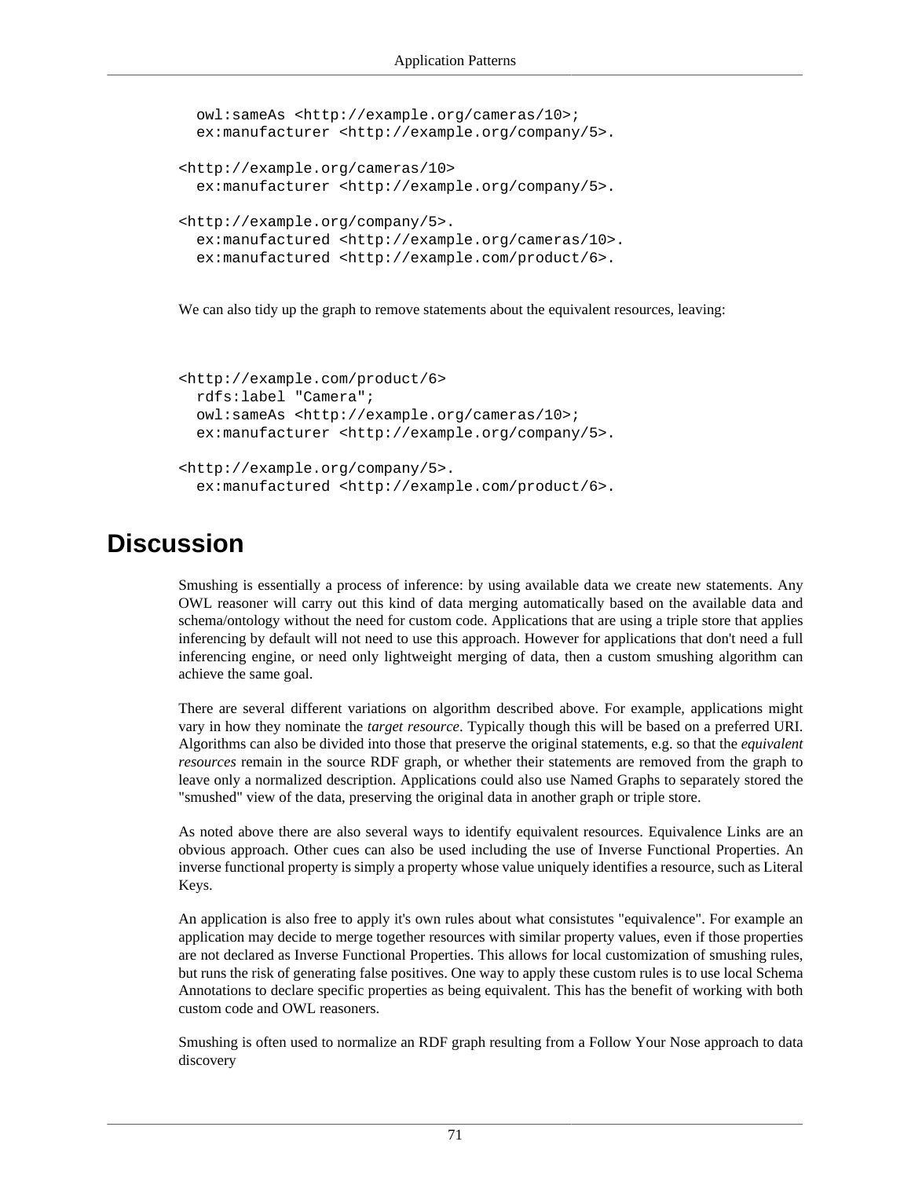```
  owl:sameAs <http://example.org/cameras/10>;
  ex:manufacturer <http://example.org/company/5>.

<http://example.org/cameras/10>
  ex:manufacturer <http://example.org/company/5>.

<http://example.org/company/5>.
  ex:manufactured <http://example.org/cameras/10>.
  ex:manufactured <http://example.com/product/6>.
```

We can also tidy up the graph to remove statements about the equivalent resources, leaving:

```
<http://example.com/product/6>
  rdfs:label "Camera";
  owl:sameAs <http://example.org/cameras/10>;
  ex:manufacturer <http://example.org/company/5>.

<http://example.org/company/5>.
  ex:manufactured <http://example.com/product/6>.
```

## Discussion

Smushing is essentially a process of inference: by using available data we create new statements. Any OWL reasoner will carry out this kind of data merging automatically based on the available data and schema/ontology without the need for custom code. Applications that are using a triple store that applies inferencing by default will not need to use this approach. However for applications that don't need a full inferencing engine, or need only lightweight merging of data, then a custom smushing algorithm can achieve the same goal.

There are several different variations on algorithm described above. For example, applications might vary in how they nominate the *target resource*. Typically though this will be based on a preferred URI. Algorithms can also be divided into those that preserve the original statements, e.g. so that the *equivalent resources* remain in the source RDF graph, or whether their statements are removed from the graph to leave only a normalized description. Applications could also use Named Graphs to separately stored the "smushed" view of the data, preserving the original data in another graph or triple store.

As noted above there are also several ways to identify equivalent resources. Equivalence Links are an obvious approach. Other cues can also be used including the use of Inverse Functional Properties. An inverse functional property is simply a property whose value uniquely identifies a resource, such as Literal Keys.

An application is also free to apply it's own rules about what consistutes "equivalence". For example an application may decide to merge together resources with similar property values, even if those properties are not declared as Inverse Functional Properties. This allows for local customization of smushing rules, but runs the risk of generating false positives. One way to apply these custom rules is to use local Schema Annotations to declare specific properties as being equivalent. This has the benefit of working with both custom code and OWL reasoners.

Smushing is often used to normalize an RDF graph resulting from a Follow Your Nose approach to data discovery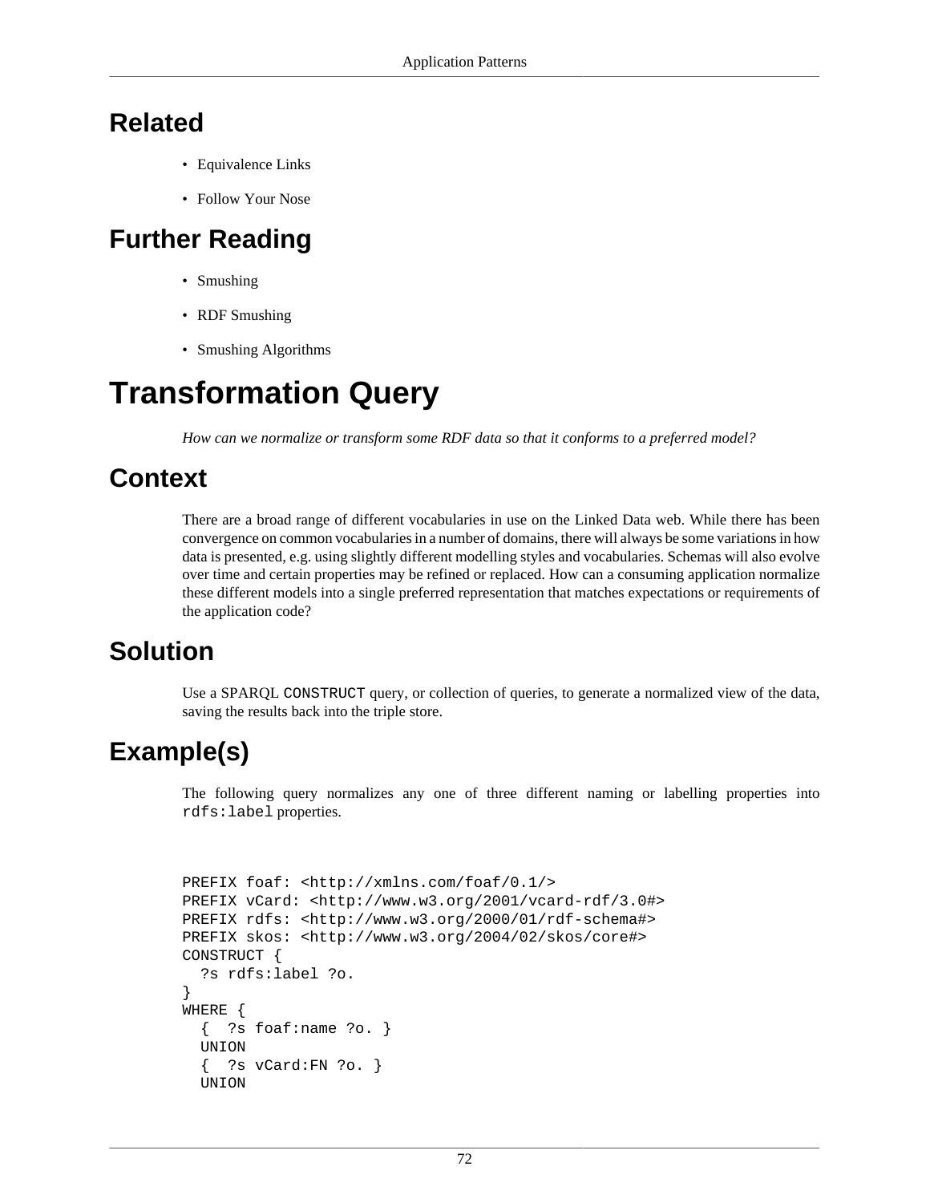## Related

- Equivalence Links
- Follow Your Nose

## Further Reading

- Smushing
- RDF Smushing
- Smushing Algorithms

# Transformation Query

*How can we normalize or transform some RDF data so that it conforms to a preferred model?*

## Context

There are a broad range of different vocabularies in use on the Linked Data web. While there has been convergence on common vocabularies in a number of domains, there will always be some variations in how data is presented, e.g. using slightly different modelling styles and vocabularies. Schemas will also evolve over time and certain properties may be refined or replaced. How can a consuming application normalize these different models into a single preferred representation that matches expectations or requirements of the application code?

## Solution

Use a SPARQL `CONSTRUCT` query, or collection of queries, to generate a normalized view of the data, saving the results back into the triple store.

## Example(s)

The following query normalizes any one of three different naming or labelling properties into `rdfs:label` properties.

```
PREFIX foaf: <http://xmlns.com/foaf/0.1/>
PREFIX vCard: <http://www.w3.org/2001/vcard-rdf/3.0#>
PREFIX rdfs: <http://www.w3.org/2000/01/rdf-schema#>
PREFIX skos: <http://www.w3.org/2004/02/skos/core#>
CONSTRUCT {
  ?s rdfs:label ?o.
}
WHERE {
  {  ?s foaf:name ?o. }
  UNION
  {  ?s vCard:FN ?o. }
  UNION
```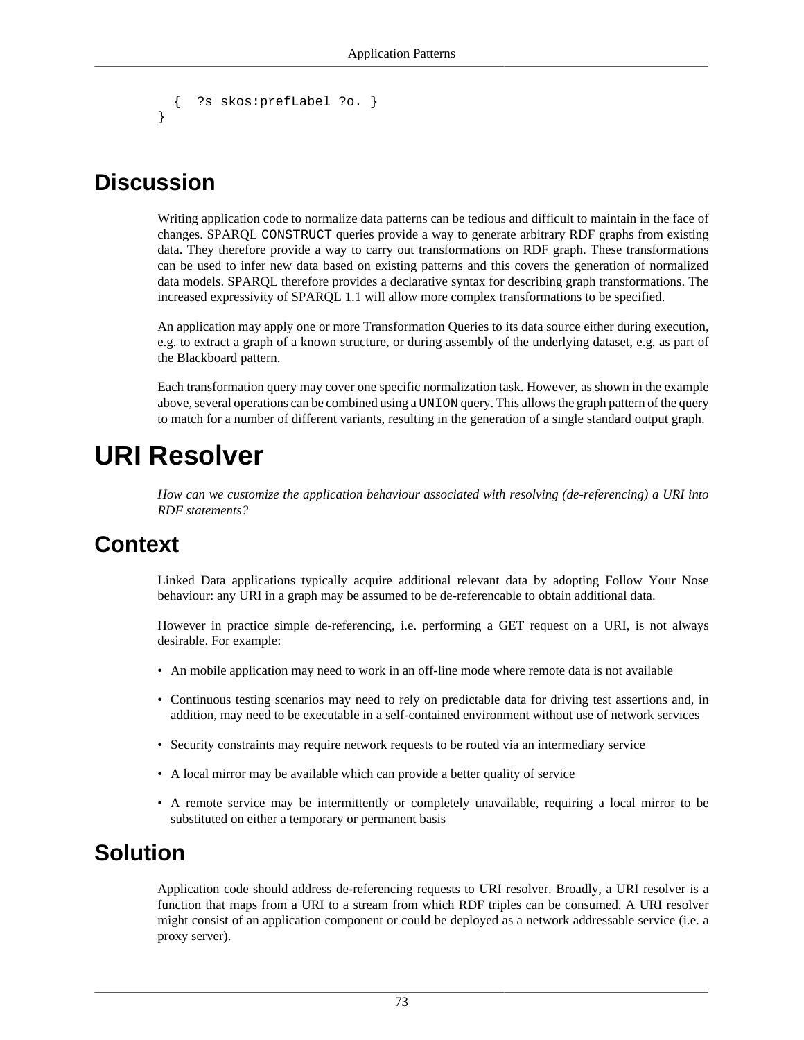```
  {  ?s skos:prefLabel ?o. }
}
```

## Discussion

Writing application code to normalize data patterns can be tedious and difficult to maintain in the face of changes. SPARQL `CONSTRUCT` queries provide a way to generate arbitrary RDF graphs from existing data. They therefore provide a way to carry out transformations on RDF graph. These transformations can be used to infer new data based on existing patterns and this covers the generation of normalized data models. SPARQL therefore provides a declarative syntax for describing graph transformations. The increased expressivity of SPARQL 1.1 will allow more complex transformations to be specified.

An application may apply one or more Transformation Queries to its data source either during execution, e.g. to extract a graph of a known structure, or during assembly of the underlying dataset, e.g. as part of the Blackboard pattern.

Each transformation query may cover one specific normalization task. However, as shown in the example above, several operations can be combined using a `UNION` query. This allows the graph pattern of the query to match for a number of different variants, resulting in the generation of a single standard output graph.

# URI Resolver

*How can we customize the application behaviour associated with resolving (de-referencing) a URI into RDF statements?*

## Context

Linked Data applications typically acquire additional relevant data by adopting Follow Your Nose behaviour: any URI in a graph may be assumed to be de-referencable to obtain additional data.

However in practice simple de-referencing, i.e. performing a GET request on a URI, is not always desirable. For example:

- An mobile application may need to work in an off-line mode where remote data is not available
- Continuous testing scenarios may need to rely on predictable data for driving test assertions and, in addition, may need to be executable in a self-contained environment without use of network services
- Security constraints may require network requests to be routed via an intermediary service
- A local mirror may be available which can provide a better quality of service
- A remote service may be intermittently or completely unavailable, requiring a local mirror to be substituted on either a temporary or permanent basis

## Solution

Application code should address de-referencing requests to URI resolver. Broadly, a URI resolver is a function that maps from a URI to a stream from which RDF triples can be consumed. A URI resolver might consist of an application component or could be deployed as a network addressable service (i.e. a proxy server).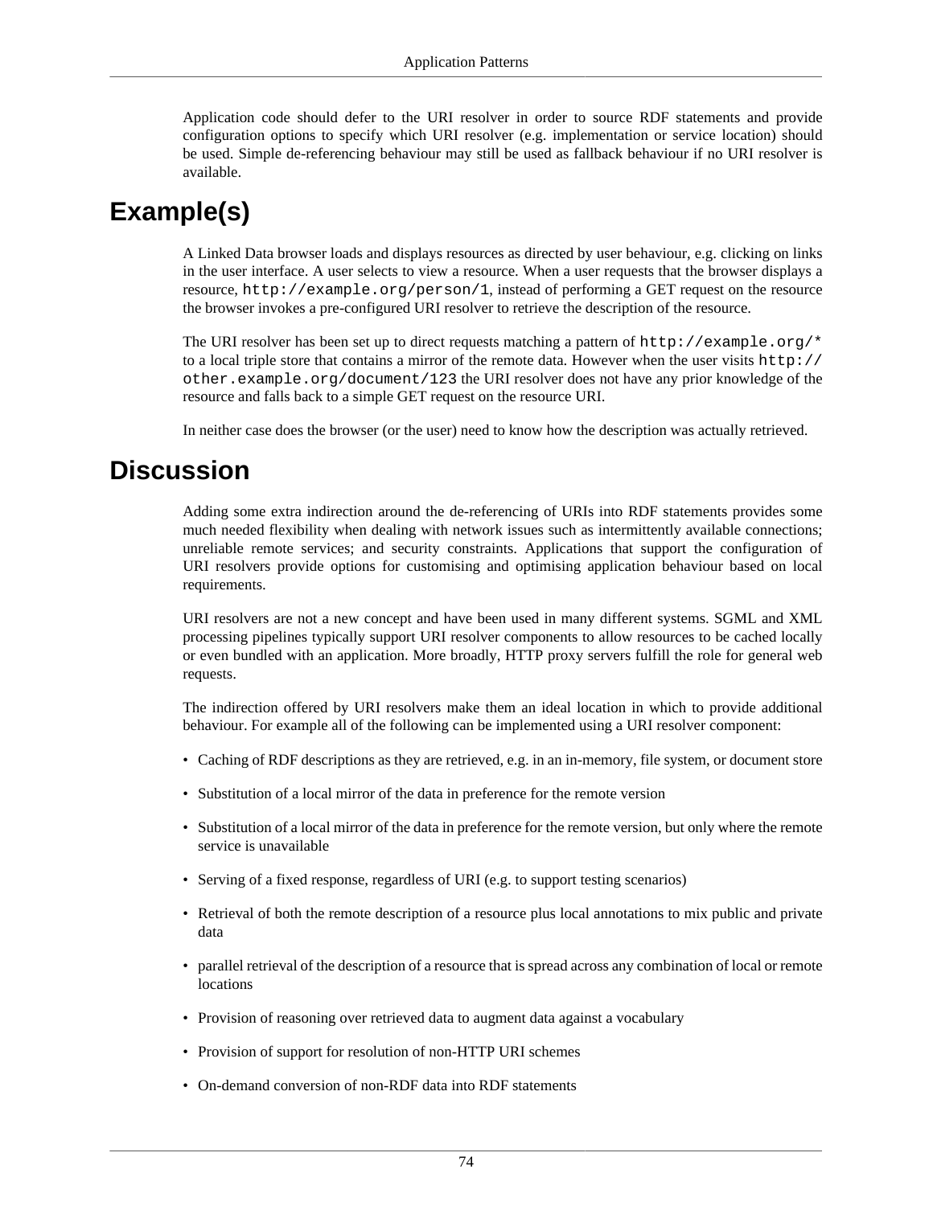Application code should defer to the URI resolver in order to source RDF statements and provide configuration options to specify which URI resolver (e.g. implementation or service location) should be used. Simple de-referencing behaviour may still be used as fallback behaviour if no URI resolver is available.

# Example(s)

A Linked Data browser loads and displays resources as directed by user behaviour, e.g. clicking on links in the user interface. A user selects to view a resource. When a user requests that the browser displays a resource, `http://example.org/person/1`, instead of performing a GET request on the resource the browser invokes a pre-configured URI resolver to retrieve the description of the resource.

The URI resolver has been set up to direct requests matching a pattern of `http://example.org/*` to a local triple store that contains a mirror of the remote data. However when the user visits `http://other.example.org/document/123` the URI resolver does not have any prior knowledge of the resource and falls back to a simple GET request on the resource URI.

In neither case does the browser (or the user) need to know how the description was actually retrieved.

# Discussion

Adding some extra indirection around the de-referencing of URIs into RDF statements provides some much needed flexibility when dealing with network issues such as intermittently available connections; unreliable remote services; and security constraints. Applications that support the configuration of URI resolvers provide options for customising and optimising application behaviour based on local requirements.

URI resolvers are not a new concept and have been used in many different systems. SGML and XML processing pipelines typically support URI resolver components to allow resources to be cached locally or even bundled with an application. More broadly, HTTP proxy servers fulfill the role for general web requests.

The indirection offered by URI resolvers make them an ideal location in which to provide additional behaviour. For example all of the following can be implemented using a URI resolver component:

- Caching of RDF descriptions as they are retrieved, e.g. in an in-memory, file system, or document store
- Substitution of a local mirror of the data in preference for the remote version
- Substitution of a local mirror of the data in preference for the remote version, but only where the remote service is unavailable
- Serving of a fixed response, regardless of URI (e.g. to support testing scenarios)
- Retrieval of both the remote description of a resource plus local annotations to mix public and private data
- parallel retrieval of the description of a resource that is spread across any combination of local or remote locations
- Provision of reasoning over retrieved data to augment data against a vocabulary
- Provision of support for resolution of non-HTTP URI schemes
- On-demand conversion of non-RDF data into RDF statements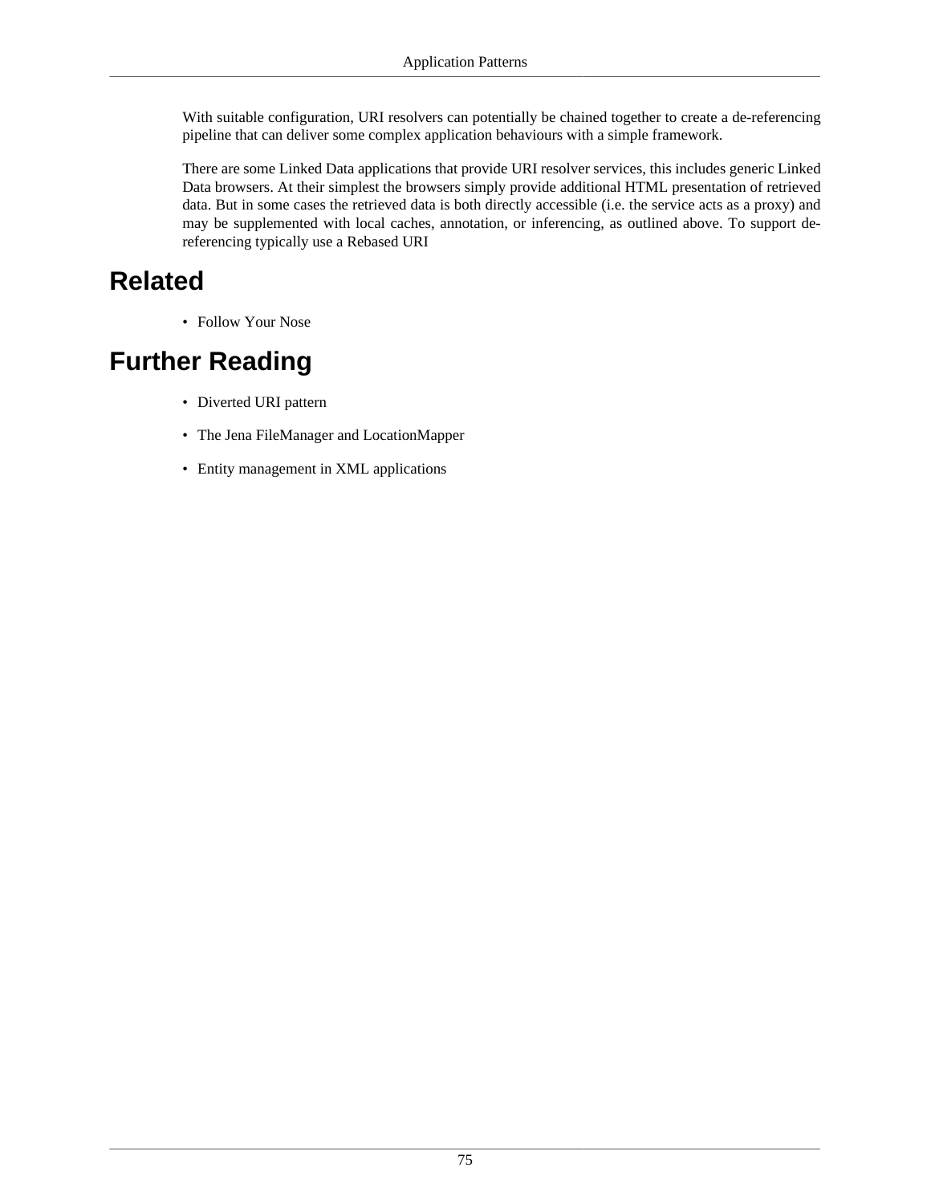With suitable configuration, URI resolvers can potentially be chained together to create a de-referencing pipeline that can deliver some complex application behaviours with a simple framework.

There are some Linked Data applications that provide URI resolver services, this includes generic Linked Data browsers. At their simplest the browsers simply provide additional HTML presentation of retrieved data. But in some cases the retrieved data is both directly accessible (i.e. the service acts as a proxy) and may be supplemented with local caches, annotation, or inferencing, as outlined above. To support de-referencing typically use a Rebased URI

# Related

- Follow Your Nose

# Further Reading

- Diverted URI pattern
- The Jena FileManager and LocationMapper
- Entity management in XML applications